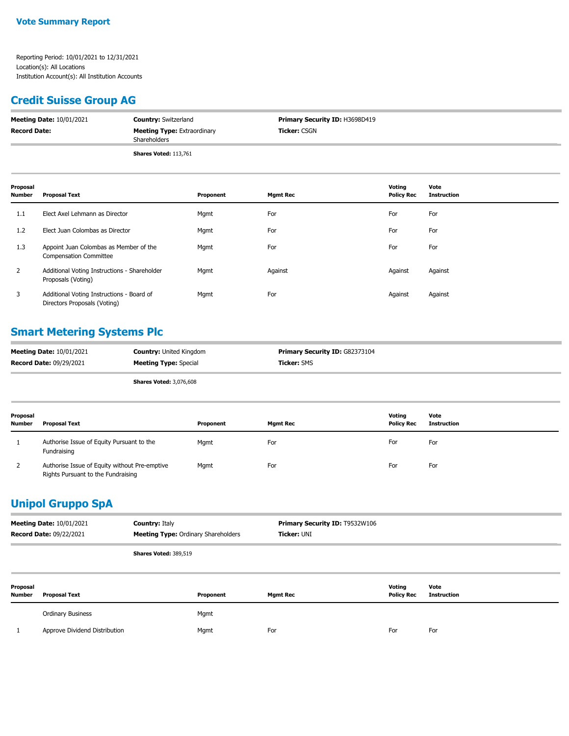# Vote Summary Report

Reporting Period: 10/01/2021 to 12/31/2021
Location(s): All Locations
Institution Account(s): All Institution Accounts

## Credit Suisse Group AG

**Meeting Date:** 10/01/2021
**Record Date:**
**Country:** Switzerland
**Meeting Type:** Extraordinary Shareholders
**Primary Security ID:** H3698D419
**Ticker:** CSGN

**Shares Voted:** 113,761

| Proposal Number | Proposal Text | Proponent | Mgmt Rec | Voting Policy Rec | Vote Instruction |
|---|---|---|---|---|---|
| 1.1 | Elect Axel Lehmann as Director | Mgmt | For | For | For |
| 1.2 | Elect Juan Colombas as Director | Mgmt | For | For | For |
| 1.3 | Appoint Juan Colombas as Member of the Compensation Committee | Mgmt | For | For | For |
| 2 | Additional Voting Instructions - Shareholder Proposals (Voting) | Mgmt | Against | Against | Against |
| 3 | Additional Voting Instructions - Board of Directors Proposals (Voting) | Mgmt | For | Against | Against |

## Smart Metering Systems Plc

**Meeting Date:** 10/01/2021
**Record Date:** 09/29/2021
**Country:** United Kingdom
**Meeting Type:** Special
**Primary Security ID:** G82373104
**Ticker:** SMS

**Shares Voted:** 3,076,608

| Proposal Number | Proposal Text | Proponent | Mgmt Rec | Voting Policy Rec | Vote Instruction |
|---|---|---|---|---|---|
| 1 | Authorise Issue of Equity Pursuant to the Fundraising | Mgmt | For | For | For |
| 2 | Authorise Issue of Equity without Pre-emptive Rights Pursuant to the Fundraising | Mgmt | For | For | For |

## Unipol Gruppo SpA

**Meeting Date:** 10/01/2021
**Record Date:** 09/22/2021
**Country:** Italy
**Meeting Type:** Ordinary Shareholders
**Primary Security ID:** T9532W106
**Ticker:** UNI

**Shares Voted:** 389,519

| Proposal Number | Proposal Text | Proponent | Mgmt Rec | Voting Policy Rec | Vote Instruction |
|---|---|---|---|---|---|
| | Ordinary Business | Mgmt | | | |
| 1 | Approve Dividend Distribution | Mgmt | For | For | For |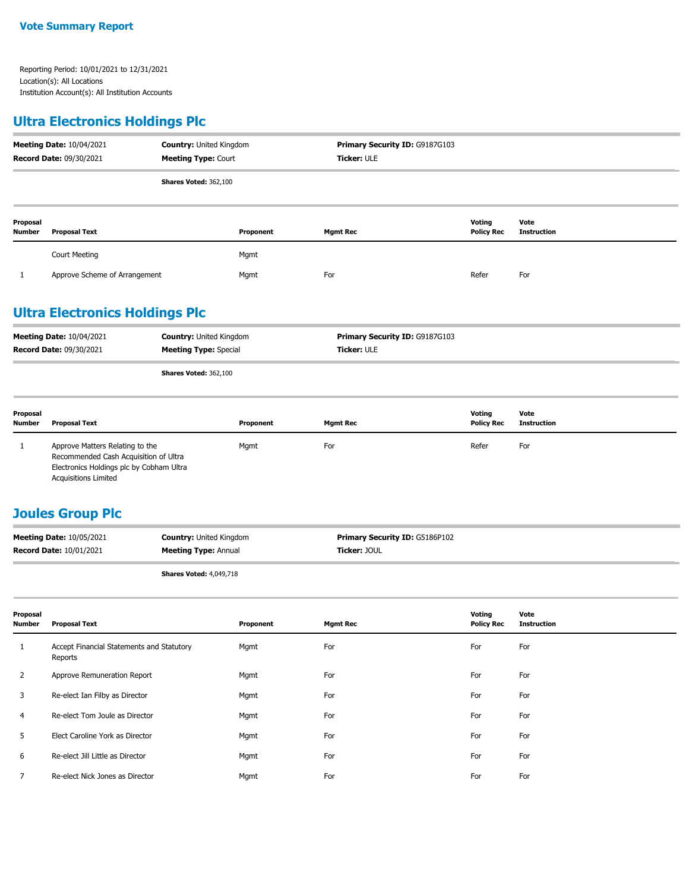# Vote Summary Report

Reporting Period: 10/01/2021 to 12/31/2021
Location(s): All Locations
Institution Account(s): All Institution Accounts

## Ultra Electronics Holdings Plc

**Meeting Date:** 10/04/2021 **Country:** United Kingdom **Primary Security ID:** G9187G103
**Record Date:** 09/30/2021 **Meeting Type:** Court **Ticker:** ULE

**Shares Voted:** 362,100

| Proposal Number | Proposal Text | Proponent | Mgmt Rec | Voting Policy Rec | Vote Instruction |
|---|---|---|---|---|---|
| | Court Meeting | Mgmt | | | |
| 1 | Approve Scheme of Arrangement | Mgmt | For | Refer | For |

## Ultra Electronics Holdings Plc

**Meeting Date:** 10/04/2021 **Country:** United Kingdom **Primary Security ID:** G9187G103
**Record Date:** 09/30/2021 **Meeting Type:** Special **Ticker:** ULE

**Shares Voted:** 362,100

| Proposal Number | Proposal Text | Proponent | Mgmt Rec | Voting Policy Rec | Vote Instruction |
|---|---|---|---|---|---|
| 1 | Approve Matters Relating to the Recommended Cash Acquisition of Ultra Electronics Holdings plc by Cobham Ultra Acquisitions Limited | Mgmt | For | Refer | For |

## Joules Group Plc

**Meeting Date:** 10/05/2021 **Country:** United Kingdom **Primary Security ID:** G5186P102
**Record Date:** 10/01/2021 **Meeting Type:** Annual **Ticker:** JOUL

**Shares Voted:** 4,049,718

| Proposal Number | Proposal Text | Proponent | Mgmt Rec | Voting Policy Rec | Vote Instruction |
|---|---|---|---|---|---|
| 1 | Accept Financial Statements and Statutory Reports | Mgmt | For | For | For |
| 2 | Approve Remuneration Report | Mgmt | For | For | For |
| 3 | Re-elect Ian Filby as Director | Mgmt | For | For | For |
| 4 | Re-elect Tom Joule as Director | Mgmt | For | For | For |
| 5 | Elect Caroline York as Director | Mgmt | For | For | For |
| 6 | Re-elect Jill Little as Director | Mgmt | For | For | For |
| 7 | Re-elect Nick Jones as Director | Mgmt | For | For | For |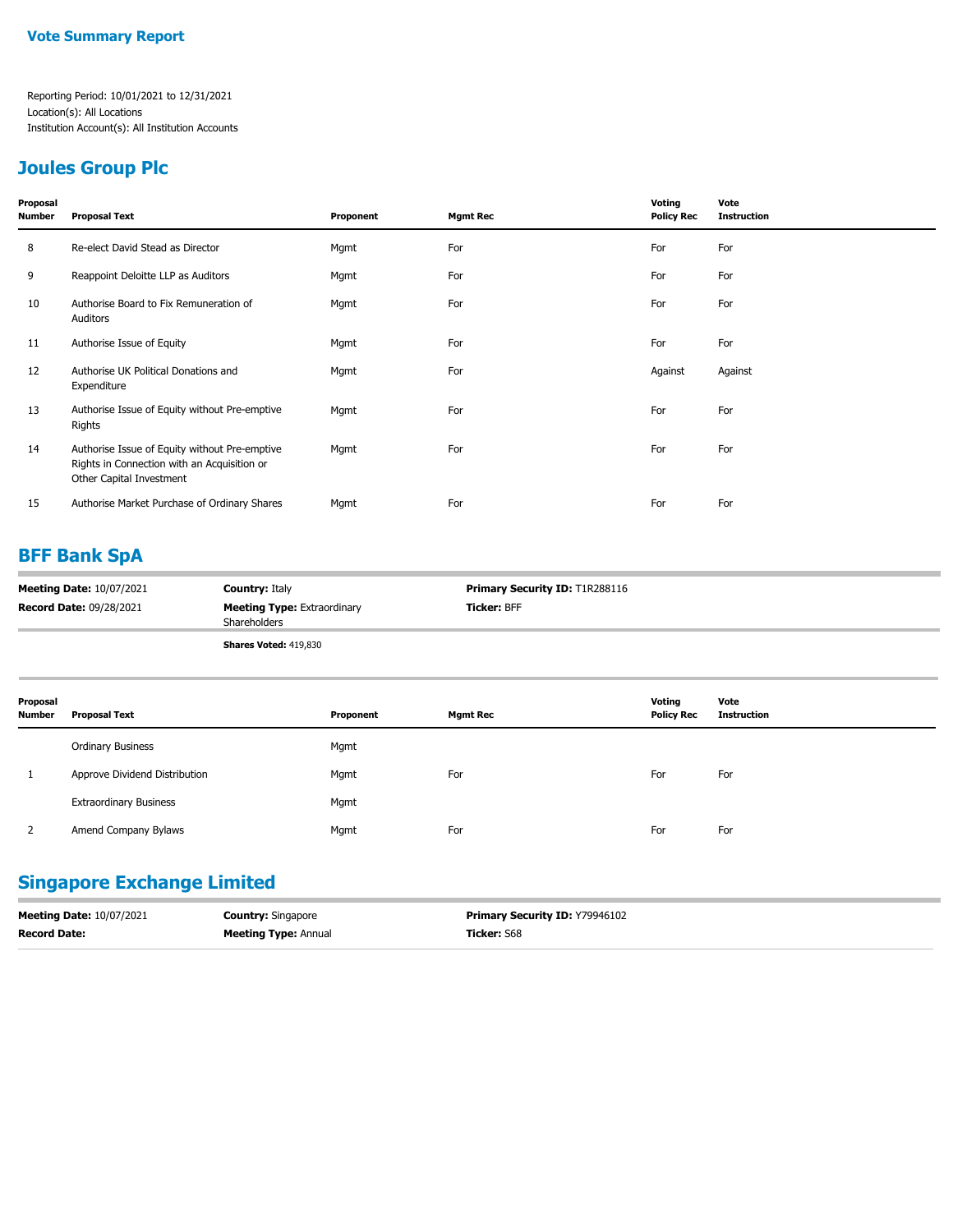**Vote Summary Report**

Reporting Period: 10/01/2021 to 12/31/2021
Location(s): All Locations
Institution Account(s): All Institution Accounts

## Joules Group Plc

| Proposal Number | Proposal Text | Proponent | Mgmt Rec | Voting Policy Rec | Vote Instruction |
|---|---|---|---|---|---|
| 8 | Re-elect David Stead as Director | Mgmt | For | For | For |
| 9 | Reappoint Deloitte LLP as Auditors | Mgmt | For | For | For |
| 10 | Authorise Board to Fix Remuneration of Auditors | Mgmt | For | For | For |
| 11 | Authorise Issue of Equity | Mgmt | For | For | For |
| 12 | Authorise UK Political Donations and Expenditure | Mgmt | For | Against | Against |
| 13 | Authorise Issue of Equity without Pre-emptive Rights | Mgmt | For | For | For |
| 14 | Authorise Issue of Equity without Pre-emptive Rights in Connection with an Acquisition or Other Capital Investment | Mgmt | For | For | For |
| 15 | Authorise Market Purchase of Ordinary Shares | Mgmt | For | For | For |

## BFF Bank SpA

**Meeting Date:** 10/07/2021
**Record Date:** 09/28/2021
**Country:** Italy
**Meeting Type:** Extraordinary Shareholders
**Primary Security ID:** T1R288116
**Ticker:** BFF

**Shares Voted:** 419,830

| Proposal Number | Proposal Text | Proponent | Mgmt Rec | Voting Policy Rec | Vote Instruction |
|---|---|---|---|---|---|
| | Ordinary Business | Mgmt | | | |
| 1 | Approve Dividend Distribution | Mgmt | For | For | For |
| | Extraordinary Business | Mgmt | | | |
| 2 | Amend Company Bylaws | Mgmt | For | For | For |

## Singapore Exchange Limited

**Meeting Date:** 10/07/2021
**Record Date:**
**Country:** Singapore
**Meeting Type:** Annual
**Primary Security ID:** Y79946102
**Ticker:** S68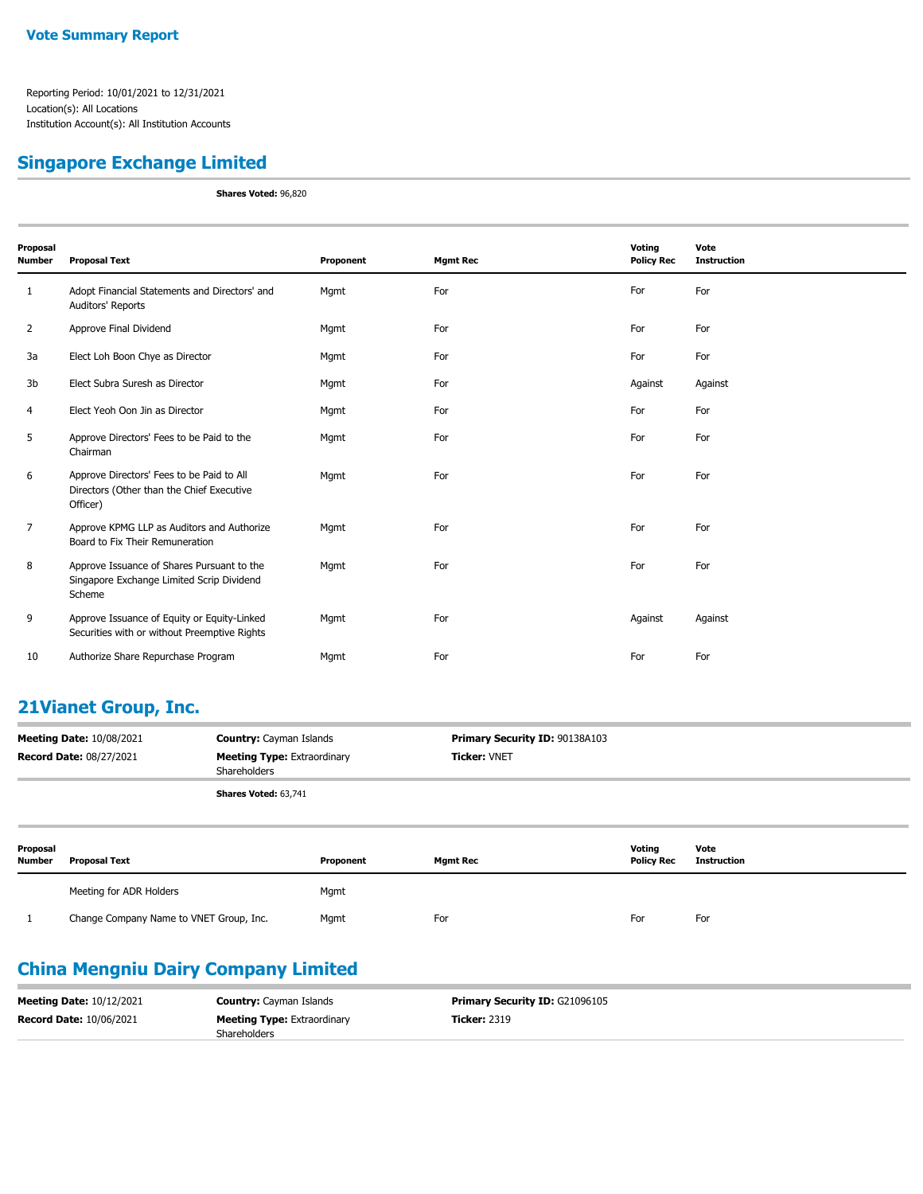**Vote Summary Report**

Reporting Period: 10/01/2021 to 12/31/2021
Location(s): All Locations
Institution Account(s): All Institution Accounts

## Singapore Exchange Limited

**Shares Voted:** 96,820

| Proposal Number | Proposal Text | Proponent | Mgmt Rec | Voting Policy Rec | Vote Instruction |
|---|---|---|---|---|---|
| 1 | Adopt Financial Statements and Directors' and Auditors' Reports | Mgmt | For | For | For |
| 2 | Approve Final Dividend | Mgmt | For | For | For |
| 3a | Elect Loh Boon Chye as Director | Mgmt | For | For | For |
| 3b | Elect Subra Suresh as Director | Mgmt | For | Against | Against |
| 4 | Elect Yeoh Oon Jin as Director | Mgmt | For | For | For |
| 5 | Approve Directors' Fees to be Paid to the Chairman | Mgmt | For | For | For |
| 6 | Approve Directors' Fees to be Paid to All Directors (Other than the Chief Executive Officer) | Mgmt | For | For | For |
| 7 | Approve KPMG LLP as Auditors and Authorize Board to Fix Their Remuneration | Mgmt | For | For | For |
| 8 | Approve Issuance of Shares Pursuant to the Singapore Exchange Limited Scrip Dividend Scheme | Mgmt | For | For | For |
| 9 | Approve Issuance of Equity or Equity-Linked Securities with or without Preemptive Rights | Mgmt | For | Against | Against |
| 10 | Authorize Share Repurchase Program | Mgmt | For | For | For |

## 21Vianet Group, Inc.

**Meeting Date:** 10/08/2021 **Country:** Cayman Islands **Primary Security ID:** 90138A103
**Record Date:** 08/27/2021 **Meeting Type:** Extraordinary Shareholders **Ticker:** VNET

**Shares Voted:** 63,741

| Proposal Number | Proposal Text | Proponent | Mgmt Rec | Voting Policy Rec | Vote Instruction |
|---|---|---|---|---|---|
| | Meeting for ADR Holders | Mgmt | | | |
| 1 | Change Company Name to VNET Group, Inc. | Mgmt | For | For | For |

## China Mengniu Dairy Company Limited

**Meeting Date:** 10/12/2021 **Country:** Cayman Islands **Primary Security ID:** G21096105
**Record Date:** 10/06/2021 **Meeting Type:** Extraordinary Shareholders **Ticker:** 2319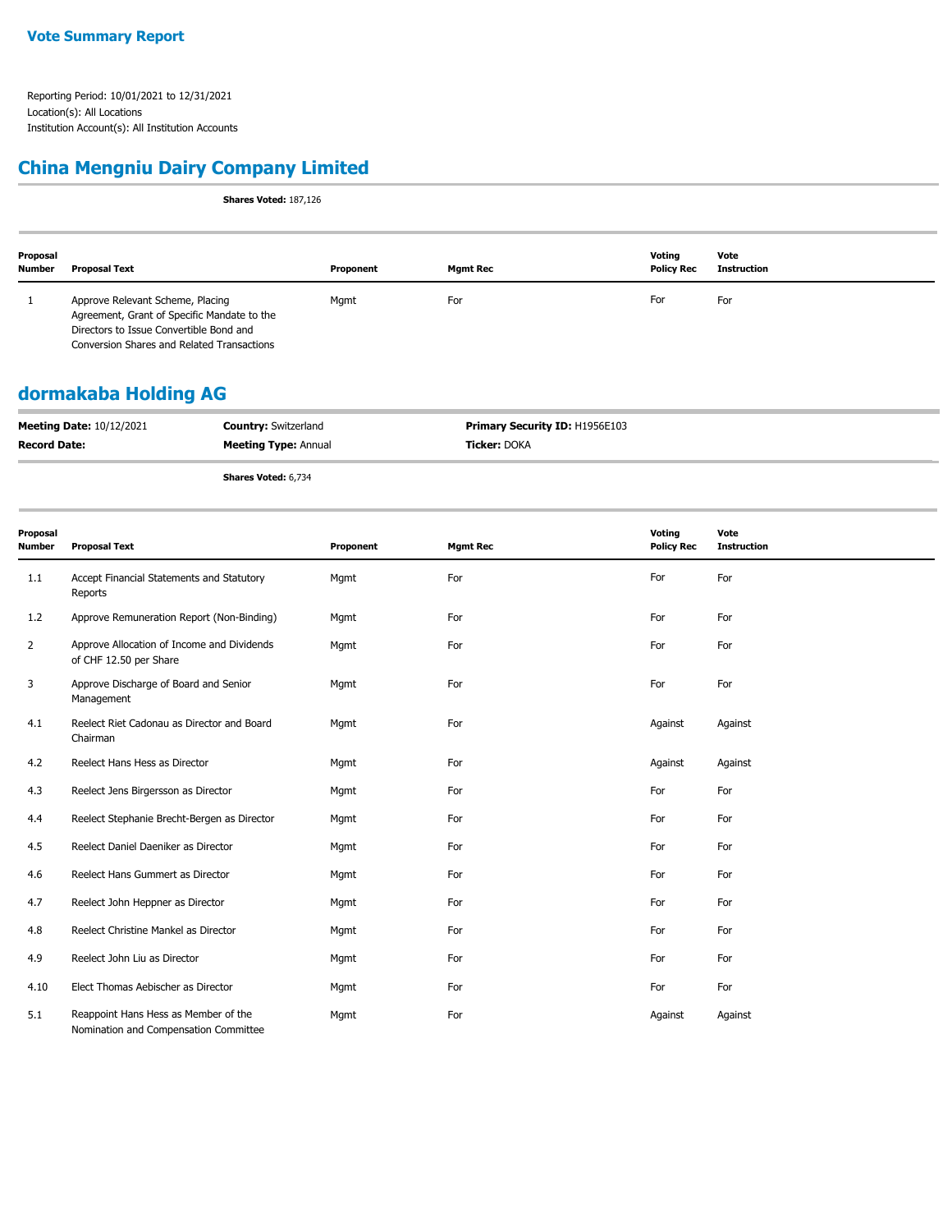**Vote Summary Report**

Reporting Period: 10/01/2021 to 12/31/2021
Location(s): All Locations
Institution Account(s): All Institution Accounts

## China Mengniu Dairy Company Limited

**Shares Voted:** 187,126

| Proposal Number | Proposal Text | Proponent | Mgmt Rec | Voting Policy Rec | Vote Instruction |
|---|---|---|---|---|---|
| 1 | Approve Relevant Scheme, Placing Agreement, Grant of Specific Mandate to the Directors to Issue Convertible Bond and Conversion Shares and Related Transactions | Mgmt | For | For | For |

## dormakaba Holding AG

**Meeting Date:** 10/12/2021 | **Country:** Switzerland | **Primary Security ID:** H1956E103
**Record Date:** | **Meeting Type:** Annual | **Ticker:** DOKA

**Shares Voted:** 6,734

| Proposal Number | Proposal Text | Proponent | Mgmt Rec | Voting Policy Rec | Vote Instruction |
|---|---|---|---|---|---|
| 1.1 | Accept Financial Statements and Statutory Reports | Mgmt | For | For | For |
| 1.2 | Approve Remuneration Report (Non-Binding) | Mgmt | For | For | For |
| 2 | Approve Allocation of Income and Dividends of CHF 12.50 per Share | Mgmt | For | For | For |
| 3 | Approve Discharge of Board and Senior Management | Mgmt | For | For | For |
| 4.1 | Reelect Riet Cadonau as Director and Board Chairman | Mgmt | For | Against | Against |
| 4.2 | Reelect Hans Hess as Director | Mgmt | For | Against | Against |
| 4.3 | Reelect Jens Birgersson as Director | Mgmt | For | For | For |
| 4.4 | Reelect Stephanie Brecht-Bergen as Director | Mgmt | For | For | For |
| 4.5 | Reelect Daniel Daeniker as Director | Mgmt | For | For | For |
| 4.6 | Reelect Hans Gummert as Director | Mgmt | For | For | For |
| 4.7 | Reelect John Heppner as Director | Mgmt | For | For | For |
| 4.8 | Reelect Christine Mankel as Director | Mgmt | For | For | For |
| 4.9 | Reelect John Liu as Director | Mgmt | For | For | For |
| 4.10 | Elect Thomas Aebischer as Director | Mgmt | For | For | For |
| 5.1 | Reappoint Hans Hess as Member of the Nomination and Compensation Committee | Mgmt | For | Against | Against |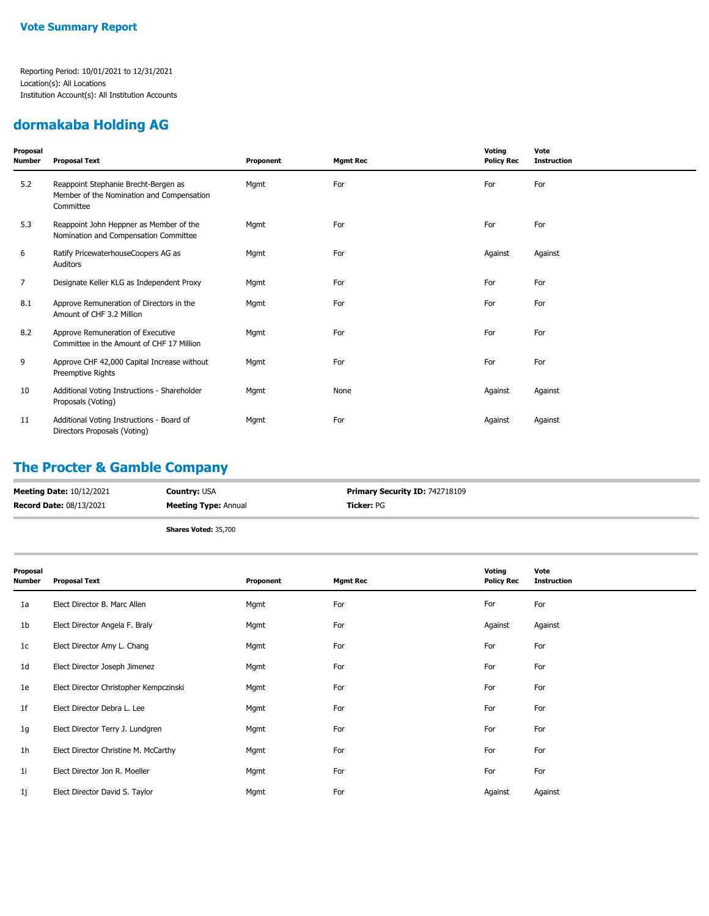## Vote Summary Report

Reporting Period: 10/01/2021 to 12/31/2021
Location(s): All Locations
Institution Account(s): All Institution Accounts

## dormakaba Holding AG

| Proposal Number | Proposal Text | Proponent | Mgmt Rec | Voting Policy Rec | Vote Instruction |
|---|---|---|---|---|---|
| 5.2 | Reappoint Stephanie Brecht-Bergen as Member of the Nomination and Compensation Committee | Mgmt | For | For | For |
| 5.3 | Reappoint John Heppner as Member of the Nomination and Compensation Committee | Mgmt | For | For | For |
| 6 | Ratify PricewaterhouseCoopers AG as Auditors | Mgmt | For | Against | Against |
| 7 | Designate Keller KLG as Independent Proxy | Mgmt | For | For | For |
| 8.1 | Approve Remuneration of Directors in the Amount of CHF 3.2 Million | Mgmt | For | For | For |
| 8.2 | Approve Remuneration of Executive Committee in the Amount of CHF 17 Million | Mgmt | For | For | For |
| 9 | Approve CHF 42,000 Capital Increase without Preemptive Rights | Mgmt | For | For | For |
| 10 | Additional Voting Instructions - Shareholder Proposals (Voting) | Mgmt | None | Against | Against |
| 11 | Additional Voting Instructions - Board of Directors Proposals (Voting) | Mgmt | For | Against | Against |

## The Procter & Gamble Company

**Meeting Date:** 10/12/2021 **Country:** USA **Primary Security ID:** 742718109
**Record Date:** 08/13/2021 **Meeting Type:** Annual **Ticker:** PG

**Shares Voted:** 35,700

| Proposal Number | Proposal Text | Proponent | Mgmt Rec | Voting Policy Rec | Vote Instruction |
|---|---|---|---|---|---|
| 1a | Elect Director B. Marc Allen | Mgmt | For | For | For |
| 1b | Elect Director Angela F. Braly | Mgmt | For | Against | Against |
| 1c | Elect Director Amy L. Chang | Mgmt | For | For | For |
| 1d | Elect Director Joseph Jimenez | Mgmt | For | For | For |
| 1e | Elect Director Christopher Kempczinski | Mgmt | For | For | For |
| 1f | Elect Director Debra L. Lee | Mgmt | For | For | For |
| 1g | Elect Director Terry J. Lundgren | Mgmt | For | For | For |
| 1h | Elect Director Christine M. McCarthy | Mgmt | For | For | For |
| 1i | Elect Director Jon R. Moeller | Mgmt | For | For | For |
| 1j | Elect Director David S. Taylor | Mgmt | For | Against | Against |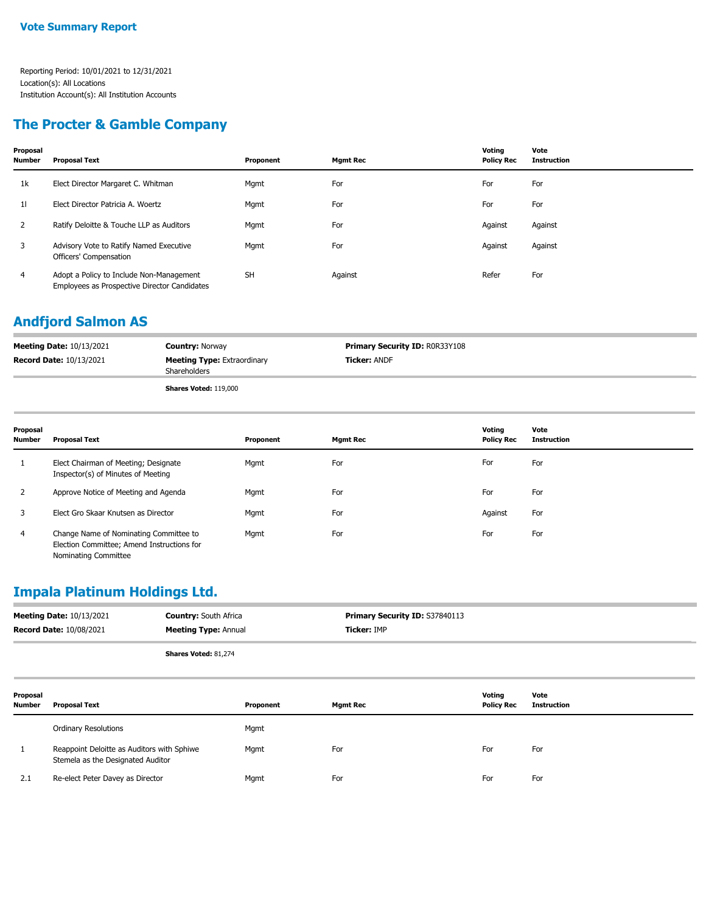## Vote Summary Report

Reporting Period: 10/01/2021 to 12/31/2021
Location(s): All Locations
Institution Account(s): All Institution Accounts

## The Procter & Gamble Company

| Proposal Number | Proposal Text | Proponent | Mgmt Rec | Voting Policy Rec | Vote Instruction |
|---|---|---|---|---|---|
| 1k | Elect Director Margaret C. Whitman | Mgmt | For | For | For |
| 1l | Elect Director Patricia A. Woertz | Mgmt | For | For | For |
| 2 | Ratify Deloitte & Touche LLP as Auditors | Mgmt | For | Against | Against |
| 3 | Advisory Vote to Ratify Named Executive Officers' Compensation | Mgmt | For | Against | Against |
| 4 | Adopt a Policy to Include Non-Management Employees as Prospective Director Candidates | SH | Against | Refer | For |

## Andfjord Salmon AS

**Meeting Date:** 10/13/2021
**Record Date:** 10/13/2021
**Country:** Norway
**Meeting Type:** Extraordinary Shareholders
**Primary Security ID:** R0R33Y108
**Ticker:** ANDF

**Shares Voted:** 119,000

| Proposal Number | Proposal Text | Proponent | Mgmt Rec | Voting Policy Rec | Vote Instruction |
|---|---|---|---|---|---|
| 1 | Elect Chairman of Meeting; Designate Inspector(s) of Minutes of Meeting | Mgmt | For | For | For |
| 2 | Approve Notice of Meeting and Agenda | Mgmt | For | For | For |
| 3 | Elect Gro Skaar Knutsen as Director | Mgmt | For | Against | For |
| 4 | Change Name of Nominating Committee to Election Committee; Amend Instructions for Nominating Committee | Mgmt | For | For | For |

## Impala Platinum Holdings Ltd.

**Meeting Date:** 10/13/2021
**Record Date:** 10/08/2021
**Country:** South Africa
**Meeting Type:** Annual
**Primary Security ID:** S37840113
**Ticker:** IMP

**Shares Voted:** 81,274

| Proposal Number | Proposal Text | Proponent | Mgmt Rec | Voting Policy Rec | Vote Instruction |
|---|---|---|---|---|---|
| | Ordinary Resolutions | Mgmt | | | |
| 1 | Reappoint Deloitte as Auditors with Sphiwe Stemela as the Designated Auditor | Mgmt | For | For | For |
| 2.1 | Re-elect Peter Davey as Director | Mgmt | For | For | For |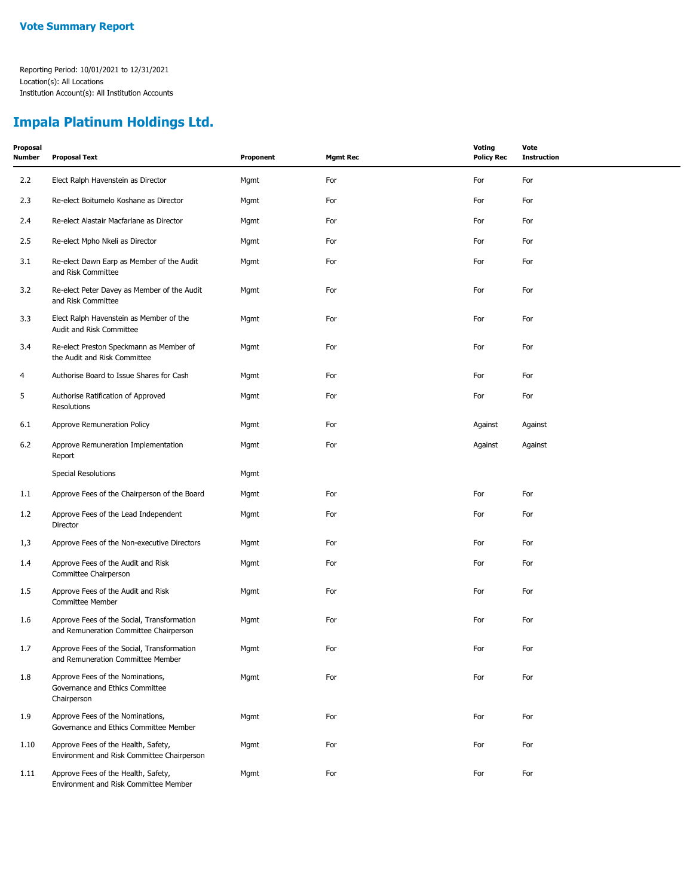## Vote Summary Report

Reporting Period: 10/01/2021 to 12/31/2021
Location(s): All Locations
Institution Account(s): All Institution Accounts

# Impala Platinum Holdings Ltd.

| Proposal Number | Proposal Text | Proponent | Mgmt Rec | Voting Policy Rec | Vote Instruction |
|---|---|---|---|---|---|
| 2.2 | Elect Ralph Havenstein as Director | Mgmt | For | For | For |
| 2.3 | Re-elect Boitumelo Koshane as Director | Mgmt | For | For | For |
| 2.4 | Re-elect Alastair Macfarlane as Director | Mgmt | For | For | For |
| 2.5 | Re-elect Mpho Nkeli as Director | Mgmt | For | For | For |
| 3.1 | Re-elect Dawn Earp as Member of the Audit and Risk Committee | Mgmt | For | For | For |
| 3.2 | Re-elect Peter Davey as Member of the Audit and Risk Committee | Mgmt | For | For | For |
| 3.3 | Elect Ralph Havenstein as Member of the Audit and Risk Committee | Mgmt | For | For | For |
| 3.4 | Re-elect Preston Speckmann as Member of the Audit and Risk Committee | Mgmt | For | For | For |
| 4 | Authorise Board to Issue Shares for Cash | Mgmt | For | For | For |
| 5 | Authorise Ratification of Approved Resolutions | Mgmt | For | For | For |
| 6.1 | Approve Remuneration Policy | Mgmt | For | Against | Against |
| 6.2 | Approve Remuneration Implementation Report | Mgmt | For | Against | Against |
| | Special Resolutions | Mgmt | | | |
| 1.1 | Approve Fees of the Chairperson of the Board | Mgmt | For | For | For |
| 1.2 | Approve Fees of the Lead Independent Director | Mgmt | For | For | For |
| 1,3 | Approve Fees of the Non-executive Directors | Mgmt | For | For | For |
| 1.4 | Approve Fees of the Audit and Risk Committee Chairperson | Mgmt | For | For | For |
| 1.5 | Approve Fees of the Audit and Risk Committee Member | Mgmt | For | For | For |
| 1.6 | Approve Fees of the Social, Transformation and Remuneration Committee Chairperson | Mgmt | For | For | For |
| 1.7 | Approve Fees of the Social, Transformation and Remuneration Committee Member | Mgmt | For | For | For |
| 1.8 | Approve Fees of the Nominations, Governance and Ethics Committee Chairperson | Mgmt | For | For | For |
| 1.9 | Approve Fees of the Nominations, Governance and Ethics Committee Member | Mgmt | For | For | For |
| 1.10 | Approve Fees of the Health, Safety, Environment and Risk Committee Chairperson | Mgmt | For | For | For |
| 1.11 | Approve Fees of the Health, Safety, Environment and Risk Committee Member | Mgmt | For | For | For |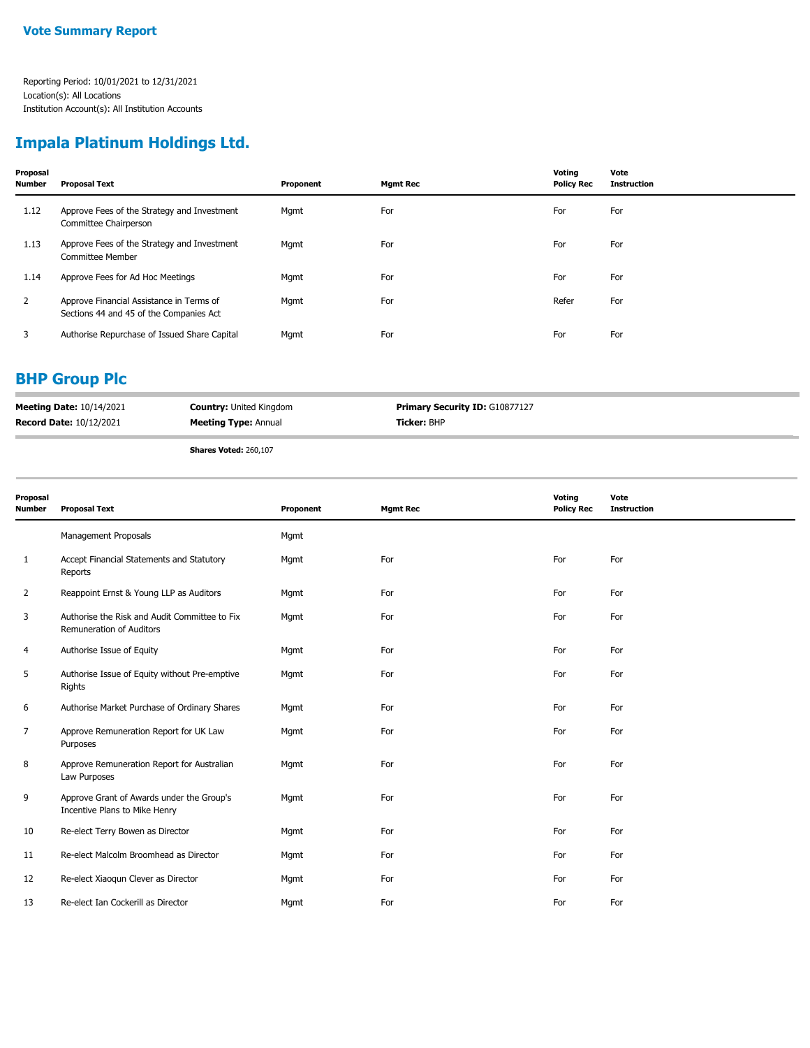## Vote Summary Report

Reporting Period: 10/01/2021 to 12/31/2021
Location(s): All Locations
Institution Account(s): All Institution Accounts

## Impala Platinum Holdings Ltd.

| Proposal Number | Proposal Text | Proponent | Mgmt Rec | Voting Policy Rec | Vote Instruction |
|---|---|---|---|---|---|
| 1.12 | Approve Fees of the Strategy and Investment Committee Chairperson | Mgmt | For | For | For |
| 1.13 | Approve Fees of the Strategy and Investment Committee Member | Mgmt | For | For | For |
| 1.14 | Approve Fees for Ad Hoc Meetings | Mgmt | For | For | For |
| 2 | Approve Financial Assistance in Terms of Sections 44 and 45 of the Companies Act | Mgmt | For | Refer | For |
| 3 | Authorise Repurchase of Issued Share Capital | Mgmt | For | For | For |

## BHP Group Plc

**Meeting Date:** 10/14/2021 **Country:** United Kingdom **Primary Security ID:** G10877127
**Record Date:** 10/12/2021 **Meeting Type:** Annual **Ticker:** BHP

**Shares Voted:** 260,107

| Proposal Number | Proposal Text | Proponent | Mgmt Rec | Voting Policy Rec | Vote Instruction |
|---|---|---|---|---|---|
| | Management Proposals | Mgmt | | | |
| 1 | Accept Financial Statements and Statutory Reports | Mgmt | For | For | For |
| 2 | Reappoint Ernst & Young LLP as Auditors | Mgmt | For | For | For |
| 3 | Authorise the Risk and Audit Committee to Fix Remuneration of Auditors | Mgmt | For | For | For |
| 4 | Authorise Issue of Equity | Mgmt | For | For | For |
| 5 | Authorise Issue of Equity without Pre-emptive Rights | Mgmt | For | For | For |
| 6 | Authorise Market Purchase of Ordinary Shares | Mgmt | For | For | For |
| 7 | Approve Remuneration Report for UK Law Purposes | Mgmt | For | For | For |
| 8 | Approve Remuneration Report for Australian Law Purposes | Mgmt | For | For | For |
| 9 | Approve Grant of Awards under the Group's Incentive Plans to Mike Henry | Mgmt | For | For | For |
| 10 | Re-elect Terry Bowen as Director | Mgmt | For | For | For |
| 11 | Re-elect Malcolm Broomhead as Director | Mgmt | For | For | For |
| 12 | Re-elect Xiaoqun Clever as Director | Mgmt | For | For | For |
| 13 | Re-elect Ian Cockerill as Director | Mgmt | For | For | For |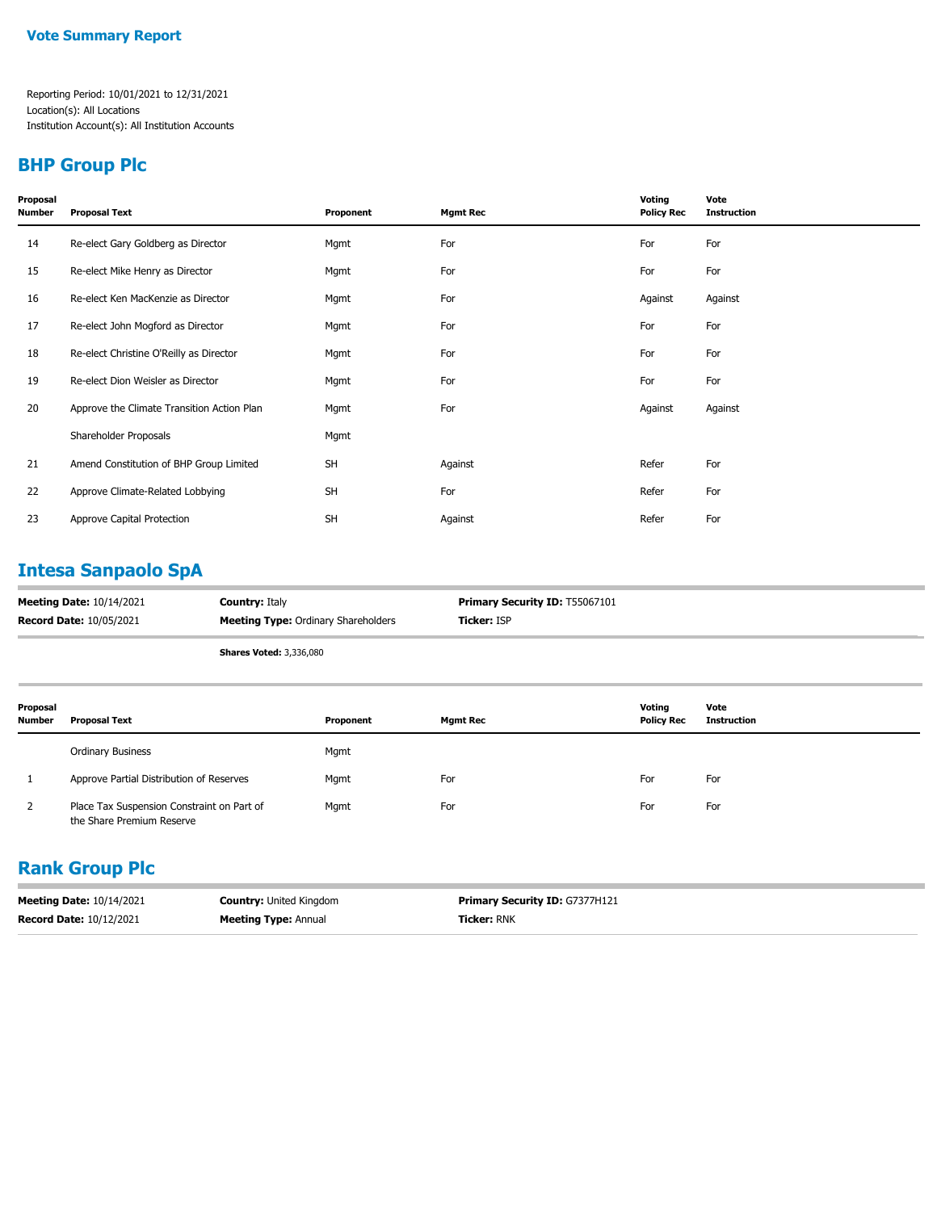## Vote Summary Report

Reporting Period: 10/01/2021 to 12/31/2021
Location(s): All Locations
Institution Account(s): All Institution Accounts

## BHP Group Plc

| Proposal Number | Proposal Text | Proponent | Mgmt Rec | Voting Policy Rec | Vote Instruction |
|---|---|---|---|---|---|
| 14 | Re-elect Gary Goldberg as Director | Mgmt | For | For | For |
| 15 | Re-elect Mike Henry as Director | Mgmt | For | For | For |
| 16 | Re-elect Ken MacKenzie as Director | Mgmt | For | Against | Against |
| 17 | Re-elect John Mogford as Director | Mgmt | For | For | For |
| 18 | Re-elect Christine O'Reilly as Director | Mgmt | For | For | For |
| 19 | Re-elect Dion Weisler as Director | Mgmt | For | For | For |
| 20 | Approve the Climate Transition Action Plan | Mgmt | For | Against | Against |
| | Shareholder Proposals | Mgmt | | | |
| 21 | Amend Constitution of BHP Group Limited | SH | Against | Refer | For |
| 22 | Approve Climate-Related Lobbying | SH | For | Refer | For |
| 23 | Approve Capital Protection | SH | Against | Refer | For |

## Intesa Sanpaolo SpA

**Meeting Date:** 10/14/2021 | **Country:** Italy | **Primary Security ID:** T55067101
**Record Date:** 10/05/2021 | **Meeting Type:** Ordinary Shareholders | **Ticker:** ISP

**Shares Voted:** 3,336,080

| Proposal Number | Proposal Text | Proponent | Mgmt Rec | Voting Policy Rec | Vote Instruction |
|---|---|---|---|---|---|
| | Ordinary Business | Mgmt | | | |
| 1 | Approve Partial Distribution of Reserves | Mgmt | For | For | For |
| 2 | Place Tax Suspension Constraint on Part of the Share Premium Reserve | Mgmt | For | For | For |

## Rank Group Plc

**Meeting Date:** 10/14/2021 | **Country:** United Kingdom | **Primary Security ID:** G7377H121
**Record Date:** 10/12/2021 | **Meeting Type:** Annual | **Ticker:** RNK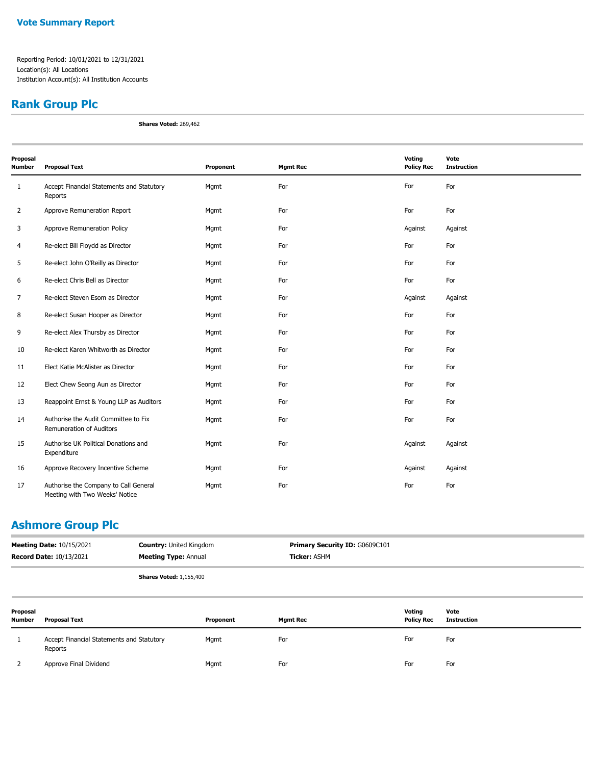**Vote Summary Report**

Reporting Period: 10/01/2021 to 12/31/2021
Location(s): All Locations
Institution Account(s): All Institution Accounts

## Rank Group Plc

**Shares Voted:** 269,462

| Proposal Number | Proposal Text | Proponent | Mgmt Rec | Voting Policy Rec | Vote Instruction |
|---|---|---|---|---|---|
| 1 | Accept Financial Statements and Statutory Reports | Mgmt | For | For | For |
| 2 | Approve Remuneration Report | Mgmt | For | For | For |
| 3 | Approve Remuneration Policy | Mgmt | For | Against | Against |
| 4 | Re-elect Bill Floydd as Director | Mgmt | For | For | For |
| 5 | Re-elect John O'Reilly as Director | Mgmt | For | For | For |
| 6 | Re-elect Chris Bell as Director | Mgmt | For | For | For |
| 7 | Re-elect Steven Esom as Director | Mgmt | For | Against | Against |
| 8 | Re-elect Susan Hooper as Director | Mgmt | For | For | For |
| 9 | Re-elect Alex Thursby as Director | Mgmt | For | For | For |
| 10 | Re-elect Karen Whitworth as Director | Mgmt | For | For | For |
| 11 | Elect Katie McAlister as Director | Mgmt | For | For | For |
| 12 | Elect Chew Seong Aun as Director | Mgmt | For | For | For |
| 13 | Reappoint Ernst & Young LLP as Auditors | Mgmt | For | For | For |
| 14 | Authorise the Audit Committee to Fix Remuneration of Auditors | Mgmt | For | For | For |
| 15 | Authorise UK Political Donations and Expenditure | Mgmt | For | Against | Against |
| 16 | Approve Recovery Incentive Scheme | Mgmt | For | Against | Against |
| 17 | Authorise the Company to Call General Meeting with Two Weeks' Notice | Mgmt | For | For | For |

## Ashmore Group Plc

**Meeting Date:** 10/15/2021 **Country:** United Kingdom **Primary Security ID:** G0609C101
**Record Date:** 10/13/2021 **Meeting Type:** Annual **Ticker:** ASHM

**Shares Voted:** 1,155,400

| Proposal Number | Proposal Text | Proponent | Mgmt Rec | Voting Policy Rec | Vote Instruction |
|---|---|---|---|---|---|
| 1 | Accept Financial Statements and Statutory Reports | Mgmt | For | For | For |
| 2 | Approve Final Dividend | Mgmt | For | For | For |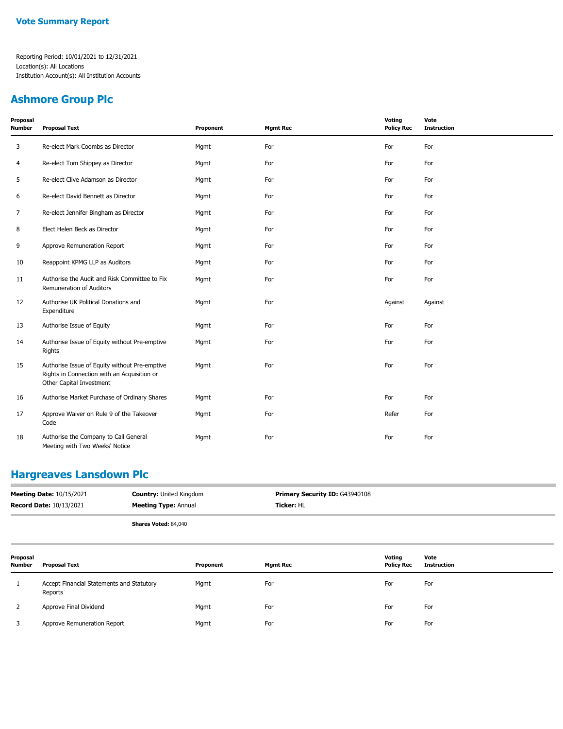**Vote Summary Report**

Reporting Period: 10/01/2021 to 12/31/2021
Location(s): All Locations
Institution Account(s): All Institution Accounts

## Ashmore Group Plc

| Proposal Number | Proposal Text | Proponent | Mgmt Rec | Voting Policy Rec | Vote Instruction |
|---|---|---|---|---|---|
| 3 | Re-elect Mark Coombs as Director | Mgmt | For | For | For |
| 4 | Re-elect Tom Shippey as Director | Mgmt | For | For | For |
| 5 | Re-elect Clive Adamson as Director | Mgmt | For | For | For |
| 6 | Re-elect David Bennett as Director | Mgmt | For | For | For |
| 7 | Re-elect Jennifer Bingham as Director | Mgmt | For | For | For |
| 8 | Elect Helen Beck as Director | Mgmt | For | For | For |
| 9 | Approve Remuneration Report | Mgmt | For | For | For |
| 10 | Reappoint KPMG LLP as Auditors | Mgmt | For | For | For |
| 11 | Authorise the Audit and Risk Committee to Fix Remuneration of Auditors | Mgmt | For | For | For |
| 12 | Authorise UK Political Donations and Expenditure | Mgmt | For | Against | Against |
| 13 | Authorise Issue of Equity | Mgmt | For | For | For |
| 14 | Authorise Issue of Equity without Pre-emptive Rights | Mgmt | For | For | For |
| 15 | Authorise Issue of Equity without Pre-emptive Rights in Connection with an Acquisition or Other Capital Investment | Mgmt | For | For | For |
| 16 | Authorise Market Purchase of Ordinary Shares | Mgmt | For | For | For |
| 17 | Approve Waiver on Rule 9 of the Takeover Code | Mgmt | For | Refer | For |
| 18 | Authorise the Company to Call General Meeting with Two Weeks' Notice | Mgmt | For | For | For |

## Hargreaves Lansdown Plc

**Meeting Date:** 10/15/2021 | **Country:** United Kingdom | **Primary Security ID:** G43940108
**Record Date:** 10/13/2021 | **Meeting Type:** Annual | **Ticker:** HL

**Shares Voted:** 84,040

| Proposal Number | Proposal Text | Proponent | Mgmt Rec | Voting Policy Rec | Vote Instruction |
|---|---|---|---|---|---|
| 1 | Accept Financial Statements and Statutory Reports | Mgmt | For | For | For |
| 2 | Approve Final Dividend | Mgmt | For | For | For |
| 3 | Approve Remuneration Report | Mgmt | For | For | For |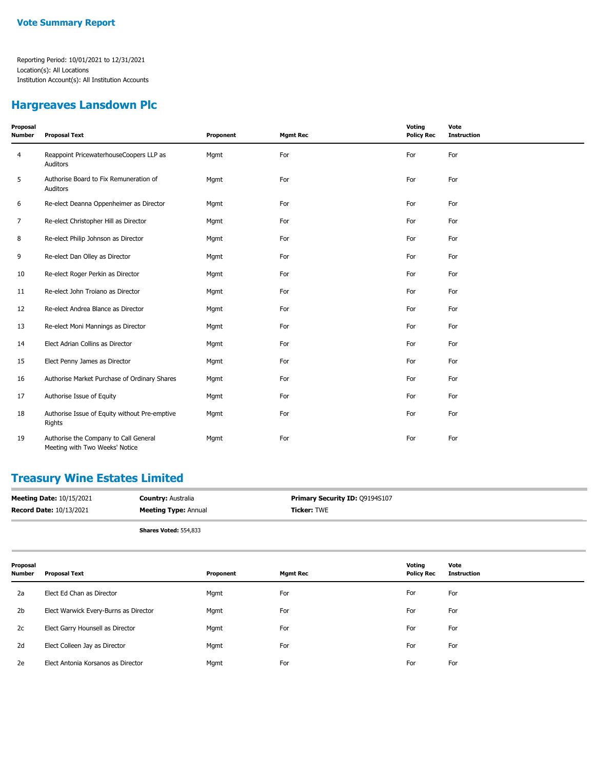# Vote Summary Report

Reporting Period: 10/01/2021 to 12/31/2021
Location(s): All Locations
Institution Account(s): All Institution Accounts

## Hargreaves Lansdown Plc

| Proposal Number | Proposal Text | Proponent | Mgmt Rec | Voting Policy Rec | Vote Instruction |
|---|---|---|---|---|---|
| 4 | Reappoint PricewaterhouseCoopers LLP as Auditors | Mgmt | For | For | For |
| 5 | Authorise Board to Fix Remuneration of Auditors | Mgmt | For | For | For |
| 6 | Re-elect Deanna Oppenheimer as Director | Mgmt | For | For | For |
| 7 | Re-elect Christopher Hill as Director | Mgmt | For | For | For |
| 8 | Re-elect Philip Johnson as Director | Mgmt | For | For | For |
| 9 | Re-elect Dan Olley as Director | Mgmt | For | For | For |
| 10 | Re-elect Roger Perkin as Director | Mgmt | For | For | For |
| 11 | Re-elect John Troiano as Director | Mgmt | For | For | For |
| 12 | Re-elect Andrea Blance as Director | Mgmt | For | For | For |
| 13 | Re-elect Moni Mannings as Director | Mgmt | For | For | For |
| 14 | Elect Adrian Collins as Director | Mgmt | For | For | For |
| 15 | Elect Penny James as Director | Mgmt | For | For | For |
| 16 | Authorise Market Purchase of Ordinary Shares | Mgmt | For | For | For |
| 17 | Authorise Issue of Equity | Mgmt | For | For | For |
| 18 | Authorise Issue of Equity without Pre-emptive Rights | Mgmt | For | For | For |
| 19 | Authorise the Company to Call General Meeting with Two Weeks' Notice | Mgmt | For | For | For |

## Treasury Wine Estates Limited

**Meeting Date:** 10/15/2021 **Country:** Australia **Primary Security ID:** Q9194S107
**Record Date:** 10/13/2021 **Meeting Type:** Annual **Ticker:** TWE

**Shares Voted:** 554,833

| Proposal Number | Proposal Text | Proponent | Mgmt Rec | Voting Policy Rec | Vote Instruction |
|---|---|---|---|---|---|
| 2a | Elect Ed Chan as Director | Mgmt | For | For | For |
| 2b | Elect Warwick Every-Burns as Director | Mgmt | For | For | For |
| 2c | Elect Garry Hounsell as Director | Mgmt | For | For | For |
| 2d | Elect Colleen Jay as Director | Mgmt | For | For | For |
| 2e | Elect Antonia Korsanos as Director | Mgmt | For | For | For |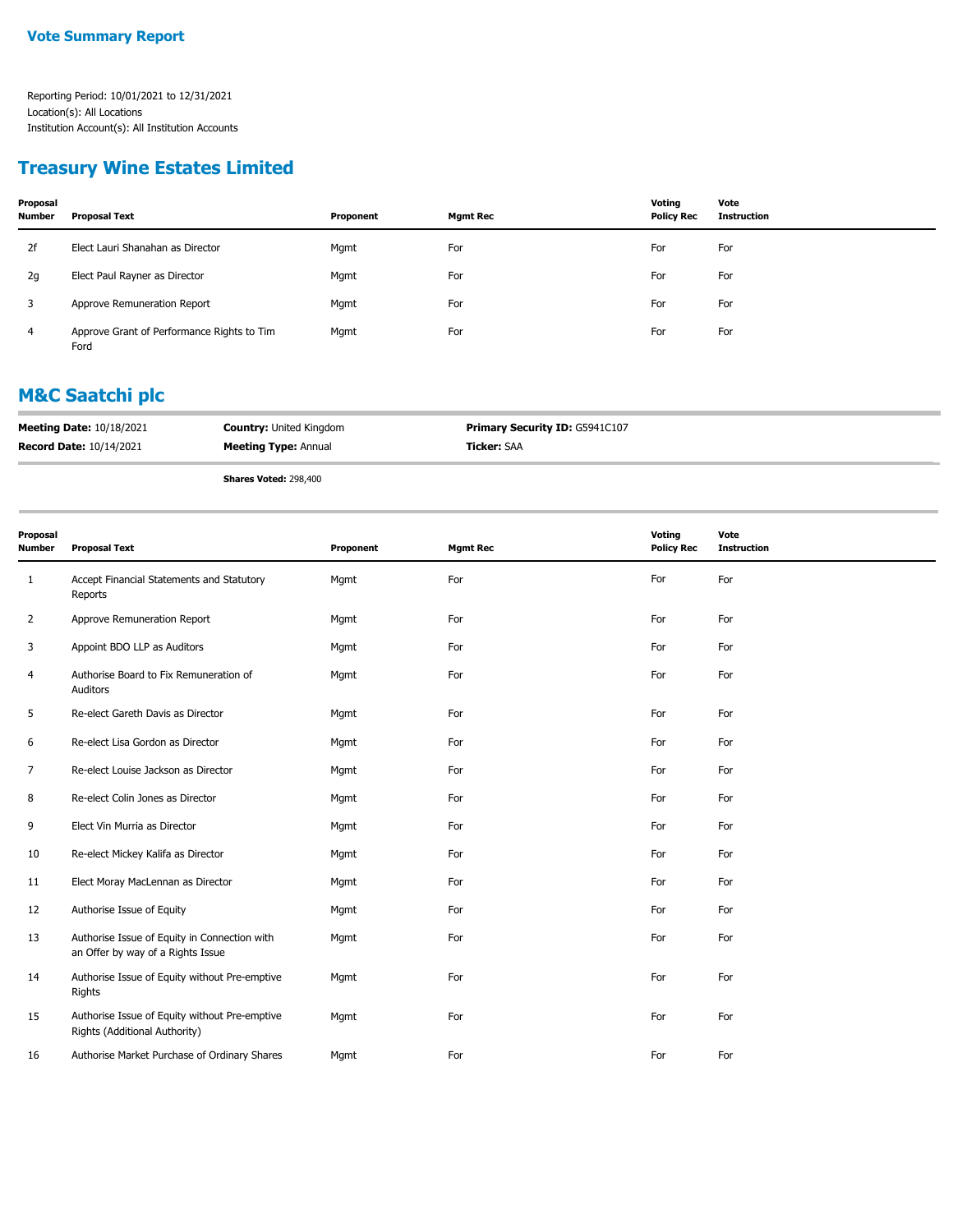# Vote Summary Report

Reporting Period: 10/01/2021 to 12/31/2021
Location(s): All Locations
Institution Account(s): All Institution Accounts

## Treasury Wine Estates Limited

| Proposal Number | Proposal Text | Proponent | Mgmt Rec | Voting Policy Rec | Vote Instruction |
|---|---|---|---|---|---|
| 2f | Elect Lauri Shanahan as Director | Mgmt | For | For | For |
| 2g | Elect Paul Rayner as Director | Mgmt | For | For | For |
| 3 | Approve Remuneration Report | Mgmt | For | For | For |
| 4 | Approve Grant of Performance Rights to Tim Ford | Mgmt | For | For | For |

## M&C Saatchi plc

**Meeting Date:** 10/18/2021 **Country:** United Kingdom **Primary Security ID:** G5941C107
**Record Date:** 10/14/2021 **Meeting Type:** Annual **Ticker:** SAA

**Shares Voted:** 298,400

| Proposal Number | Proposal Text | Proponent | Mgmt Rec | Voting Policy Rec | Vote Instruction |
|---|---|---|---|---|---|
| 1 | Accept Financial Statements and Statutory Reports | Mgmt | For | For | For |
| 2 | Approve Remuneration Report | Mgmt | For | For | For |
| 3 | Appoint BDO LLP as Auditors | Mgmt | For | For | For |
| 4 | Authorise Board to Fix Remuneration of Auditors | Mgmt | For | For | For |
| 5 | Re-elect Gareth Davis as Director | Mgmt | For | For | For |
| 6 | Re-elect Lisa Gordon as Director | Mgmt | For | For | For |
| 7 | Re-elect Louise Jackson as Director | Mgmt | For | For | For |
| 8 | Re-elect Colin Jones as Director | Mgmt | For | For | For |
| 9 | Elect Vin Murria as Director | Mgmt | For | For | For |
| 10 | Re-elect Mickey Kalifa as Director | Mgmt | For | For | For |
| 11 | Elect Moray MacLennan as Director | Mgmt | For | For | For |
| 12 | Authorise Issue of Equity | Mgmt | For | For | For |
| 13 | Authorise Issue of Equity in Connection with an Offer by way of a Rights Issue | Mgmt | For | For | For |
| 14 | Authorise Issue of Equity without Pre-emptive Rights | Mgmt | For | For | For |
| 15 | Authorise Issue of Equity without Pre-emptive Rights (Additional Authority) | Mgmt | For | For | For |
| 16 | Authorise Market Purchase of Ordinary Shares | Mgmt | For | For | For |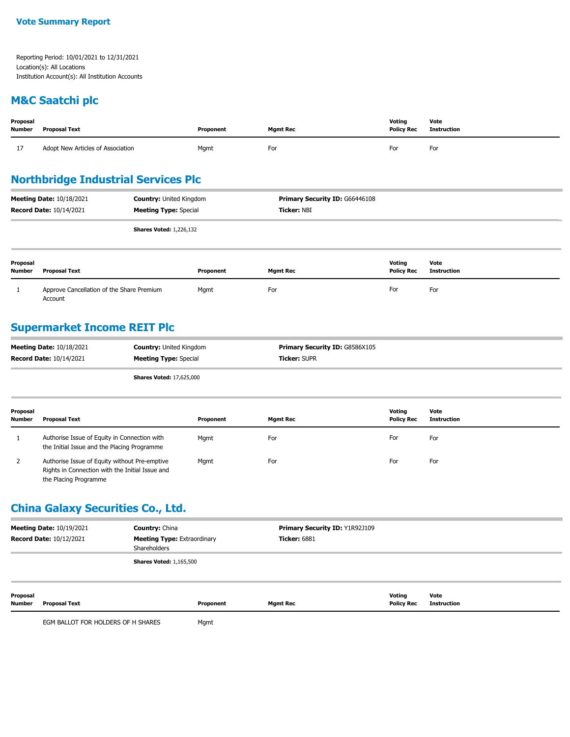**Vote Summary Report**

Reporting Period: 10/01/2021 to 12/31/2021
Location(s): All Locations
Institution Account(s): All Institution Accounts

## M&C Saatchi plc

| Proposal Number | Proposal Text | Proponent | Mgmt Rec | Voting Policy Rec | Vote Instruction |
|---|---|---|---|---|---|
| 17 | Adopt New Articles of Association | Mgmt | For | For | For |

## Northbridge Industrial Services Plc

**Meeting Date:** 10/18/2021 | **Country:** United Kingdom | **Primary Security ID:** G66446108
**Record Date:** 10/14/2021 | **Meeting Type:** Special | **Ticker:** NBI

**Shares Voted:** 1,226,132

| Proposal Number | Proposal Text | Proponent | Mgmt Rec | Voting Policy Rec | Vote Instruction |
|---|---|---|---|---|---|
| 1 | Approve Cancellation of the Share Premium Account | Mgmt | For | For | For |

## Supermarket Income REIT Plc

**Meeting Date:** 10/18/2021 | **Country:** United Kingdom | **Primary Security ID:** G8586X105
**Record Date:** 10/14/2021 | **Meeting Type:** Special | **Ticker:** SUPR

**Shares Voted:** 17,625,000

| Proposal Number | Proposal Text | Proponent | Mgmt Rec | Voting Policy Rec | Vote Instruction |
|---|---|---|---|---|---|
| 1 | Authorise Issue of Equity in Connection with the Initial Issue and the Placing Programme | Mgmt | For | For | For |
| 2 | Authorise Issue of Equity without Pre-emptive Rights in Connection with the Initial Issue and the Placing Programme | Mgmt | For | For | For |

## China Galaxy Securities Co., Ltd.

**Meeting Date:** 10/19/2021 | **Country:** China | **Primary Security ID:** Y1R92J109
**Record Date:** 10/12/2021 | **Meeting Type:** Extraordinary Shareholders | **Ticker:** 6881

**Shares Voted:** 1,165,500

| Proposal Number | Proposal Text | Proponent | Mgmt Rec | Voting Policy Rec | Vote Instruction |
|---|---|---|---|---|---|
| | EGM BALLOT FOR HOLDERS OF H SHARES | Mgmt | | | |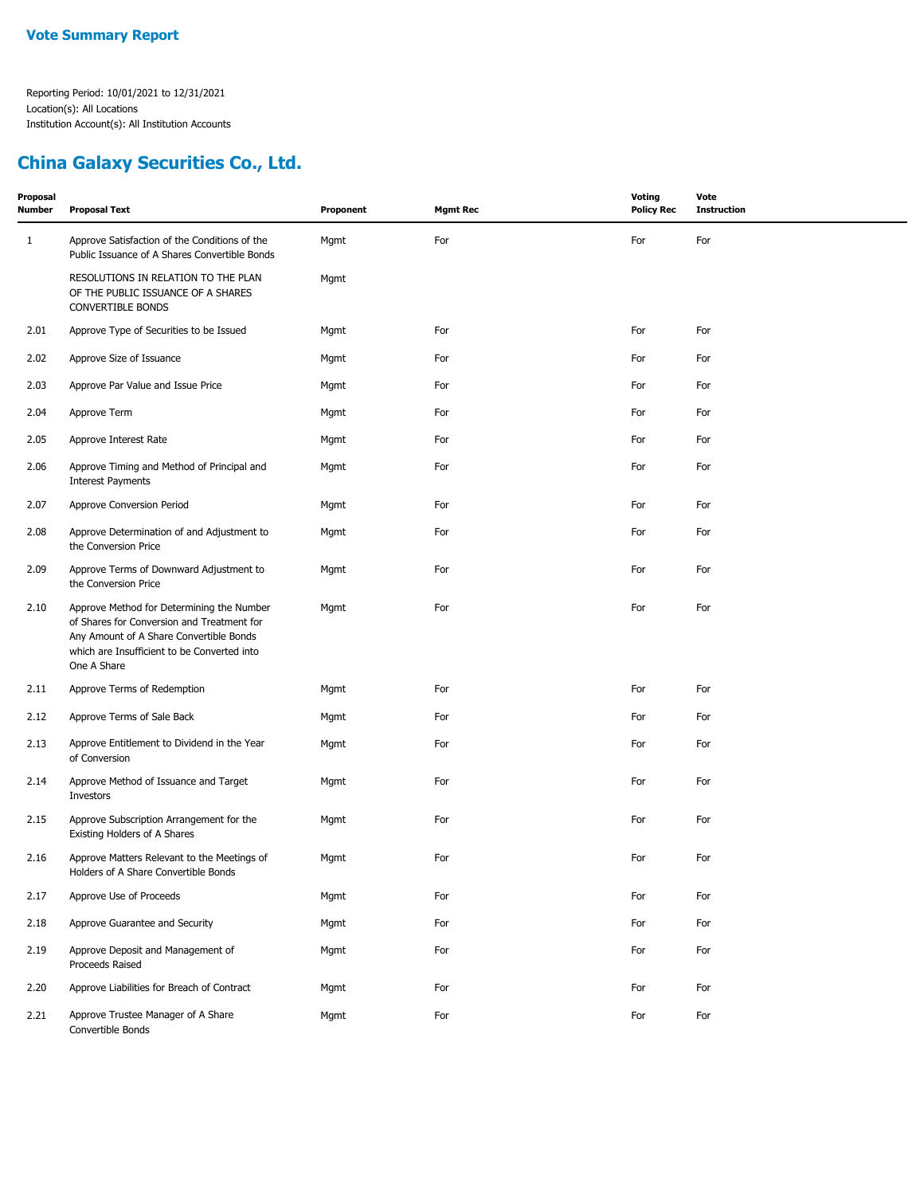**Vote Summary Report**

Reporting Period: 10/01/2021 to 12/31/2021
Location(s): All Locations
Institution Account(s): All Institution Accounts

## China Galaxy Securities Co., Ltd.

| Proposal Number | Proposal Text | Proponent | Mgmt Rec | Voting Policy Rec | Vote Instruction |
|---|---|---|---|---|---|
| 1 | Approve Satisfaction of the Conditions of the Public Issuance of A Shares Convertible Bonds | Mgmt | For | For | For |
| | RESOLUTIONS IN RELATION TO THE PLAN OF THE PUBLIC ISSUANCE OF A SHARES CONVERTIBLE BONDS | Mgmt | | | |
| 2.01 | Approve Type of Securities to be Issued | Mgmt | For | For | For |
| 2.02 | Approve Size of Issuance | Mgmt | For | For | For |
| 2.03 | Approve Par Value and Issue Price | Mgmt | For | For | For |
| 2.04 | Approve Term | Mgmt | For | For | For |
| 2.05 | Approve Interest Rate | Mgmt | For | For | For |
| 2.06 | Approve Timing and Method of Principal and Interest Payments | Mgmt | For | For | For |
| 2.07 | Approve Conversion Period | Mgmt | For | For | For |
| 2.08 | Approve Determination of and Adjustment to the Conversion Price | Mgmt | For | For | For |
| 2.09 | Approve Terms of Downward Adjustment to the Conversion Price | Mgmt | For | For | For |
| 2.10 | Approve Method for Determining the Number of Shares for Conversion and Treatment for Any Amount of A Share Convertible Bonds which are Insufficient to be Converted into One A Share | Mgmt | For | For | For |
| 2.11 | Approve Terms of Redemption | Mgmt | For | For | For |
| 2.12 | Approve Terms of Sale Back | Mgmt | For | For | For |
| 2.13 | Approve Entitlement to Dividend in the Year of Conversion | Mgmt | For | For | For |
| 2.14 | Approve Method of Issuance and Target Investors | Mgmt | For | For | For |
| 2.15 | Approve Subscription Arrangement for the Existing Holders of A Shares | Mgmt | For | For | For |
| 2.16 | Approve Matters Relevant to the Meetings of Holders of A Share Convertible Bonds | Mgmt | For | For | For |
| 2.17 | Approve Use of Proceeds | Mgmt | For | For | For |
| 2.18 | Approve Guarantee and Security | Mgmt | For | For | For |
| 2.19 | Approve Deposit and Management of Proceeds Raised | Mgmt | For | For | For |
| 2.20 | Approve Liabilities for Breach of Contract | Mgmt | For | For | For |
| 2.21 | Approve Trustee Manager of A Share Convertible Bonds | Mgmt | For | For | For |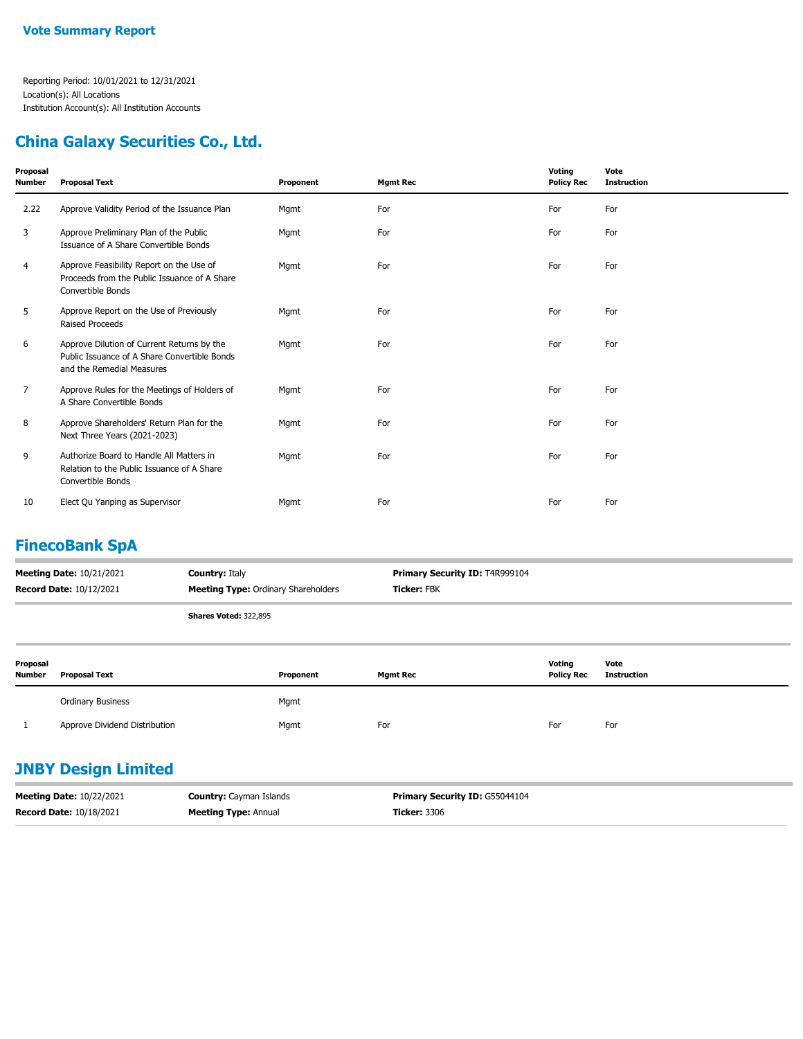**Vote Summary Report**

Reporting Period: 10/01/2021 to 12/31/2021
Location(s): All Locations
Institution Account(s): All Institution Accounts

## China Galaxy Securities Co., Ltd.

| Proposal Number | Proposal Text | Proponent | Mgmt Rec | Voting Policy Rec | Vote Instruction |
|---|---|---|---|---|---|
| 2.22 | Approve Validity Period of the Issuance Plan | Mgmt | For | For | For |
| 3 | Approve Preliminary Plan of the Public Issuance of A Share Convertible Bonds | Mgmt | For | For | For |
| 4 | Approve Feasibility Report on the Use of Proceeds from the Public Issuance of A Share Convertible Bonds | Mgmt | For | For | For |
| 5 | Approve Report on the Use of Previously Raised Proceeds | Mgmt | For | For | For |
| 6 | Approve Dilution of Current Returns by the Public Issuance of A Share Convertible Bonds and the Remedial Measures | Mgmt | For | For | For |
| 7 | Approve Rules for the Meetings of Holders of A Share Convertible Bonds | Mgmt | For | For | For |
| 8 | Approve Shareholders' Return Plan for the Next Three Years (2021-2023) | Mgmt | For | For | For |
| 9 | Authorize Board to Handle All Matters in Relation to the Public Issuance of A Share Convertible Bonds | Mgmt | For | For | For |
| 10 | Elect Qu Yanping as Supervisor | Mgmt | For | For | For |

## FinecoBank SpA

**Meeting Date:** 10/21/2021 | **Country:** Italy | **Primary Security ID:** T4R999104
**Record Date:** 10/12/2021 | **Meeting Type:** Ordinary Shareholders | **Ticker:** FBK

**Shares Voted:** 322,895

| Proposal Number | Proposal Text | Proponent | Mgmt Rec | Voting Policy Rec | Vote Instruction |
|---|---|---|---|---|---|
| | Ordinary Business | Mgmt | | | |
| 1 | Approve Dividend Distribution | Mgmt | For | For | For |

## JNBY Design Limited

**Meeting Date:** 10/22/2021 | **Country:** Cayman Islands | **Primary Security ID:** G55044104
**Record Date:** 10/18/2021 | **Meeting Type:** Annual | **Ticker:** 3306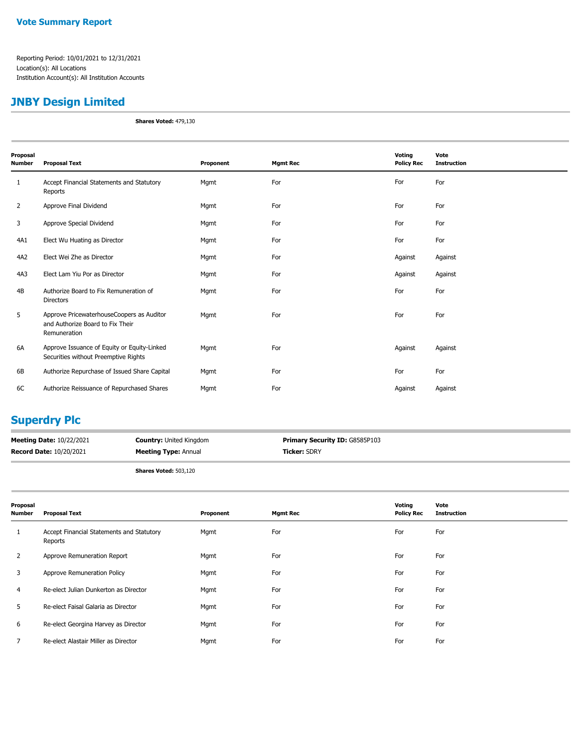## Vote Summary Report

Reporting Period: 10/01/2021 to 12/31/2021
Location(s): All Locations
Institution Account(s): All Institution Accounts

## JNBY Design Limited

**Shares Voted:** 479,130

| Proposal Number | Proposal Text | Proponent | Mgmt Rec | Voting Policy Rec | Vote Instruction |
|---|---|---|---|---|---|
| 1 | Accept Financial Statements and Statutory Reports | Mgmt | For | For | For |
| 2 | Approve Final Dividend | Mgmt | For | For | For |
| 3 | Approve Special Dividend | Mgmt | For | For | For |
| 4A1 | Elect Wu Huating as Director | Mgmt | For | For | For |
| 4A2 | Elect Wei Zhe as Director | Mgmt | For | Against | Against |
| 4A3 | Elect Lam Yiu Por as Director | Mgmt | For | Against | Against |
| 4B | Authorize Board to Fix Remuneration of Directors | Mgmt | For | For | For |
| 5 | Approve PricewaterhouseCoopers as Auditor and Authorize Board to Fix Their Remuneration | Mgmt | For | For | For |
| 6A | Approve Issuance of Equity or Equity-Linked Securities without Preemptive Rights | Mgmt | For | Against | Against |
| 6B | Authorize Repurchase of Issued Share Capital | Mgmt | For | For | For |
| 6C | Authorize Reissuance of Repurchased Shares | Mgmt | For | Against | Against |

## Superdry Plc

**Meeting Date:** 10/22/2021
**Record Date:** 10/20/2021
**Country:** United Kingdom
**Meeting Type:** Annual
**Primary Security ID:** G8585P103
**Ticker:** SDRY

**Shares Voted:** 503,120

| Proposal Number | Proposal Text | Proponent | Mgmt Rec | Voting Policy Rec | Vote Instruction |
|---|---|---|---|---|---|
| 1 | Accept Financial Statements and Statutory Reports | Mgmt | For | For | For |
| 2 | Approve Remuneration Report | Mgmt | For | For | For |
| 3 | Approve Remuneration Policy | Mgmt | For | For | For |
| 4 | Re-elect Julian Dunkerton as Director | Mgmt | For | For | For |
| 5 | Re-elect Faisal Galaria as Director | Mgmt | For | For | For |
| 6 | Re-elect Georgina Harvey as Director | Mgmt | For | For | For |
| 7 | Re-elect Alastair Miller as Director | Mgmt | For | For | For |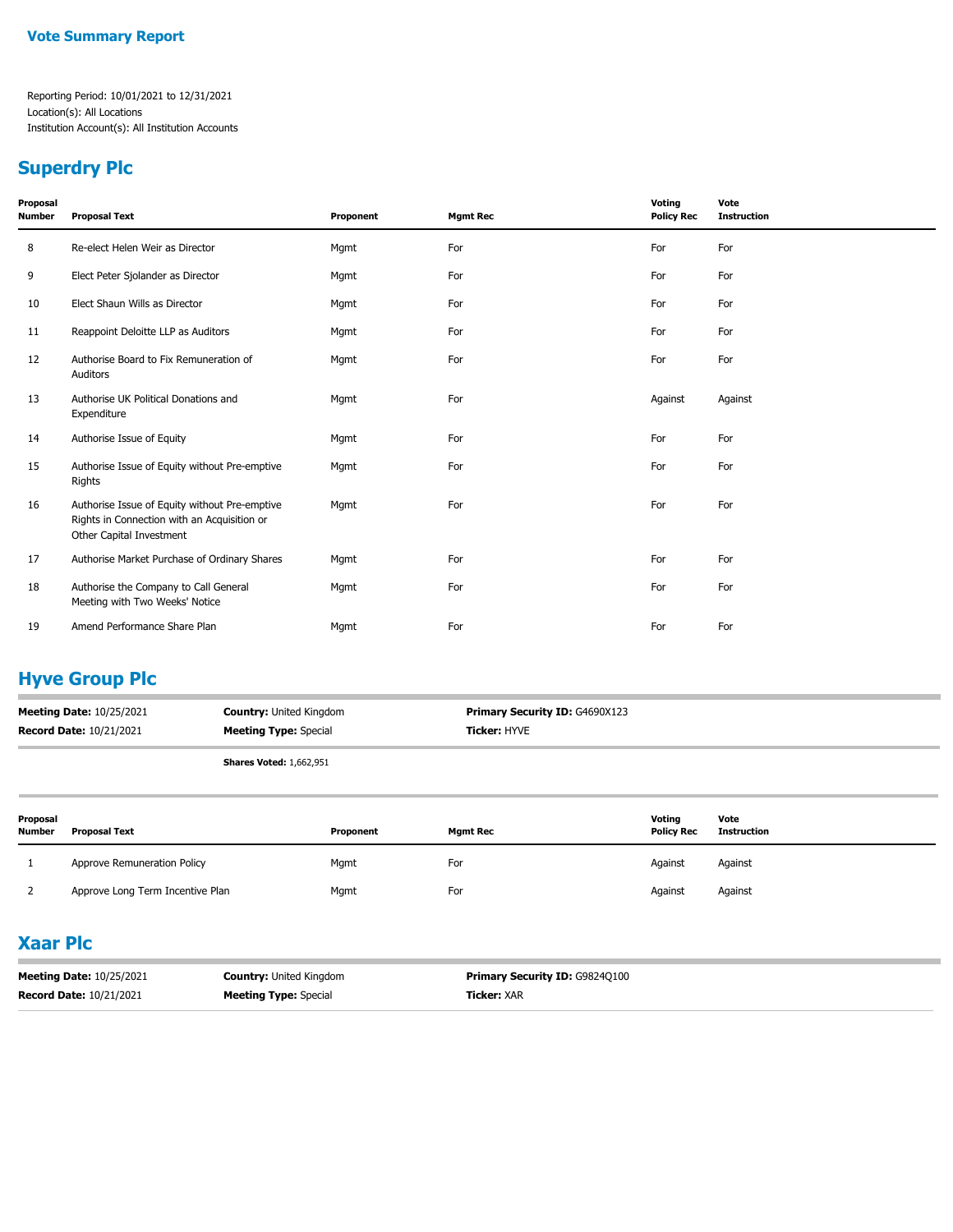**Vote Summary Report**

Reporting Period: 10/01/2021 to 12/31/2021
Location(s): All Locations
Institution Account(s): All Institution Accounts

## Superdry Plc

| Proposal Number | Proposal Text | Proponent | Mgmt Rec | Voting Policy Rec | Vote Instruction |
|---|---|---|---|---|---|
| 8 | Re-elect Helen Weir as Director | Mgmt | For | For | For |
| 9 | Elect Peter Sjolander as Director | Mgmt | For | For | For |
| 10 | Elect Shaun Wills as Director | Mgmt | For | For | For |
| 11 | Reappoint Deloitte LLP as Auditors | Mgmt | For | For | For |
| 12 | Authorise Board to Fix Remuneration of Auditors | Mgmt | For | For | For |
| 13 | Authorise UK Political Donations and Expenditure | Mgmt | For | Against | Against |
| 14 | Authorise Issue of Equity | Mgmt | For | For | For |
| 15 | Authorise Issue of Equity without Pre-emptive Rights | Mgmt | For | For | For |
| 16 | Authorise Issue of Equity without Pre-emptive Rights in Connection with an Acquisition or Other Capital Investment | Mgmt | For | For | For |
| 17 | Authorise Market Purchase of Ordinary Shares | Mgmt | For | For | For |
| 18 | Authorise the Company to Call General Meeting with Two Weeks' Notice | Mgmt | For | For | For |
| 19 | Amend Performance Share Plan | Mgmt | For | For | For |

## Hyve Group Plc

**Meeting Date:** 10/25/2021 | **Country:** United Kingdom | **Primary Security ID:** G4690X123
**Record Date:** 10/21/2021 | **Meeting Type:** Special | **Ticker:** HYVE

**Shares Voted:** 1,662,951

| Proposal Number | Proposal Text | Proponent | Mgmt Rec | Voting Policy Rec | Vote Instruction |
|---|---|---|---|---|---|
| 1 | Approve Remuneration Policy | Mgmt | For | Against | Against |
| 2 | Approve Long Term Incentive Plan | Mgmt | For | Against | Against |

## Xaar Plc

**Meeting Date:** 10/25/2021 | **Country:** United Kingdom | **Primary Security ID:** G9824Q100
**Record Date:** 10/21/2021 | **Meeting Type:** Special | **Ticker:** XAR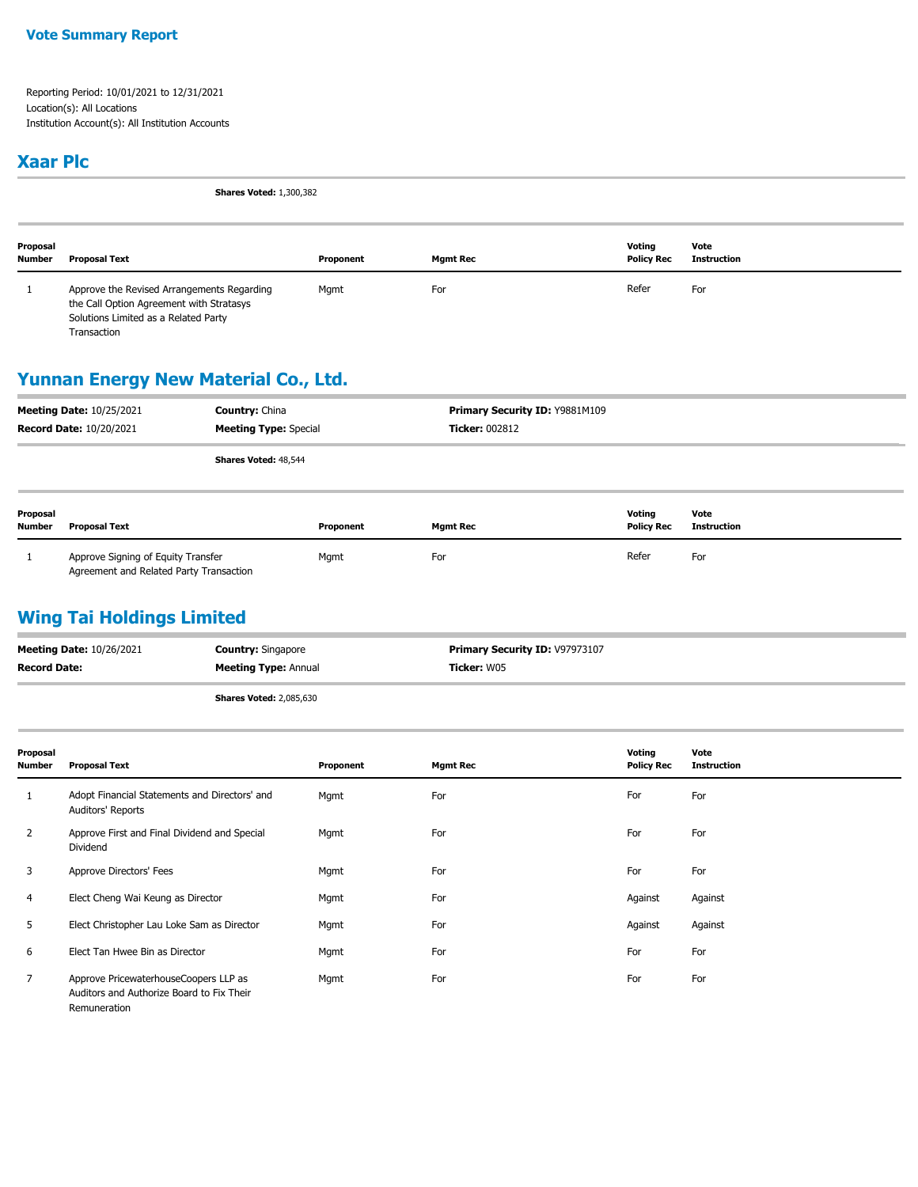# Vote Summary Report

Reporting Period: 10/01/2021 to 12/31/2021
Location(s): All Locations
Institution Account(s): All Institution Accounts

## Xaar Plc

**Shares Voted:** 1,300,382

| Proposal Number | Proposal Text | Proponent | Mgmt Rec | Voting Policy Rec | Vote Instruction |
|---|---|---|---|---|---|
| 1 | Approve the Revised Arrangements Regarding the Call Option Agreement with Stratasys Solutions Limited as a Related Party Transaction | Mgmt | For | Refer | For |

## Yunnan Energy New Material Co., Ltd.

**Meeting Date:** 10/25/2021 **Country:** China **Primary Security ID:** Y9881M109
**Record Date:** 10/20/2021 **Meeting Type:** Special **Ticker:** 002812

**Shares Voted:** 48,544

| Proposal Number | Proposal Text | Proponent | Mgmt Rec | Voting Policy Rec | Vote Instruction |
|---|---|---|---|---|---|
| 1 | Approve Signing of Equity Transfer Agreement and Related Party Transaction | Mgmt | For | Refer | For |

## Wing Tai Holdings Limited

**Meeting Date:** 10/26/2021 **Country:** Singapore **Primary Security ID:** V97973107
**Record Date:** **Meeting Type:** Annual **Ticker:** W05

**Shares Voted:** 2,085,630

| Proposal Number | Proposal Text | Proponent | Mgmt Rec | Voting Policy Rec | Vote Instruction |
|---|---|---|---|---|---|
| 1 | Adopt Financial Statements and Directors' and Auditors' Reports | Mgmt | For | For | For |
| 2 | Approve First and Final Dividend and Special Dividend | Mgmt | For | For | For |
| 3 | Approve Directors' Fees | Mgmt | For | For | For |
| 4 | Elect Cheng Wai Keung as Director | Mgmt | For | Against | Against |
| 5 | Elect Christopher Lau Loke Sam as Director | Mgmt | For | Against | Against |
| 6 | Elect Tan Hwee Bin as Director | Mgmt | For | For | For |
| 7 | Approve PricewaterhouseCoopers LLP as Auditors and Authorize Board to Fix Their Remuneration | Mgmt | For | For | For |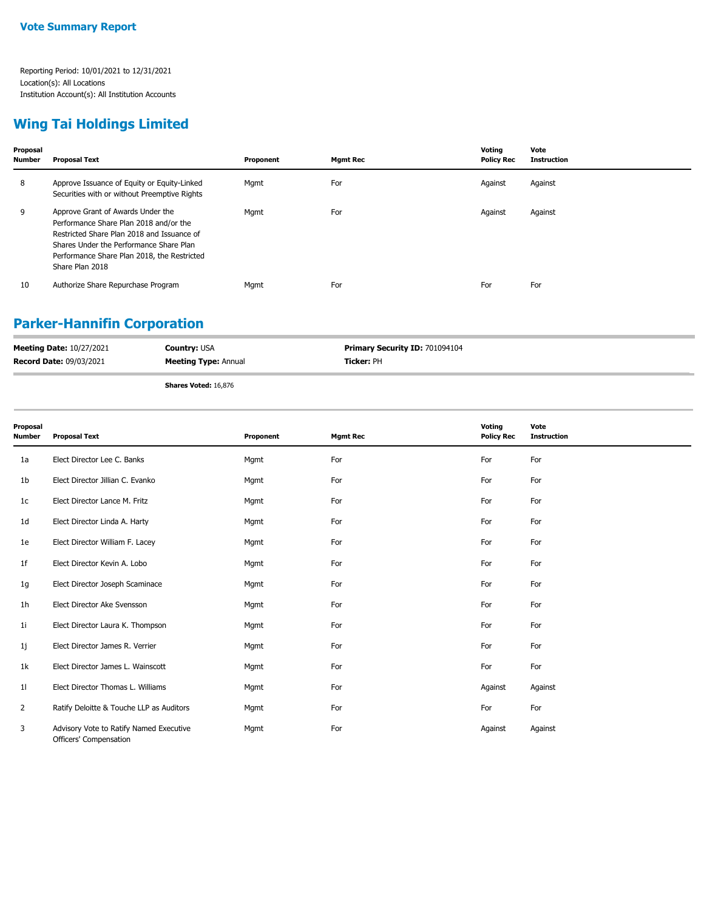# Vote Summary Report

Reporting Period: 10/01/2021 to 12/31/2021
Location(s): All Locations
Institution Account(s): All Institution Accounts

## Wing Tai Holdings Limited

| Proposal Number | Proposal Text | Proponent | Mgmt Rec | Voting Policy Rec | Vote Instruction |
|---|---|---|---|---|---|
| 8 | Approve Issuance of Equity or Equity-Linked Securities with or without Preemptive Rights | Mgmt | For | Against | Against |
| 9 | Approve Grant of Awards Under the Performance Share Plan 2018 and/or the Restricted Share Plan 2018 and Issuance of Shares Under the Performance Share Plan Performance Share Plan 2018, the Restricted Share Plan 2018 | Mgmt | For | Against | Against |
| 10 | Authorize Share Repurchase Program | Mgmt | For | For | For |

## Parker-Hannifin Corporation

**Meeting Date:** 10/27/2021
**Record Date:** 09/03/2021
**Country:** USA
**Meeting Type:** Annual
**Primary Security ID:** 701094104
**Ticker:** PH

**Shares Voted:** 16,876

| Proposal Number | Proposal Text | Proponent | Mgmt Rec | Voting Policy Rec | Vote Instruction |
|---|---|---|---|---|---|
| 1a | Elect Director Lee C. Banks | Mgmt | For | For | For |
| 1b | Elect Director Jillian C. Evanko | Mgmt | For | For | For |
| 1c | Elect Director Lance M. Fritz | Mgmt | For | For | For |
| 1d | Elect Director Linda A. Harty | Mgmt | For | For | For |
| 1e | Elect Director William F. Lacey | Mgmt | For | For | For |
| 1f | Elect Director Kevin A. Lobo | Mgmt | For | For | For |
| 1g | Elect Director Joseph Scaminace | Mgmt | For | For | For |
| 1h | Elect Director Ake Svensson | Mgmt | For | For | For |
| 1i | Elect Director Laura K. Thompson | Mgmt | For | For | For |
| 1j | Elect Director James R. Verrier | Mgmt | For | For | For |
| 1k | Elect Director James L. Wainscott | Mgmt | For | For | For |
| 1l | Elect Director Thomas L. Williams | Mgmt | For | Against | Against |
| 2 | Ratify Deloitte & Touche LLP as Auditors | Mgmt | For | For | For |
| 3 | Advisory Vote to Ratify Named Executive Officers' Compensation | Mgmt | For | Against | Against |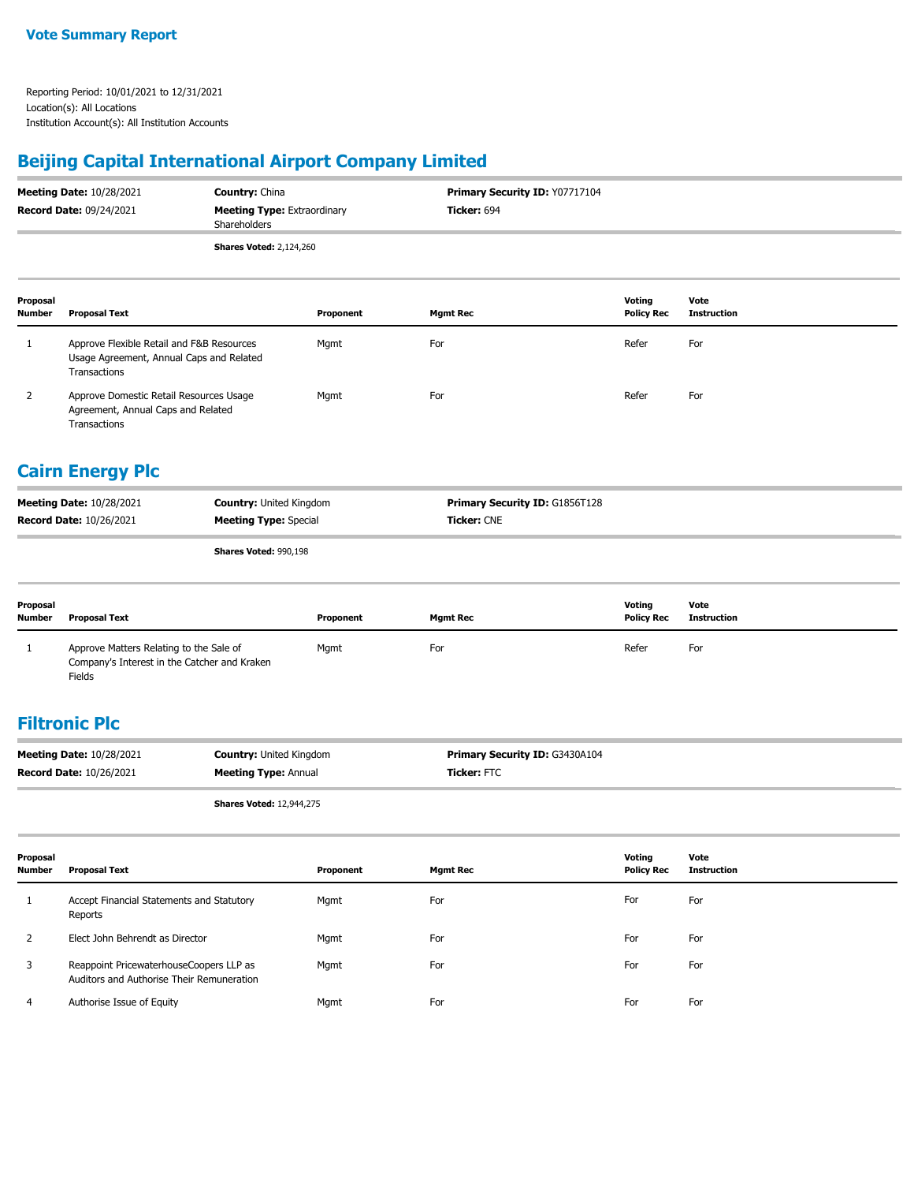**Vote Summary Report**

Reporting Period: 10/01/2021 to 12/31/2021
Location(s): All Locations
Institution Account(s): All Institution Accounts

## Beijing Capital International Airport Company Limited

**Meeting Date:** 10/28/2021
**Record Date:** 09/24/2021
**Country:** China
**Meeting Type:** Extraordinary Shareholders
**Primary Security ID:** Y07717104
**Ticker:** 694

**Shares Voted:** 2,124,260

| Proposal Number | Proposal Text | Proponent | Mgmt Rec | Voting Policy Rec | Vote Instruction |
|---|---|---|---|---|---|
| 1 | Approve Flexible Retail and F&B Resources Usage Agreement, Annual Caps and Related Transactions | Mgmt | For | Refer | For |
| 2 | Approve Domestic Retail Resources Usage Agreement, Annual Caps and Related Transactions | Mgmt | For | Refer | For |

## Cairn Energy Plc

**Meeting Date:** 10/28/2021
**Record Date:** 10/26/2021
**Country:** United Kingdom
**Meeting Type:** Special
**Primary Security ID:** G1856T128
**Ticker:** CNE

**Shares Voted:** 990,198

| Proposal Number | Proposal Text | Proponent | Mgmt Rec | Voting Policy Rec | Vote Instruction |
|---|---|---|---|---|---|
| 1 | Approve Matters Relating to the Sale of Company's Interest in the Catcher and Kraken Fields | Mgmt | For | Refer | For |

## Filtronic Plc

**Meeting Date:** 10/28/2021
**Record Date:** 10/26/2021
**Country:** United Kingdom
**Meeting Type:** Annual
**Primary Security ID:** G3430A104
**Ticker:** FTC

**Shares Voted:** 12,944,275

| Proposal Number | Proposal Text | Proponent | Mgmt Rec | Voting Policy Rec | Vote Instruction |
|---|---|---|---|---|---|
| 1 | Accept Financial Statements and Statutory Reports | Mgmt | For | For | For |
| 2 | Elect John Behrendt as Director | Mgmt | For | For | For |
| 3 | Reappoint PricewaterhouseCoopers LLP as Auditors and Authorise Their Remuneration | Mgmt | For | For | For |
| 4 | Authorise Issue of Equity | Mgmt | For | For | For |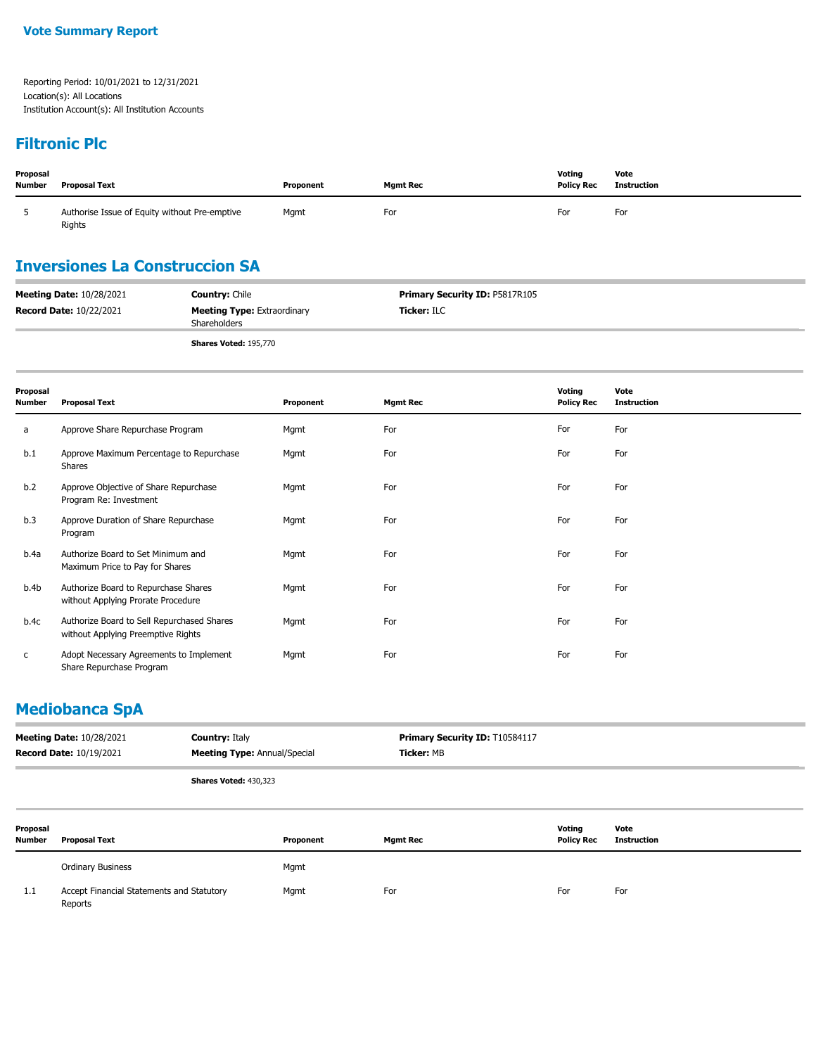**Vote Summary Report**

Reporting Period: 10/01/2021 to 12/31/2021
Location(s): All Locations
Institution Account(s): All Institution Accounts

## Filtronic Plc

| Proposal Number | Proposal Text | Proponent | Mgmt Rec | Voting Policy Rec | Vote Instruction |
|---|---|---|---|---|---|
| 5 | Authorise Issue of Equity without Pre-emptive Rights | Mgmt | For | For | For |

## Inversiones La Construccion SA

**Meeting Date:** 10/28/2021
**Record Date:** 10/22/2021
**Country:** Chile
**Meeting Type:** Extraordinary Shareholders
**Primary Security ID:** P5817R105
**Ticker:** ILC

**Shares Voted:** 195,770

| Proposal Number | Proposal Text | Proponent | Mgmt Rec | Voting Policy Rec | Vote Instruction |
|---|---|---|---|---|---|
| a | Approve Share Repurchase Program | Mgmt | For | For | For |
| b.1 | Approve Maximum Percentage to Repurchase Shares | Mgmt | For | For | For |
| b.2 | Approve Objective of Share Repurchase Program Re: Investment | Mgmt | For | For | For |
| b.3 | Approve Duration of Share Repurchase Program | Mgmt | For | For | For |
| b.4a | Authorize Board to Set Minimum and Maximum Price to Pay for Shares | Mgmt | For | For | For |
| b.4b | Authorize Board to Repurchase Shares without Applying Prorate Procedure | Mgmt | For | For | For |
| b.4c | Authorize Board to Sell Repurchased Shares without Applying Preemptive Rights | Mgmt | For | For | For |
| c | Adopt Necessary Agreements to Implement Share Repurchase Program | Mgmt | For | For | For |

## Mediobanca SpA

**Meeting Date:** 10/28/2021
**Record Date:** 10/19/2021
**Country:** Italy
**Meeting Type:** Annual/Special
**Primary Security ID:** T10584117
**Ticker:** MB

**Shares Voted:** 430,323

| Proposal Number | Proposal Text | Proponent | Mgmt Rec | Voting Policy Rec | Vote Instruction |
|---|---|---|---|---|---|
| | Ordinary Business | Mgmt | | | |
| 1.1 | Accept Financial Statements and Statutory Reports | Mgmt | For | For | For |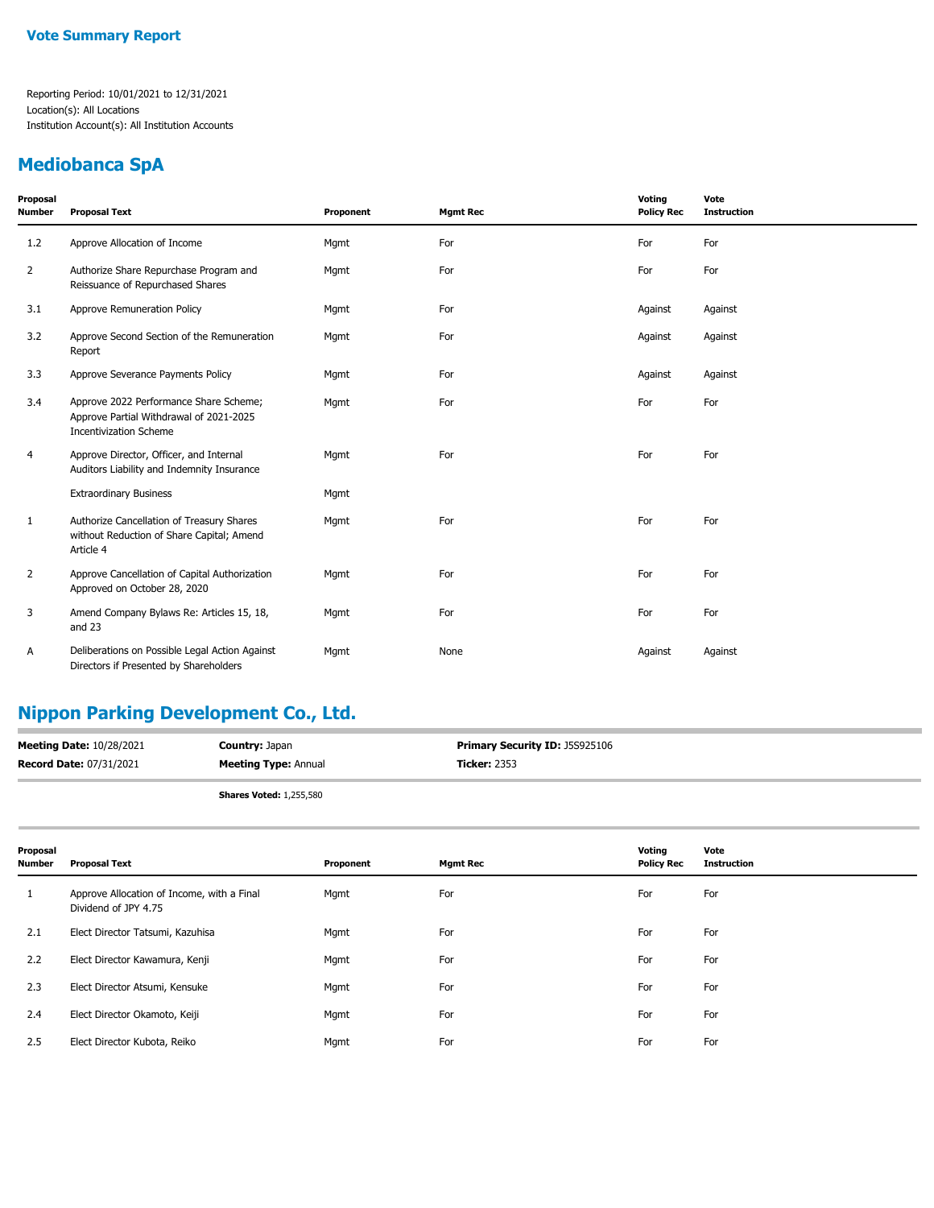# Vote Summary Report

Reporting Period: 10/01/2021 to 12/31/2021
Location(s): All Locations
Institution Account(s): All Institution Accounts

## Mediobanca SpA

| Proposal Number | Proposal Text | Proponent | Mgmt Rec | Voting Policy Rec | Vote Instruction |
|---|---|---|---|---|---|
| 1.2 | Approve Allocation of Income | Mgmt | For | For | For |
| 2 | Authorize Share Repurchase Program and Reissuance of Repurchased Shares | Mgmt | For | For | For |
| 3.1 | Approve Remuneration Policy | Mgmt | For | Against | Against |
| 3.2 | Approve Second Section of the Remuneration Report | Mgmt | For | Against | Against |
| 3.3 | Approve Severance Payments Policy | Mgmt | For | Against | Against |
| 3.4 | Approve 2022 Performance Share Scheme; Approve Partial Withdrawal of 2021-2025 Incentivization Scheme | Mgmt | For | For | For |
| 4 | Approve Director, Officer, and Internal Auditors Liability and Indemnity Insurance | Mgmt | For | For | For |
| | Extraordinary Business | Mgmt | | | |
| 1 | Authorize Cancellation of Treasury Shares without Reduction of Share Capital; Amend Article 4 | Mgmt | For | For | For |
| 2 | Approve Cancellation of Capital Authorization Approved on October 28, 2020 | Mgmt | For | For | For |
| 3 | Amend Company Bylaws Re: Articles 15, 18, and 23 | Mgmt | For | For | For |
| A | Deliberations on Possible Legal Action Against Directors if Presented by Shareholders | Mgmt | None | Against | Against |

## Nippon Parking Development Co., Ltd.

**Meeting Date:** 10/28/2021 | **Country:** Japan | **Primary Security ID:** J5S925106
**Record Date:** 07/31/2021 | **Meeting Type:** Annual | **Ticker:** 2353

**Shares Voted:** 1,255,580

| Proposal Number | Proposal Text | Proponent | Mgmt Rec | Voting Policy Rec | Vote Instruction |
|---|---|---|---|---|---|
| 1 | Approve Allocation of Income, with a Final Dividend of JPY 4.75 | Mgmt | For | For | For |
| 2.1 | Elect Director Tatsumi, Kazuhisa | Mgmt | For | For | For |
| 2.2 | Elect Director Kawamura, Kenji | Mgmt | For | For | For |
| 2.3 | Elect Director Atsumi, Kensuke | Mgmt | For | For | For |
| 2.4 | Elect Director Okamoto, Keiji | Mgmt | For | For | For |
| 2.5 | Elect Director Kubota, Reiko | Mgmt | For | For | For |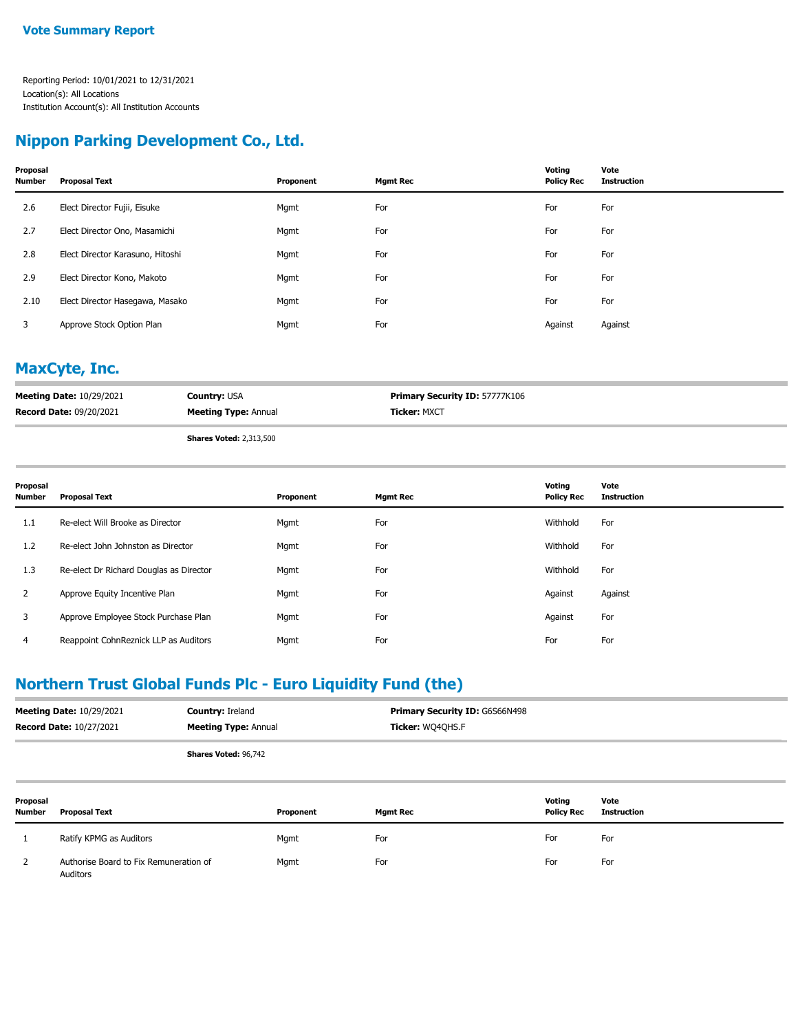# Vote Summary Report

Reporting Period: 10/01/2021 to 12/31/2021
Location(s): All Locations
Institution Account(s): All Institution Accounts

## Nippon Parking Development Co., Ltd.

| Proposal Number | Proposal Text | Proponent | Mgmt Rec | Voting Policy Rec | Vote Instruction |
|---|---|---|---|---|---|
| 2.6 | Elect Director Fujii, Eisuke | Mgmt | For | For | For |
| 2.7 | Elect Director Ono, Masamichi | Mgmt | For | For | For |
| 2.8 | Elect Director Karasuno, Hitoshi | Mgmt | For | For | For |
| 2.9 | Elect Director Kono, Makoto | Mgmt | For | For | For |
| 2.10 | Elect Director Hasegawa, Masako | Mgmt | For | For | For |
| 3 | Approve Stock Option Plan | Mgmt | For | Against | Against |

## MaxCyte, Inc.

**Meeting Date:** 10/29/2021 | **Country:** USA | **Primary Security ID:** 57777K106
**Record Date:** 09/20/2021 | **Meeting Type:** Annual | **Ticker:** MXCT

**Shares Voted:** 2,313,500

| Proposal Number | Proposal Text | Proponent | Mgmt Rec | Voting Policy Rec | Vote Instruction |
|---|---|---|---|---|---|
| 1.1 | Re-elect Will Brooke as Director | Mgmt | For | Withhold | For |
| 1.2 | Re-elect John Johnston as Director | Mgmt | For | Withhold | For |
| 1.3 | Re-elect Dr Richard Douglas as Director | Mgmt | For | Withhold | For |
| 2 | Approve Equity Incentive Plan | Mgmt | For | Against | Against |
| 3 | Approve Employee Stock Purchase Plan | Mgmt | For | Against | For |
| 4 | Reappoint CohnReznick LLP as Auditors | Mgmt | For | For | For |

## Northern Trust Global Funds Plc - Euro Liquidity Fund (the)

**Meeting Date:** 10/29/2021 | **Country:** Ireland | **Primary Security ID:** G6S66N498
**Record Date:** 10/27/2021 | **Meeting Type:** Annual | **Ticker:** WQ4QHS.F

**Shares Voted:** 96,742

| Proposal Number | Proposal Text | Proponent | Mgmt Rec | Voting Policy Rec | Vote Instruction |
|---|---|---|---|---|---|
| 1 | Ratify KPMG as Auditors | Mgmt | For | For | For |
| 2 | Authorise Board to Fix Remuneration of Auditors | Mgmt | For | For | For |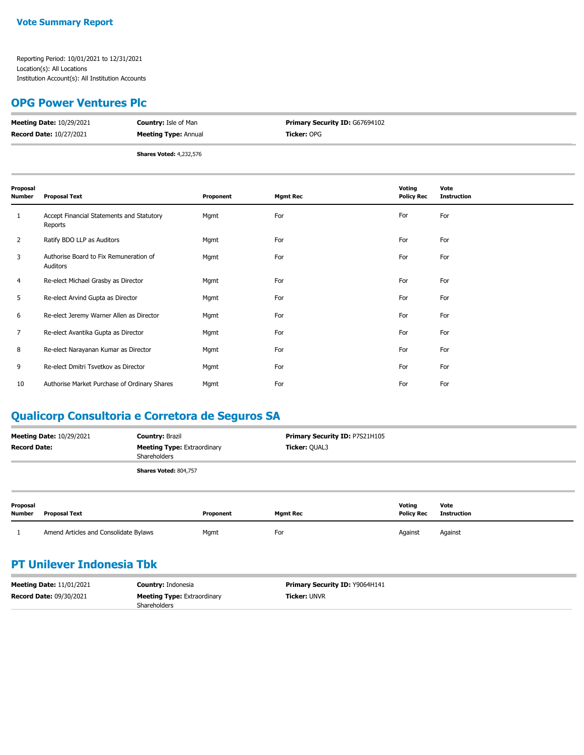**Vote Summary Report**

Reporting Period: 10/01/2021 to 12/31/2021
Location(s): All Locations
Institution Account(s): All Institution Accounts

## OPG Power Ventures Plc

**Meeting Date:** 10/29/2021
**Record Date:** 10/27/2021
**Country:** Isle of Man
**Meeting Type:** Annual
**Primary Security ID:** G67694102
**Ticker:** OPG

**Shares Voted:** 4,232,576

| Proposal Number | Proposal Text | Proponent | Mgmt Rec | Voting Policy Rec | Vote Instruction |
|---|---|---|---|---|---|
| 1 | Accept Financial Statements and Statutory Reports | Mgmt | For | For | For |
| 2 | Ratify BDO LLP as Auditors | Mgmt | For | For | For |
| 3 | Authorise Board to Fix Remuneration of Auditors | Mgmt | For | For | For |
| 4 | Re-elect Michael Grasby as Director | Mgmt | For | For | For |
| 5 | Re-elect Arvind Gupta as Director | Mgmt | For | For | For |
| 6 | Re-elect Jeremy Warner Allen as Director | Mgmt | For | For | For |
| 7 | Re-elect Avantika Gupta as Director | Mgmt | For | For | For |
| 8 | Re-elect Narayanan Kumar as Director | Mgmt | For | For | For |
| 9 | Re-elect Dmitri Tsvetkov as Director | Mgmt | For | For | For |
| 10 | Authorise Market Purchase of Ordinary Shares | Mgmt | For | For | For |

## Qualicorp Consultoria e Corretora de Seguros SA

**Meeting Date:** 10/29/2021
**Record Date:**
**Country:** Brazil
**Meeting Type:** Extraordinary Shareholders
**Primary Security ID:** P7S21H105
**Ticker:** QUAL3

**Shares Voted:** 804,757

| Proposal Number | Proposal Text | Proponent | Mgmt Rec | Voting Policy Rec | Vote Instruction |
|---|---|---|---|---|---|
| 1 | Amend Articles and Consolidate Bylaws | Mgmt | For | Against | Against |

## PT Unilever Indonesia Tbk

**Meeting Date:** 11/01/2021
**Record Date:** 09/30/2021
**Country:** Indonesia
**Meeting Type:** Extraordinary Shareholders
**Primary Security ID:** Y9064H141
**Ticker:** UNVR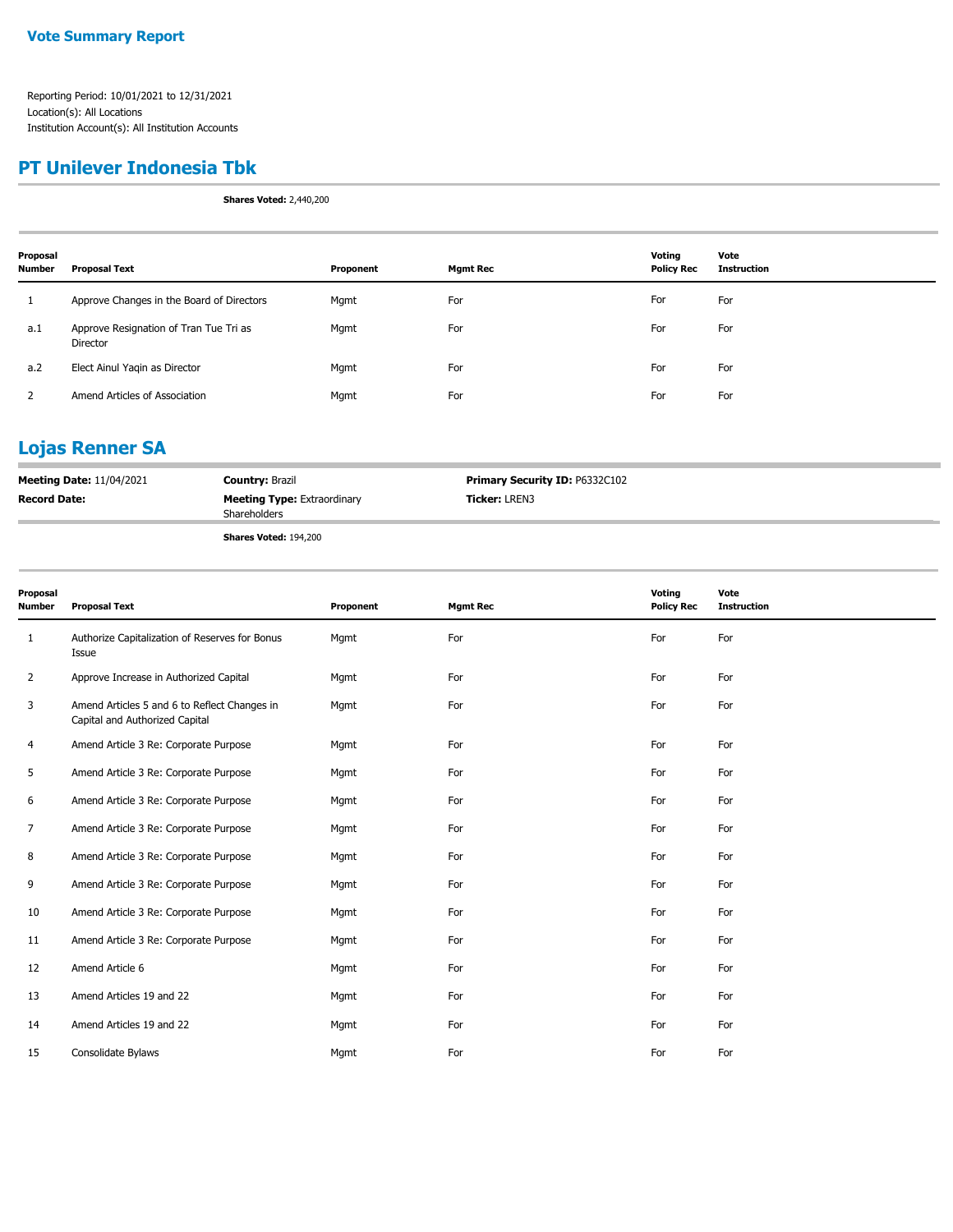**Vote Summary Report**

Reporting Period: 10/01/2021 to 12/31/2021
Location(s): All Locations
Institution Account(s): All Institution Accounts

## PT Unilever Indonesia Tbk

**Shares Voted:** 2,440,200

| Proposal Number | Proposal Text | Proponent | Mgmt Rec | Voting Policy Rec | Vote Instruction |
|---|---|---|---|---|---|
| 1 | Approve Changes in the Board of Directors | Mgmt | For | For | For |
| a.1 | Approve Resignation of Tran Tue Tri as Director | Mgmt | For | For | For |
| a.2 | Elect Ainul Yaqin as Director | Mgmt | For | For | For |
| 2 | Amend Articles of Association | Mgmt | For | For | For |

## Lojas Renner SA

**Meeting Date:** 11/04/2021
**Record Date:**
**Country:** Brazil
**Meeting Type:** Extraordinary Shareholders
**Primary Security ID:** P6332C102
**Ticker:** LREN3

**Shares Voted:** 194,200

| Proposal Number | Proposal Text | Proponent | Mgmt Rec | Voting Policy Rec | Vote Instruction |
|---|---|---|---|---|---|
| 1 | Authorize Capitalization of Reserves for Bonus Issue | Mgmt | For | For | For |
| 2 | Approve Increase in Authorized Capital | Mgmt | For | For | For |
| 3 | Amend Articles 5 and 6 to Reflect Changes in Capital and Authorized Capital | Mgmt | For | For | For |
| 4 | Amend Article 3 Re: Corporate Purpose | Mgmt | For | For | For |
| 5 | Amend Article 3 Re: Corporate Purpose | Mgmt | For | For | For |
| 6 | Amend Article 3 Re: Corporate Purpose | Mgmt | For | For | For |
| 7 | Amend Article 3 Re: Corporate Purpose | Mgmt | For | For | For |
| 8 | Amend Article 3 Re: Corporate Purpose | Mgmt | For | For | For |
| 9 | Amend Article 3 Re: Corporate Purpose | Mgmt | For | For | For |
| 10 | Amend Article 3 Re: Corporate Purpose | Mgmt | For | For | For |
| 11 | Amend Article 3 Re: Corporate Purpose | Mgmt | For | For | For |
| 12 | Amend Article 6 | Mgmt | For | For | For |
| 13 | Amend Articles 19 and 22 | Mgmt | For | For | For |
| 14 | Amend Articles 19 and 22 | Mgmt | For | For | For |
| 15 | Consolidate Bylaws | Mgmt | For | For | For |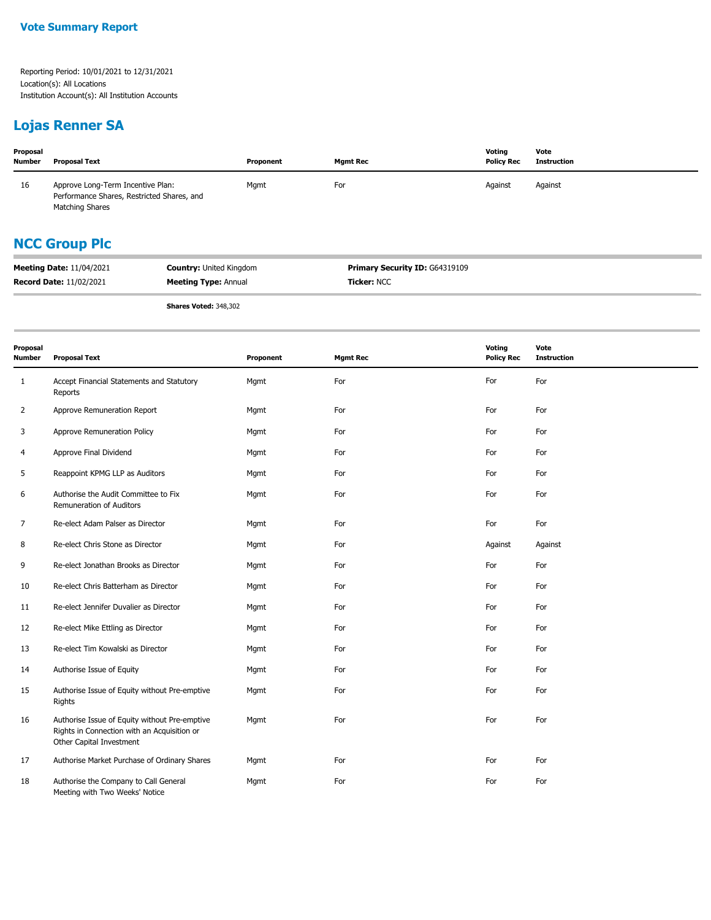**Vote Summary Report**

Reporting Period: 10/01/2021 to 12/31/2021
Location(s): All Locations
Institution Account(s): All Institution Accounts

## Lojas Renner SA

| Proposal Number | Proposal Text | Proponent | Mgmt Rec | Voting Policy Rec | Vote Instruction |
|---|---|---|---|---|---|
| 16 | Approve Long-Term Incentive Plan: Performance Shares, Restricted Shares, and Matching Shares | Mgmt | For | Against | Against |

## NCC Group Plc

**Meeting Date:** 11/04/2021 | **Country:** United Kingdom | **Primary Security ID:** G64319109
**Record Date:** 11/02/2021 | **Meeting Type:** Annual | **Ticker:** NCC

**Shares Voted:** 348,302

| Proposal Number | Proposal Text | Proponent | Mgmt Rec | Voting Policy Rec | Vote Instruction |
|---|---|---|---|---|---|
| 1 | Accept Financial Statements and Statutory Reports | Mgmt | For | For | For |
| 2 | Approve Remuneration Report | Mgmt | For | For | For |
| 3 | Approve Remuneration Policy | Mgmt | For | For | For |
| 4 | Approve Final Dividend | Mgmt | For | For | For |
| 5 | Reappoint KPMG LLP as Auditors | Mgmt | For | For | For |
| 6 | Authorise the Audit Committee to Fix Remuneration of Auditors | Mgmt | For | For | For |
| 7 | Re-elect Adam Palser as Director | Mgmt | For | For | For |
| 8 | Re-elect Chris Stone as Director | Mgmt | For | Against | Against |
| 9 | Re-elect Jonathan Brooks as Director | Mgmt | For | For | For |
| 10 | Re-elect Chris Batterham as Director | Mgmt | For | For | For |
| 11 | Re-elect Jennifer Duvalier as Director | Mgmt | For | For | For |
| 12 | Re-elect Mike Ettling as Director | Mgmt | For | For | For |
| 13 | Re-elect Tim Kowalski as Director | Mgmt | For | For | For |
| 14 | Authorise Issue of Equity | Mgmt | For | For | For |
| 15 | Authorise Issue of Equity without Pre-emptive Rights | Mgmt | For | For | For |
| 16 | Authorise Issue of Equity without Pre-emptive Rights in Connection with an Acquisition or Other Capital Investment | Mgmt | For | For | For |
| 17 | Authorise Market Purchase of Ordinary Shares | Mgmt | For | For | For |
| 18 | Authorise the Company to Call General Meeting with Two Weeks' Notice | Mgmt | For | For | For |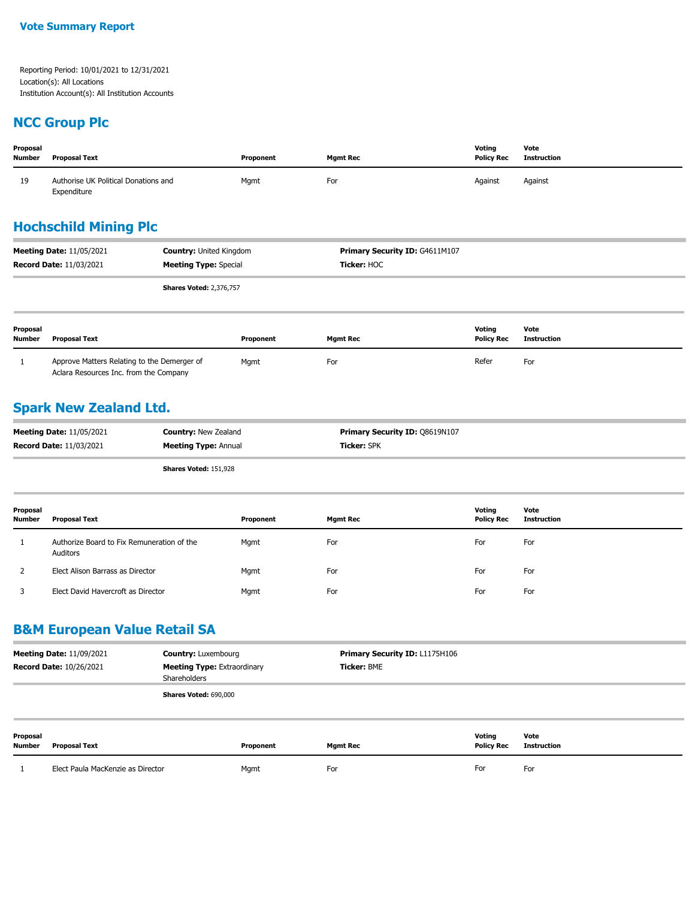# Vote Summary Report

Reporting Period: 10/01/2021 to 12/31/2021
Location(s): All Locations
Institution Account(s): All Institution Accounts

## NCC Group Plc

| Proposal Number | Proposal Text | Proponent | Mgmt Rec | Voting Policy Rec | Vote Instruction |
|---|---|---|---|---|---|
| 19 | Authorise UK Political Donations and Expenditure | Mgmt | For | Against | Against |

## Hochschild Mining Plc

| | | |
|---|---|---|
| **Meeting Date:** 11/05/2021 | **Country:** United Kingdom | **Primary Security ID:** G4611M107 |
| **Record Date:** 11/03/2021 | **Meeting Type:** Special | **Ticker:** HOC |
| | **Shares Voted:** 2,376,757 | |

| Proposal Number | Proposal Text | Proponent | Mgmt Rec | Voting Policy Rec | Vote Instruction |
|---|---|---|---|---|---|
| 1 | Approve Matters Relating to the Demerger of Aclara Resources Inc. from the Company | Mgmt | For | Refer | For |

## Spark New Zealand Ltd.

| | | |
|---|---|---|
| **Meeting Date:** 11/05/2021 | **Country:** New Zealand | **Primary Security ID:** Q8619N107 |
| **Record Date:** 11/03/2021 | **Meeting Type:** Annual | **Ticker:** SPK |
| | **Shares Voted:** 151,928 | |

| Proposal Number | Proposal Text | Proponent | Mgmt Rec | Voting Policy Rec | Vote Instruction |
|---|---|---|---|---|---|
| 1 | Authorize Board to Fix Remuneration of the Auditors | Mgmt | For | For | For |
| 2 | Elect Alison Barrass as Director | Mgmt | For | For | For |
| 3 | Elect David Havercroft as Director | Mgmt | For | For | For |

## B&M European Value Retail SA

| | | |
|---|---|---|
| **Meeting Date:** 11/09/2021 | **Country:** Luxembourg | **Primary Security ID:** L1175H106 |
| **Record Date:** 10/26/2021 | **Meeting Type:** Extraordinary Shareholders | **Ticker:** BME |
| | **Shares Voted:** 690,000 | |

| Proposal Number | Proposal Text | Proponent | Mgmt Rec | Voting Policy Rec | Vote Instruction |
|---|---|---|---|---|---|
| 1 | Elect Paula MacKenzie as Director | Mgmt | For | For | For |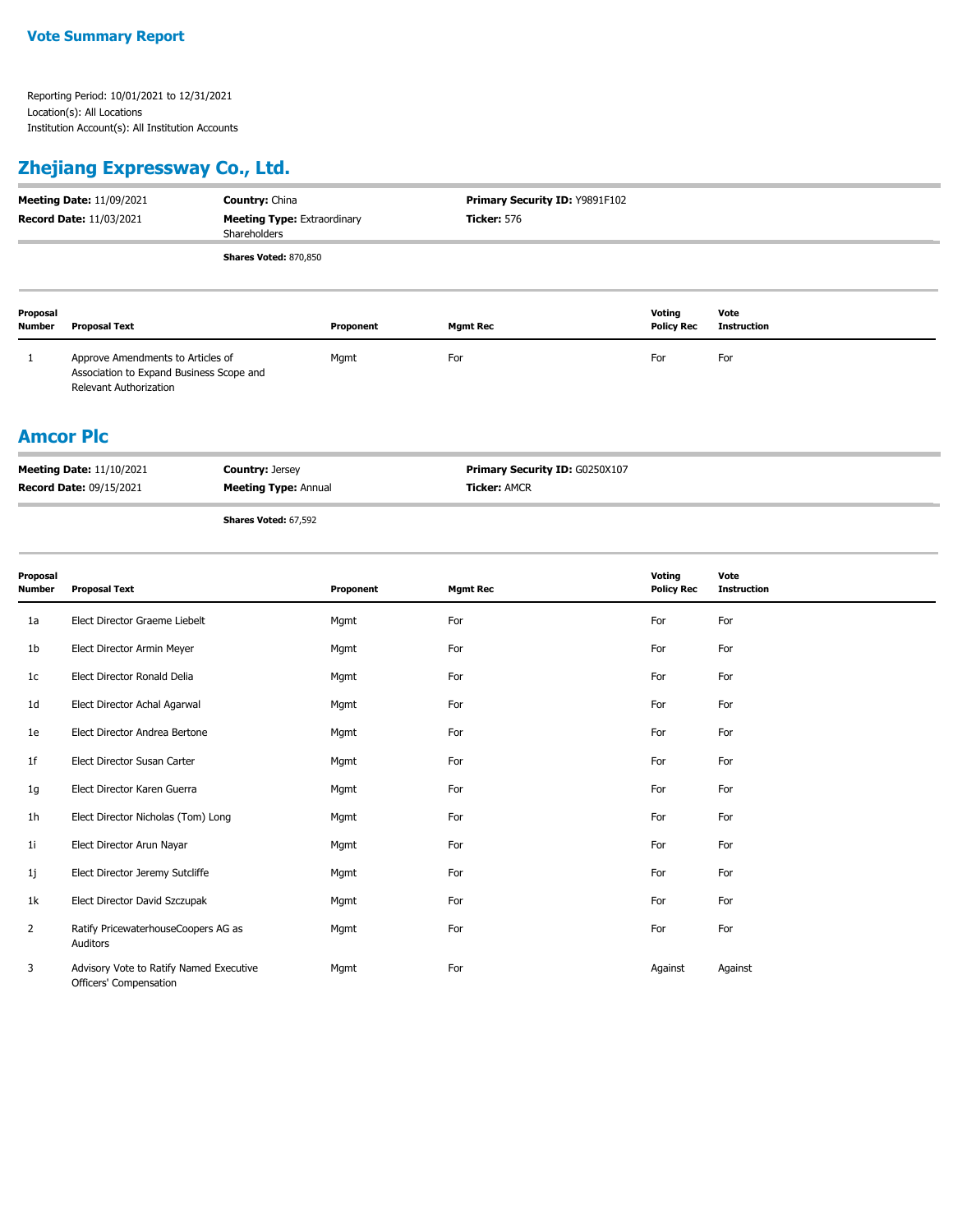**Vote Summary Report**

Reporting Period: 10/01/2021 to 12/31/2021
Location(s): All Locations
Institution Account(s): All Institution Accounts

## Zhejiang Expressway Co., Ltd.

**Meeting Date:** 11/09/2021
**Record Date:** 11/03/2021
**Country:** China
**Meeting Type:** Extraordinary Shareholders
**Primary Security ID:** Y9891F102
**Ticker:** 576

**Shares Voted:** 870,850

| Proposal Number | Proposal Text | Proponent | Mgmt Rec | Voting Policy Rec | Vote Instruction |
|---|---|---|---|---|---|
| 1 | Approve Amendments to Articles of Association to Expand Business Scope and Relevant Authorization | Mgmt | For | For | For |

## Amcor Plc

**Meeting Date:** 11/10/2021
**Record Date:** 09/15/2021
**Country:** Jersey
**Meeting Type:** Annual
**Primary Security ID:** G0250X107
**Ticker:** AMCR

**Shares Voted:** 67,592

| Proposal Number | Proposal Text | Proponent | Mgmt Rec | Voting Policy Rec | Vote Instruction |
|---|---|---|---|---|---|
| 1a | Elect Director Graeme Liebelt | Mgmt | For | For | For |
| 1b | Elect Director Armin Meyer | Mgmt | For | For | For |
| 1c | Elect Director Ronald Delia | Mgmt | For | For | For |
| 1d | Elect Director Achal Agarwal | Mgmt | For | For | For |
| 1e | Elect Director Andrea Bertone | Mgmt | For | For | For |
| 1f | Elect Director Susan Carter | Mgmt | For | For | For |
| 1g | Elect Director Karen Guerra | Mgmt | For | For | For |
| 1h | Elect Director Nicholas (Tom) Long | Mgmt | For | For | For |
| 1i | Elect Director Arun Nayar | Mgmt | For | For | For |
| 1j | Elect Director Jeremy Sutcliffe | Mgmt | For | For | For |
| 1k | Elect Director David Szczupak | Mgmt | For | For | For |
| 2 | Ratify PricewaterhouseCoopers AG as Auditors | Mgmt | For | For | For |
| 3 | Advisory Vote to Ratify Named Executive Officers' Compensation | Mgmt | For | Against | Against |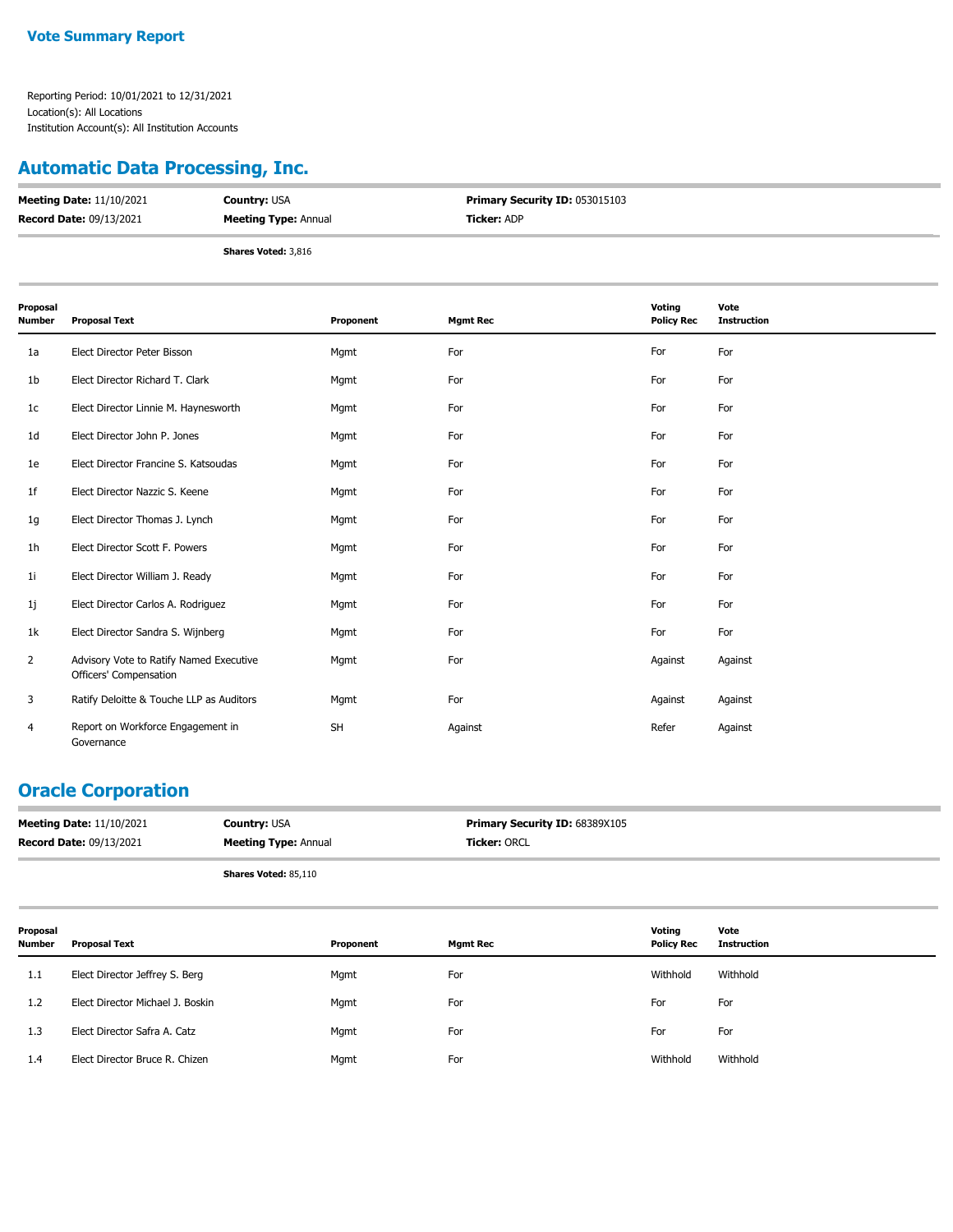**Vote Summary Report**

Reporting Period: 10/01/2021 to 12/31/2021
Location(s): All Locations
Institution Account(s): All Institution Accounts

## Automatic Data Processing, Inc.

**Meeting Date:** 11/10/2021 | **Country:** USA | **Primary Security ID:** 053015103
**Record Date:** 09/13/2021 | **Meeting Type:** Annual | **Ticker:** ADP

**Shares Voted:** 3,816

| Proposal Number | Proposal Text | Proponent | Mgmt Rec | Voting Policy Rec | Vote Instruction |
|---|---|---|---|---|---|
| 1a | Elect Director Peter Bisson | Mgmt | For | For | For |
| 1b | Elect Director Richard T. Clark | Mgmt | For | For | For |
| 1c | Elect Director Linnie M. Haynesworth | Mgmt | For | For | For |
| 1d | Elect Director John P. Jones | Mgmt | For | For | For |
| 1e | Elect Director Francine S. Katsoudas | Mgmt | For | For | For |
| 1f | Elect Director Nazzic S. Keene | Mgmt | For | For | For |
| 1g | Elect Director Thomas J. Lynch | Mgmt | For | For | For |
| 1h | Elect Director Scott F. Powers | Mgmt | For | For | For |
| 1i | Elect Director William J. Ready | Mgmt | For | For | For |
| 1j | Elect Director Carlos A. Rodriguez | Mgmt | For | For | For |
| 1k | Elect Director Sandra S. Wijnberg | Mgmt | For | For | For |
| 2 | Advisory Vote to Ratify Named Executive Officers' Compensation | Mgmt | For | Against | Against |
| 3 | Ratify Deloitte & Touche LLP as Auditors | Mgmt | For | Against | Against |
| 4 | Report on Workforce Engagement in Governance | SH | Against | Refer | Against |

## Oracle Corporation

**Meeting Date:** 11/10/2021 | **Country:** USA | **Primary Security ID:** 68389X105
**Record Date:** 09/13/2021 | **Meeting Type:** Annual | **Ticker:** ORCL

**Shares Voted:** 85,110

| Proposal Number | Proposal Text | Proponent | Mgmt Rec | Voting Policy Rec | Vote Instruction |
|---|---|---|---|---|---|
| 1.1 | Elect Director Jeffrey S. Berg | Mgmt | For | Withhold | Withhold |
| 1.2 | Elect Director Michael J. Boskin | Mgmt | For | For | For |
| 1.3 | Elect Director Safra A. Catz | Mgmt | For | For | For |
| 1.4 | Elect Director Bruce R. Chizen | Mgmt | For | Withhold | Withhold |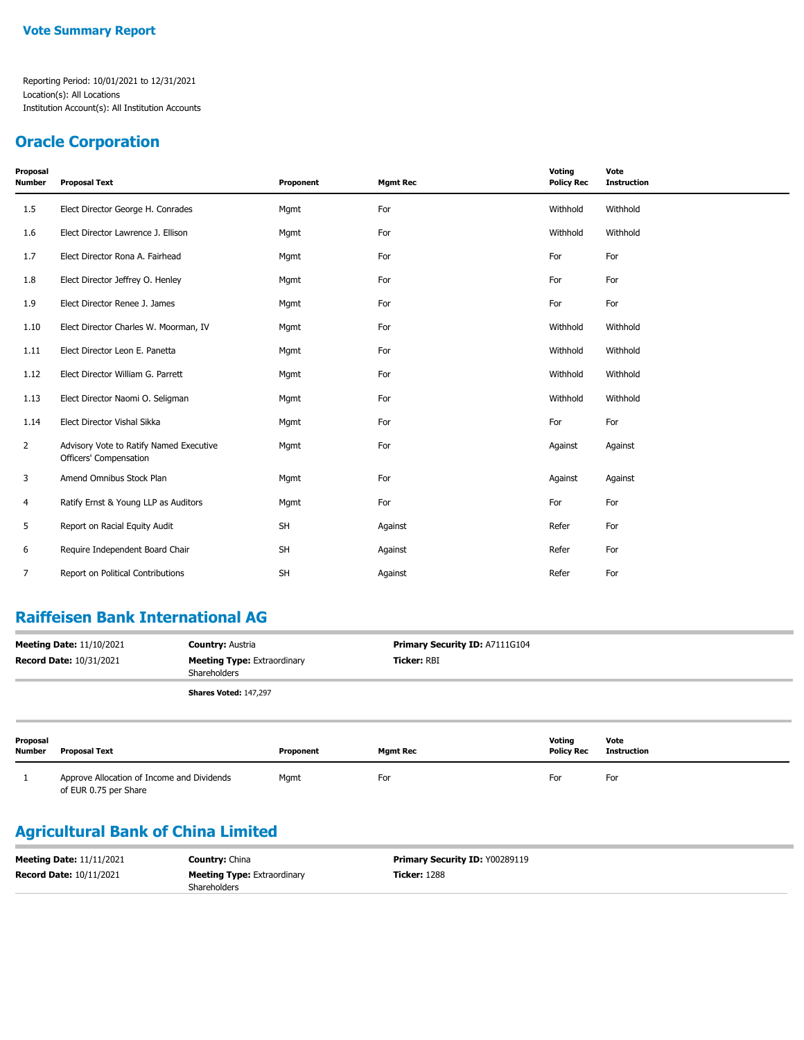**Vote Summary Report**

Reporting Period: 10/01/2021 to 12/31/2021
Location(s): All Locations
Institution Account(s): All Institution Accounts

## Oracle Corporation

| Proposal Number | Proposal Text | Proponent | Mgmt Rec | Voting Policy Rec | Vote Instruction |
|---|---|---|---|---|---|
| 1.5 | Elect Director George H. Conrades | Mgmt | For | Withhold | Withhold |
| 1.6 | Elect Director Lawrence J. Ellison | Mgmt | For | Withhold | Withhold |
| 1.7 | Elect Director Rona A. Fairhead | Mgmt | For | For | For |
| 1.8 | Elect Director Jeffrey O. Henley | Mgmt | For | For | For |
| 1.9 | Elect Director Renee J. James | Mgmt | For | For | For |
| 1.10 | Elect Director Charles W. Moorman, IV | Mgmt | For | Withhold | Withhold |
| 1.11 | Elect Director Leon E. Panetta | Mgmt | For | Withhold | Withhold |
| 1.12 | Elect Director William G. Parrett | Mgmt | For | Withhold | Withhold |
| 1.13 | Elect Director Naomi O. Seligman | Mgmt | For | Withhold | Withhold |
| 1.14 | Elect Director Vishal Sikka | Mgmt | For | For | For |
| 2 | Advisory Vote to Ratify Named Executive Officers' Compensation | Mgmt | For | Against | Against |
| 3 | Amend Omnibus Stock Plan | Mgmt | For | Against | Against |
| 4 | Ratify Ernst & Young LLP as Auditors | Mgmt | For | For | For |
| 5 | Report on Racial Equity Audit | SH | Against | Refer | For |
| 6 | Require Independent Board Chair | SH | Against | Refer | For |
| 7 | Report on Political Contributions | SH | Against | Refer | For |

## Raiffeisen Bank International AG

**Meeting Date:** 11/10/2021
**Record Date:** 10/31/2021
**Country:** Austria
**Meeting Type:** Extraordinary Shareholders
**Primary Security ID:** A7111G104
**Ticker:** RBI

**Shares Voted:** 147,297

| Proposal Number | Proposal Text | Proponent | Mgmt Rec | Voting Policy Rec | Vote Instruction |
|---|---|---|---|---|---|
| 1 | Approve Allocation of Income and Dividends of EUR 0.75 per Share | Mgmt | For | For | For |

## Agricultural Bank of China Limited

**Meeting Date:** 11/11/2021
**Record Date:** 10/11/2021
**Country:** China
**Meeting Type:** Extraordinary Shareholders
**Primary Security ID:** Y00289119
**Ticker:** 1288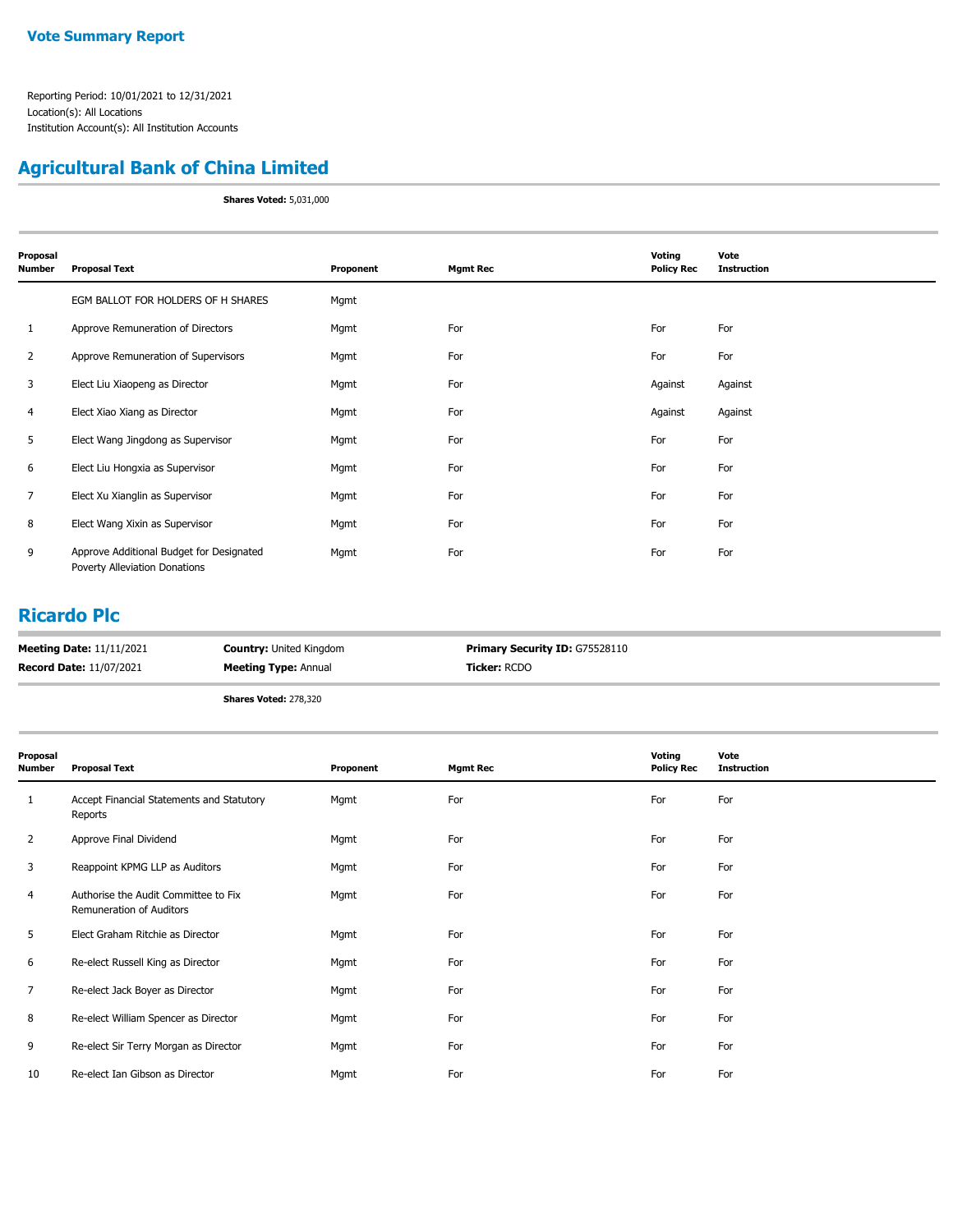**Vote Summary Report**

Reporting Period: 10/01/2021 to 12/31/2021
Location(s): All Locations
Institution Account(s): All Institution Accounts

## Agricultural Bank of China Limited

**Shares Voted:** 5,031,000

| Proposal Number | Proposal Text | Proponent | Mgmt Rec | Voting Policy Rec | Vote Instruction |
|---|---|---|---|---|---|
| | EGM BALLOT FOR HOLDERS OF H SHARES | Mgmt | | | |
| 1 | Approve Remuneration of Directors | Mgmt | For | For | For |
| 2 | Approve Remuneration of Supervisors | Mgmt | For | For | For |
| 3 | Elect Liu Xiaopeng as Director | Mgmt | For | Against | Against |
| 4 | Elect Xiao Xiang as Director | Mgmt | For | Against | Against |
| 5 | Elect Wang Jingdong as Supervisor | Mgmt | For | For | For |
| 6 | Elect Liu Hongxia as Supervisor | Mgmt | For | For | For |
| 7 | Elect Xu Xianglin as Supervisor | Mgmt | For | For | For |
| 8 | Elect Wang Xixin as Supervisor | Mgmt | For | For | For |
| 9 | Approve Additional Budget for Designated Poverty Alleviation Donations | Mgmt | For | For | For |

## Ricardo Plc

**Meeting Date:** 11/11/2021 **Country:** United Kingdom **Primary Security ID:** G75528110
**Record Date:** 11/07/2021 **Meeting Type:** Annual **Ticker:** RCDO

**Shares Voted:** 278,320

| Proposal Number | Proposal Text | Proponent | Mgmt Rec | Voting Policy Rec | Vote Instruction |
|---|---|---|---|---|---|
| 1 | Accept Financial Statements and Statutory Reports | Mgmt | For | For | For |
| 2 | Approve Final Dividend | Mgmt | For | For | For |
| 3 | Reappoint KPMG LLP as Auditors | Mgmt | For | For | For |
| 4 | Authorise the Audit Committee to Fix Remuneration of Auditors | Mgmt | For | For | For |
| 5 | Elect Graham Ritchie as Director | Mgmt | For | For | For |
| 6 | Re-elect Russell King as Director | Mgmt | For | For | For |
| 7 | Re-elect Jack Boyer as Director | Mgmt | For | For | For |
| 8 | Re-elect William Spencer as Director | Mgmt | For | For | For |
| 9 | Re-elect Sir Terry Morgan as Director | Mgmt | For | For | For |
| 10 | Re-elect Ian Gibson as Director | Mgmt | For | For | For |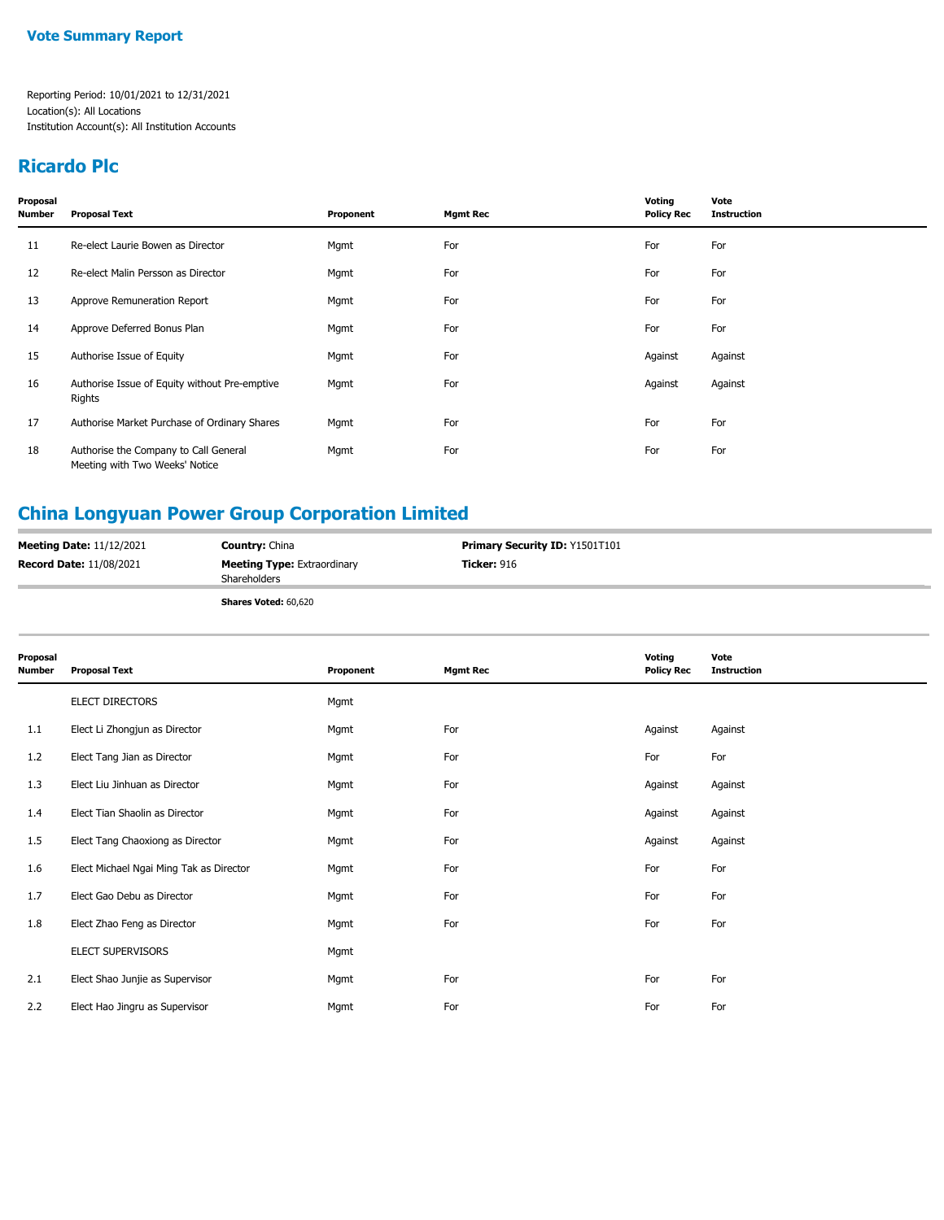**Vote Summary Report**

Reporting Period: 10/01/2021 to 12/31/2021
Location(s): All Locations
Institution Account(s): All Institution Accounts

## Ricardo Plc

| Proposal Number | Proposal Text | Proponent | Mgmt Rec | Voting Policy Rec | Vote Instruction |
|---|---|---|---|---|---|
| 11 | Re-elect Laurie Bowen as Director | Mgmt | For | For | For |
| 12 | Re-elect Malin Persson as Director | Mgmt | For | For | For |
| 13 | Approve Remuneration Report | Mgmt | For | For | For |
| 14 | Approve Deferred Bonus Plan | Mgmt | For | For | For |
| 15 | Authorise Issue of Equity | Mgmt | For | Against | Against |
| 16 | Authorise Issue of Equity without Pre-emptive Rights | Mgmt | For | Against | Against |
| 17 | Authorise Market Purchase of Ordinary Shares | Mgmt | For | For | For |
| 18 | Authorise the Company to Call General Meeting with Two Weeks' Notice | Mgmt | For | For | For |

## China Longyuan Power Group Corporation Limited

**Meeting Date:** 11/12/2021 | **Country:** China | **Primary Security ID:** Y1501T101
**Record Date:** 11/08/2021 | **Meeting Type:** Extraordinary Shareholders | **Ticker:** 916

**Shares Voted:** 60,620

| Proposal Number | Proposal Text | Proponent | Mgmt Rec | Voting Policy Rec | Vote Instruction |
|---|---|---|---|---|---|
| | ELECT DIRECTORS | Mgmt | | | |
| 1.1 | Elect Li Zhongjun as Director | Mgmt | For | Against | Against |
| 1.2 | Elect Tang Jian as Director | Mgmt | For | For | For |
| 1.3 | Elect Liu Jinhuan as Director | Mgmt | For | Against | Against |
| 1.4 | Elect Tian Shaolin as Director | Mgmt | For | Against | Against |
| 1.5 | Elect Tang Chaoxiong as Director | Mgmt | For | Against | Against |
| 1.6 | Elect Michael Ngai Ming Tak as Director | Mgmt | For | For | For |
| 1.7 | Elect Gao Debu as Director | Mgmt | For | For | For |
| 1.8 | Elect Zhao Feng as Director | Mgmt | For | For | For |
| | ELECT SUPERVISORS | Mgmt | | | |
| 2.1 | Elect Shao Junjie as Supervisor | Mgmt | For | For | For |
| 2.2 | Elect Hao Jingru as Supervisor | Mgmt | For | For | For |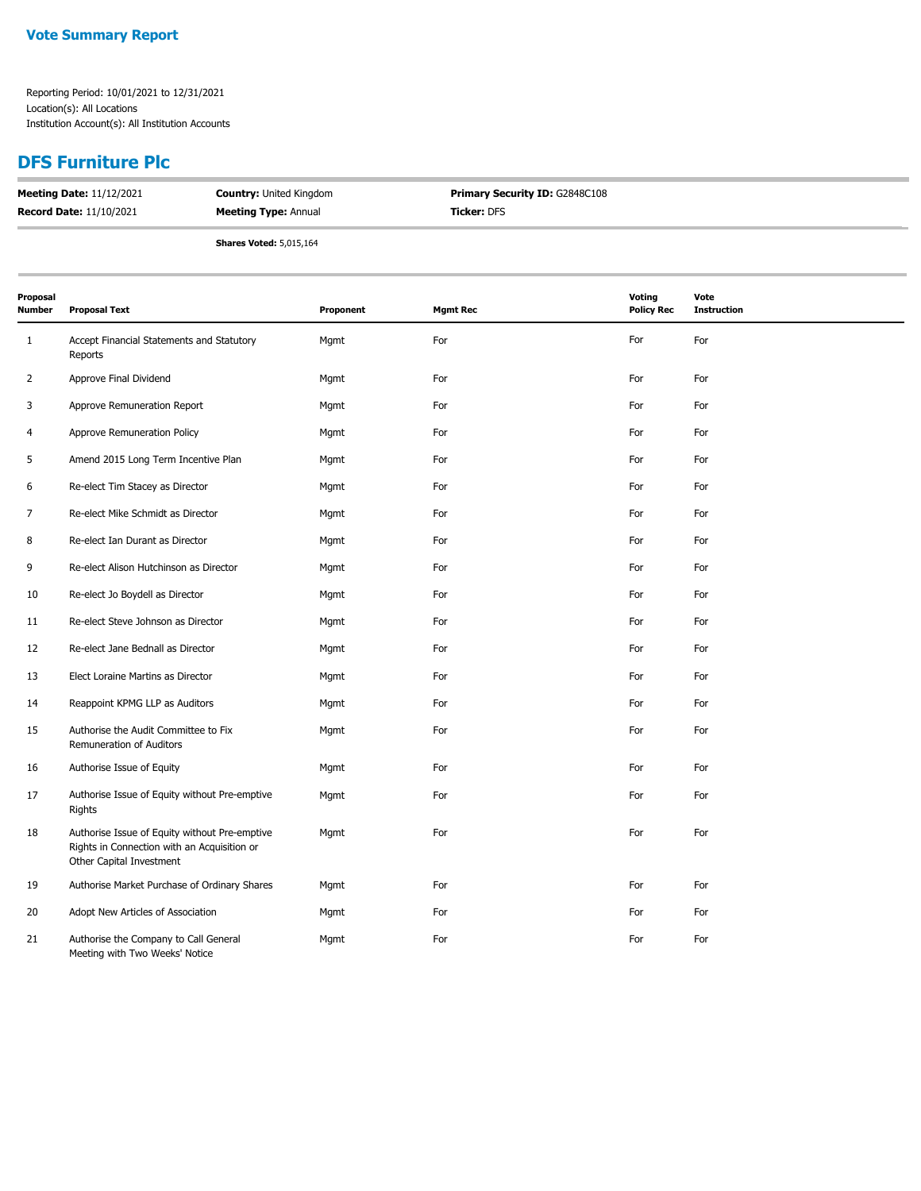## Vote Summary Report

Reporting Period: 10/01/2021 to 12/31/2021
Location(s): All Locations
Institution Account(s): All Institution Accounts

## DFS Furniture Plc

**Meeting Date:** 11/12/2021
**Record Date:** 11/10/2021
**Country:** United Kingdom
**Meeting Type:** Annual
**Primary Security ID:** G2848C108
**Ticker:** DFS

**Shares Voted:** 5,015,164

| Proposal Number | Proposal Text | Proponent | Mgmt Rec | Voting Policy Rec | Vote Instruction |
|---|---|---|---|---|---|
| 1 | Accept Financial Statements and Statutory Reports | Mgmt | For | For | For |
| 2 | Approve Final Dividend | Mgmt | For | For | For |
| 3 | Approve Remuneration Report | Mgmt | For | For | For |
| 4 | Approve Remuneration Policy | Mgmt | For | For | For |
| 5 | Amend 2015 Long Term Incentive Plan | Mgmt | For | For | For |
| 6 | Re-elect Tim Stacey as Director | Mgmt | For | For | For |
| 7 | Re-elect Mike Schmidt as Director | Mgmt | For | For | For |
| 8 | Re-elect Ian Durant as Director | Mgmt | For | For | For |
| 9 | Re-elect Alison Hutchinson as Director | Mgmt | For | For | For |
| 10 | Re-elect Jo Boydell as Director | Mgmt | For | For | For |
| 11 | Re-elect Steve Johnson as Director | Mgmt | For | For | For |
| 12 | Re-elect Jane Bednall as Director | Mgmt | For | For | For |
| 13 | Elect Loraine Martins as Director | Mgmt | For | For | For |
| 14 | Reappoint KPMG LLP as Auditors | Mgmt | For | For | For |
| 15 | Authorise the Audit Committee to Fix Remuneration of Auditors | Mgmt | For | For | For |
| 16 | Authorise Issue of Equity | Mgmt | For | For | For |
| 17 | Authorise Issue of Equity without Pre-emptive Rights | Mgmt | For | For | For |
| 18 | Authorise Issue of Equity without Pre-emptive Rights in Connection with an Acquisition or Other Capital Investment | Mgmt | For | For | For |
| 19 | Authorise Market Purchase of Ordinary Shares | Mgmt | For | For | For |
| 20 | Adopt New Articles of Association | Mgmt | For | For | For |
| 21 | Authorise the Company to Call General Meeting with Two Weeks' Notice | Mgmt | For | For | For |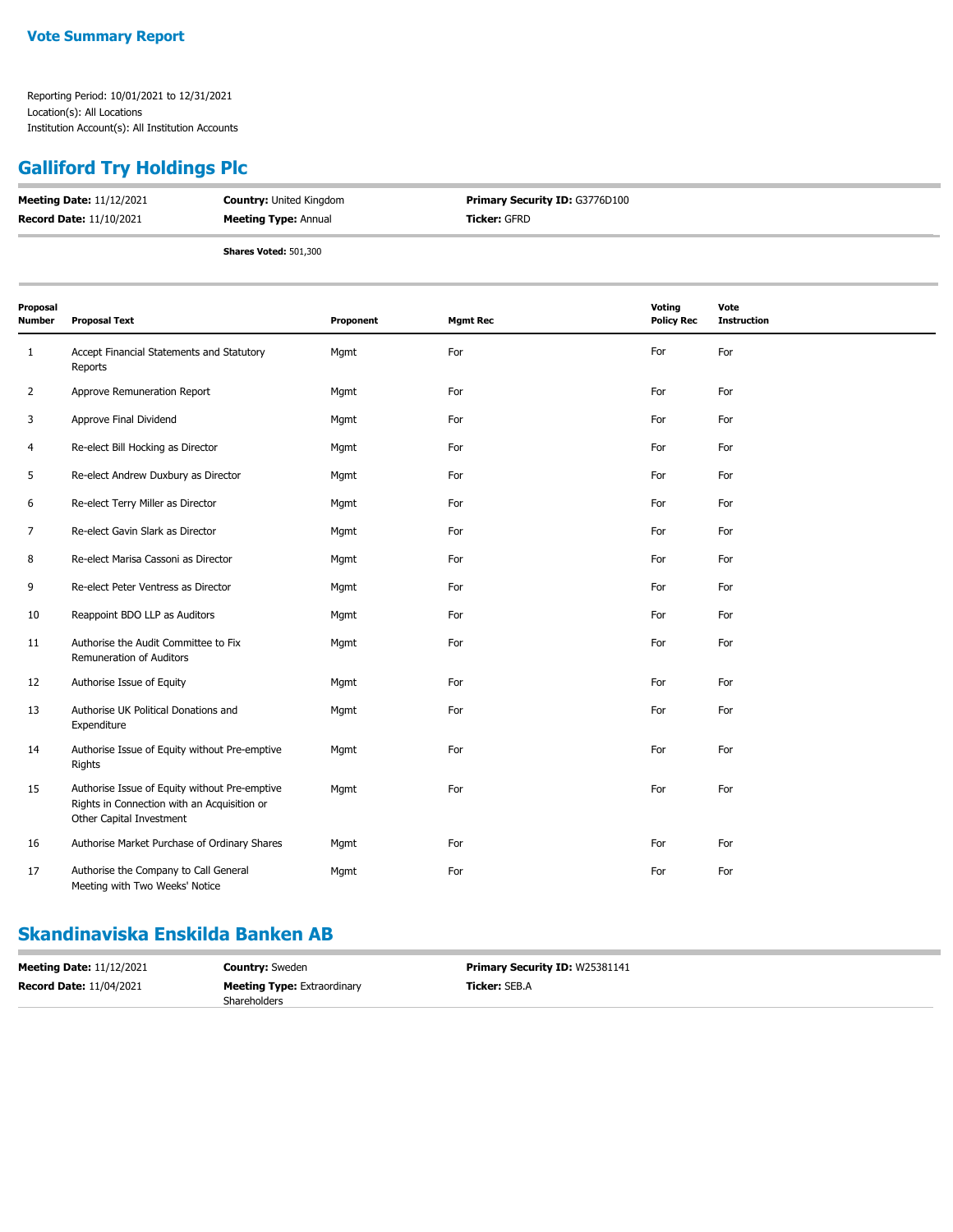**Vote Summary Report**

Reporting Period: 10/01/2021 to 12/31/2021
Location(s): All Locations
Institution Account(s): All Institution Accounts

## Galliford Try Holdings Plc

**Meeting Date:** 11/12/2021 | **Country:** United Kingdom | **Primary Security ID:** G3776D100
**Record Date:** 11/10/2021 | **Meeting Type:** Annual | **Ticker:** GFRD

**Shares Voted:** 501,300

| Proposal Number | Proposal Text | Proponent | Mgmt Rec | Voting Policy Rec | Vote Instruction |
|---|---|---|---|---|---|
| 1 | Accept Financial Statements and Statutory Reports | Mgmt | For | For | For |
| 2 | Approve Remuneration Report | Mgmt | For | For | For |
| 3 | Approve Final Dividend | Mgmt | For | For | For |
| 4 | Re-elect Bill Hocking as Director | Mgmt | For | For | For |
| 5 | Re-elect Andrew Duxbury as Director | Mgmt | For | For | For |
| 6 | Re-elect Terry Miller as Director | Mgmt | For | For | For |
| 7 | Re-elect Gavin Slark as Director | Mgmt | For | For | For |
| 8 | Re-elect Marisa Cassoni as Director | Mgmt | For | For | For |
| 9 | Re-elect Peter Ventress as Director | Mgmt | For | For | For |
| 10 | Reappoint BDO LLP as Auditors | Mgmt | For | For | For |
| 11 | Authorise the Audit Committee to Fix Remuneration of Auditors | Mgmt | For | For | For |
| 12 | Authorise Issue of Equity | Mgmt | For | For | For |
| 13 | Authorise UK Political Donations and Expenditure | Mgmt | For | For | For |
| 14 | Authorise Issue of Equity without Pre-emptive Rights | Mgmt | For | For | For |
| 15 | Authorise Issue of Equity without Pre-emptive Rights in Connection with an Acquisition or Other Capital Investment | Mgmt | For | For | For |
| 16 | Authorise Market Purchase of Ordinary Shares | Mgmt | For | For | For |
| 17 | Authorise the Company to Call General Meeting with Two Weeks' Notice | Mgmt | For | For | For |

## Skandinaviska Enskilda Banken AB

**Meeting Date:** 11/12/2021 | **Country:** Sweden | **Primary Security ID:** W25381141
**Record Date:** 11/04/2021 | **Meeting Type:** Extraordinary Shareholders | **Ticker:** SEB.A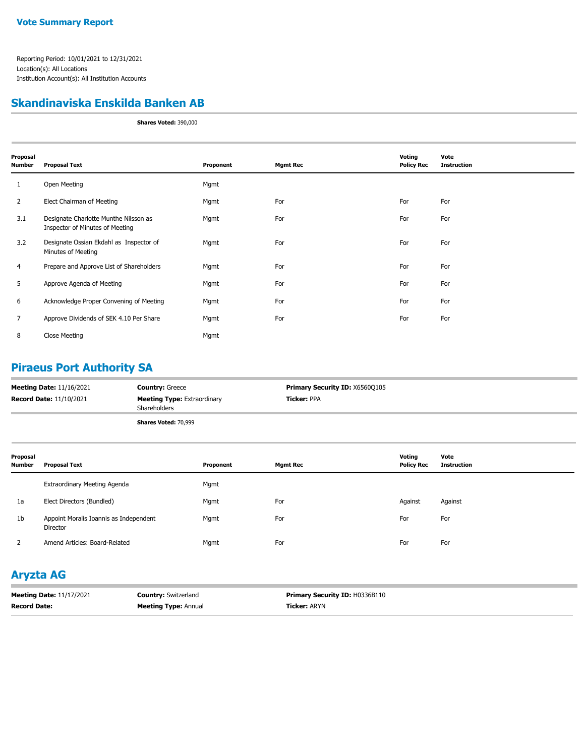**Vote Summary Report**

Reporting Period: 10/01/2021 to 12/31/2021
Location(s): All Locations
Institution Account(s): All Institution Accounts

## Skandinaviska Enskilda Banken AB

**Shares Voted:** 390,000

| Proposal Number | Proposal Text | Proponent | Mgmt Rec | Voting Policy Rec | Vote Instruction |
|---|---|---|---|---|---|
| 1 | Open Meeting | Mgmt | | | |
| 2 | Elect Chairman of Meeting | Mgmt | For | For | For |
| 3.1 | Designate Charlotte Munthe Nilsson as Inspector of Minutes of Meeting | Mgmt | For | For | For |
| 3.2 | Designate Ossian Ekdahl as Inspector of Minutes of Meeting | Mgmt | For | For | For |
| 4 | Prepare and Approve List of Shareholders | Mgmt | For | For | For |
| 5 | Approve Agenda of Meeting | Mgmt | For | For | For |
| 6 | Acknowledge Proper Convening of Meeting | Mgmt | For | For | For |
| 7 | Approve Dividends of SEK 4.10 Per Share | Mgmt | For | For | For |
| 8 | Close Meeting | Mgmt | | | |

## Piraeus Port Authority SA

**Meeting Date:** 11/16/2021 | **Country:** Greece | **Primary Security ID:** X6560Q105
**Record Date:** 11/10/2021 | **Meeting Type:** Extraordinary Shareholders | **Ticker:** PPA

**Shares Voted:** 70,999

| Proposal Number | Proposal Text | Proponent | Mgmt Rec | Voting Policy Rec | Vote Instruction |
|---|---|---|---|---|---|
| | Extraordinary Meeting Agenda | Mgmt | | | |
| 1a | Elect Directors (Bundled) | Mgmt | For | Against | Against |
| 1b | Appoint Moralis Ioannis as Independent Director | Mgmt | For | For | For |
| 2 | Amend Articles: Board-Related | Mgmt | For | For | For |

## Aryzta AG

**Meeting Date:** 11/17/2021 | **Country:** Switzerland | **Primary Security ID:** H0336B110
**Record Date:** | **Meeting Type:** Annual | **Ticker:** ARYN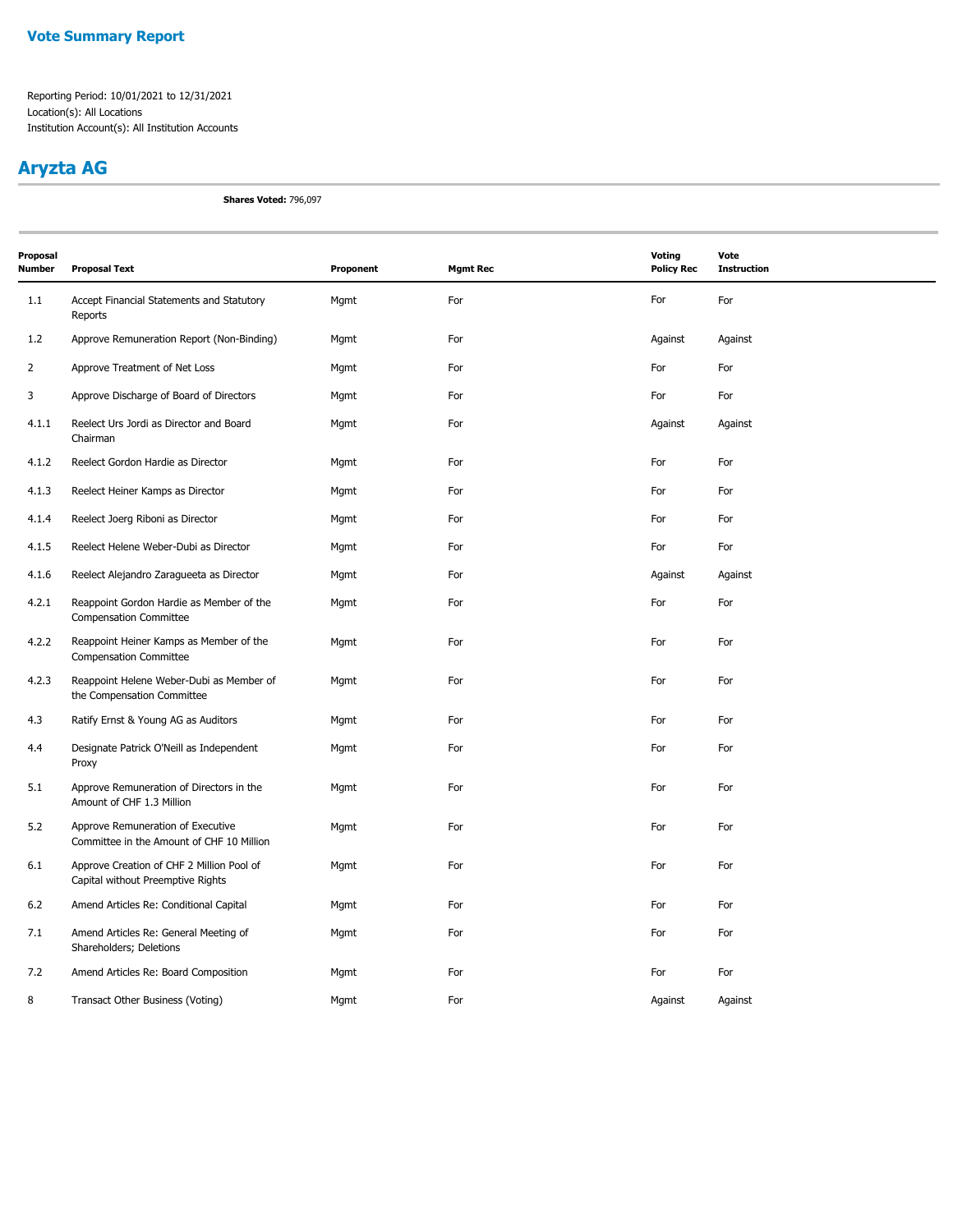## Vote Summary Report

Reporting Period: 10/01/2021 to 12/31/2021
Location(s): All Locations
Institution Account(s): All Institution Accounts

# Aryzta AG

**Shares Voted:** 796,097

| Proposal Number | Proposal Text | Proponent | Mgmt Rec | Voting Policy Rec | Vote Instruction |
|---|---|---|---|---|---|
| 1.1 | Accept Financial Statements and Statutory Reports | Mgmt | For | For | For |
| 1.2 | Approve Remuneration Report (Non-Binding) | Mgmt | For | Against | Against |
| 2 | Approve Treatment of Net Loss | Mgmt | For | For | For |
| 3 | Approve Discharge of Board of Directors | Mgmt | For | For | For |
| 4.1.1 | Reelect Urs Jordi as Director and Board Chairman | Mgmt | For | Against | Against |
| 4.1.2 | Reelect Gordon Hardie as Director | Mgmt | For | For | For |
| 4.1.3 | Reelect Heiner Kamps as Director | Mgmt | For | For | For |
| 4.1.4 | Reelect Joerg Riboni as Director | Mgmt | For | For | For |
| 4.1.5 | Reelect Helene Weber-Dubi as Director | Mgmt | For | For | For |
| 4.1.6 | Reelect Alejandro Zaragueeta as Director | Mgmt | For | Against | Against |
| 4.2.1 | Reappoint Gordon Hardie as Member of the Compensation Committee | Mgmt | For | For | For |
| 4.2.2 | Reappoint Heiner Kamps as Member of the Compensation Committee | Mgmt | For | For | For |
| 4.2.3 | Reappoint Helene Weber-Dubi as Member of the Compensation Committee | Mgmt | For | For | For |
| 4.3 | Ratify Ernst & Young AG as Auditors | Mgmt | For | For | For |
| 4.4 | Designate Patrick O'Neill as Independent Proxy | Mgmt | For | For | For |
| 5.1 | Approve Remuneration of Directors in the Amount of CHF 1.3 Million | Mgmt | For | For | For |
| 5.2 | Approve Remuneration of Executive Committee in the Amount of CHF 10 Million | Mgmt | For | For | For |
| 6.1 | Approve Creation of CHF 2 Million Pool of Capital without Preemptive Rights | Mgmt | For | For | For |
| 6.2 | Amend Articles Re: Conditional Capital | Mgmt | For | For | For |
| 7.1 | Amend Articles Re: General Meeting of Shareholders; Deletions | Mgmt | For | For | For |
| 7.2 | Amend Articles Re: Board Composition | Mgmt | For | For | For |
| 8 | Transact Other Business (Voting) | Mgmt | For | Against | Against |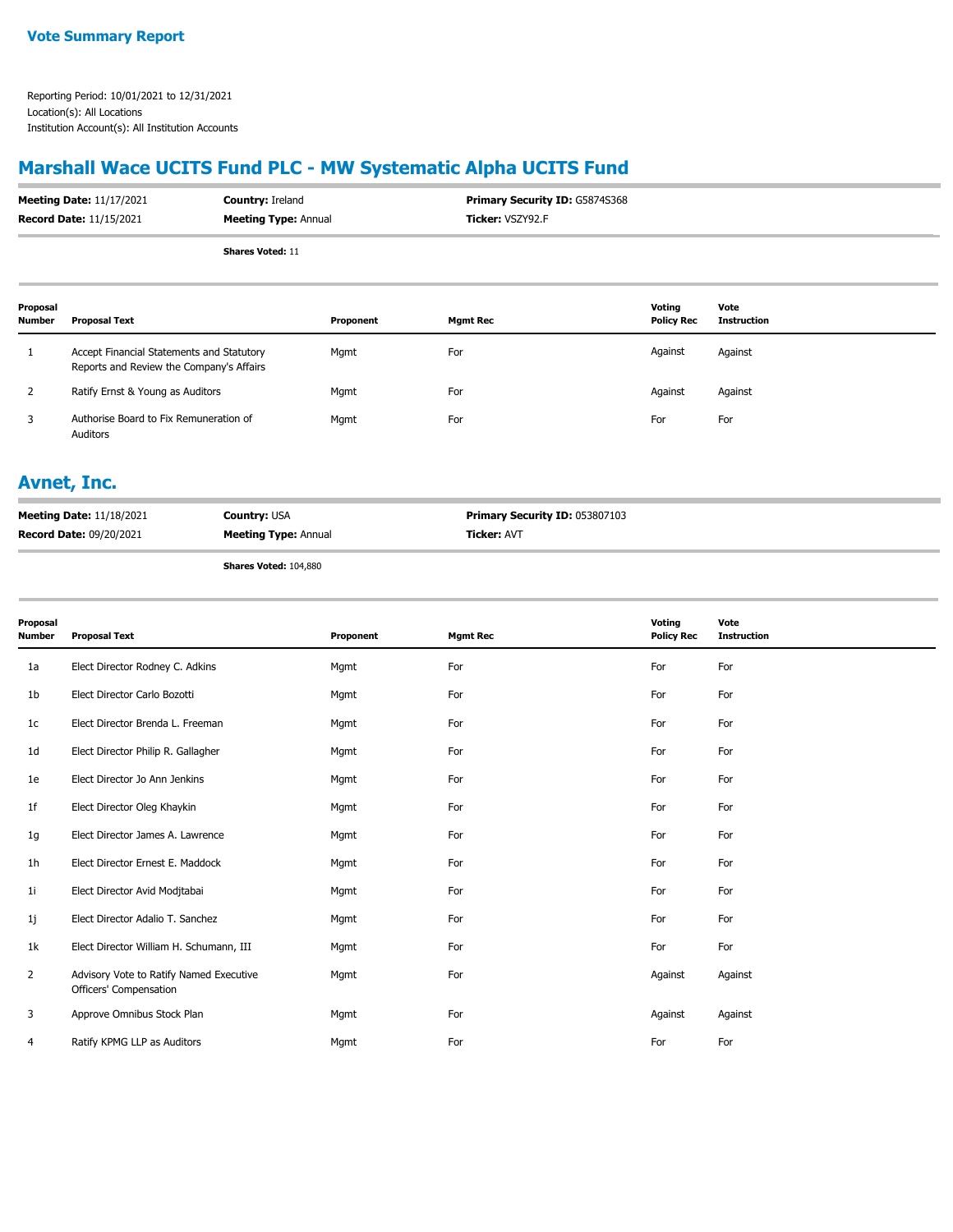**Vote Summary Report**

Reporting Period: 10/01/2021 to 12/31/2021
Location(s): All Locations
Institution Account(s): All Institution Accounts

## Marshall Wace UCITS Fund PLC - MW Systematic Alpha UCITS Fund

**Meeting Date:** 11/17/2021 **Country:** Ireland **Primary Security ID:** G5874S368
**Record Date:** 11/15/2021 **Meeting Type:** Annual **Ticker:** VSZY92.F

**Shares Voted:** 11

| Proposal Number | Proposal Text | Proponent | Mgmt Rec | Voting Policy Rec | Vote Instruction |
|---|---|---|---|---|---|
| 1 | Accept Financial Statements and Statutory Reports and Review the Company's Affairs | Mgmt | For | Against | Against |
| 2 | Ratify Ernst & Young as Auditors | Mgmt | For | Against | Against |
| 3 | Authorise Board to Fix Remuneration of Auditors | Mgmt | For | For | For |

## Avnet, Inc.

**Meeting Date:** 11/18/2021 **Country:** USA **Primary Security ID:** 053807103
**Record Date:** 09/20/2021 **Meeting Type:** Annual **Ticker:** AVT

**Shares Voted:** 104,880

| Proposal Number | Proposal Text | Proponent | Mgmt Rec | Voting Policy Rec | Vote Instruction |
|---|---|---|---|---|---|
| 1a | Elect Director Rodney C. Adkins | Mgmt | For | For | For |
| 1b | Elect Director Carlo Bozotti | Mgmt | For | For | For |
| 1c | Elect Director Brenda L. Freeman | Mgmt | For | For | For |
| 1d | Elect Director Philip R. Gallagher | Mgmt | For | For | For |
| 1e | Elect Director Jo Ann Jenkins | Mgmt | For | For | For |
| 1f | Elect Director Oleg Khaykin | Mgmt | For | For | For |
| 1g | Elect Director James A. Lawrence | Mgmt | For | For | For |
| 1h | Elect Director Ernest E. Maddock | Mgmt | For | For | For |
| 1i | Elect Director Avid Modjtabai | Mgmt | For | For | For |
| 1j | Elect Director Adalio T. Sanchez | Mgmt | For | For | For |
| 1k | Elect Director William H. Schumann, III | Mgmt | For | For | For |
| 2 | Advisory Vote to Ratify Named Executive Officers' Compensation | Mgmt | For | Against | Against |
| 3 | Approve Omnibus Stock Plan | Mgmt | For | Against | Against |
| 4 | Ratify KPMG LLP as Auditors | Mgmt | For | For | For |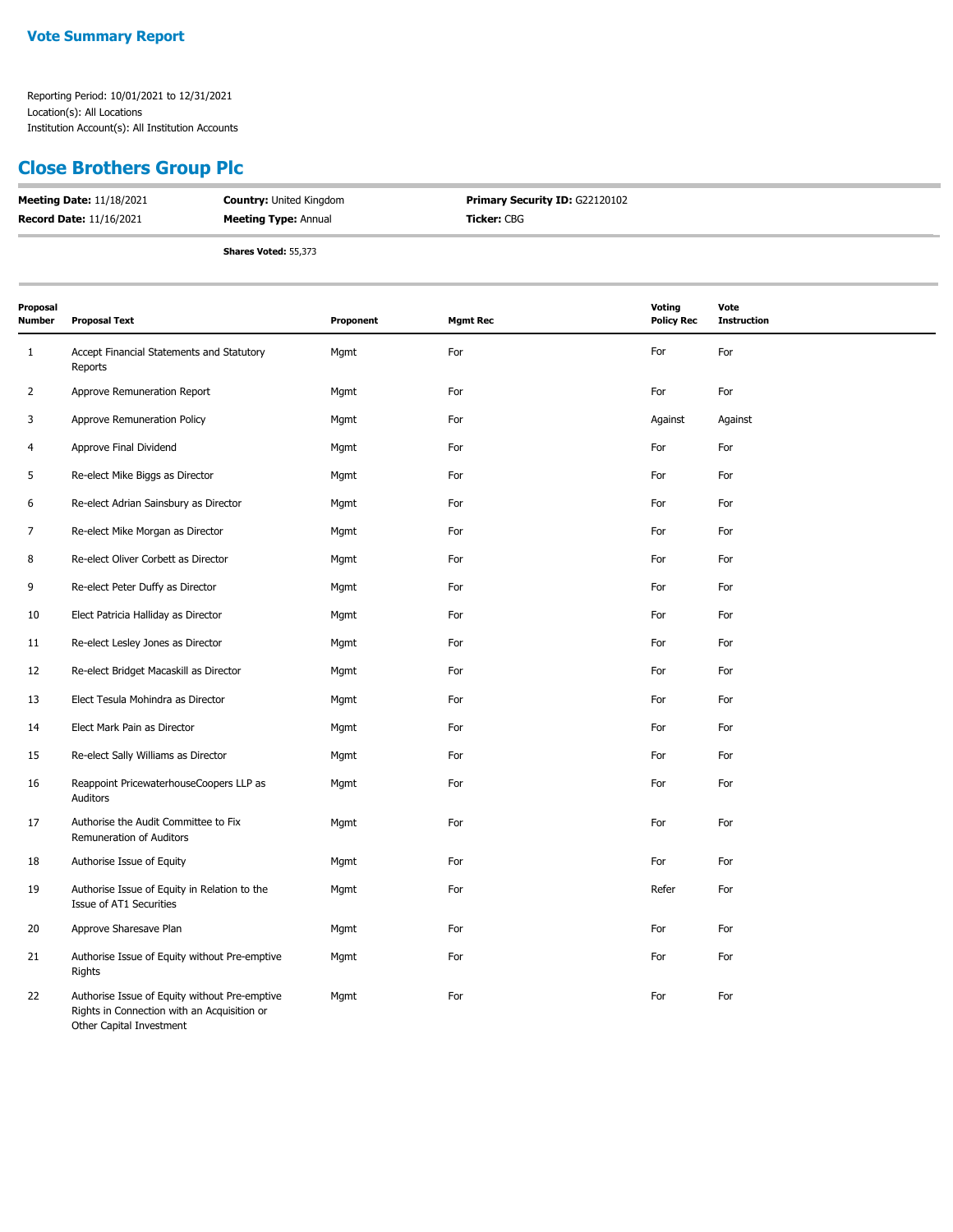## Vote Summary Report

Reporting Period: 10/01/2021 to 12/31/2021
Location(s): All Locations
Institution Account(s): All Institution Accounts

# Close Brothers Group Plc

| | | |
|---|---|---|
| **Meeting Date:** 11/18/2021 | **Country:** United Kingdom | **Primary Security ID:** G22120102 |
| **Record Date:** 11/16/2021 | **Meeting Type:** Annual | **Ticker:** CBG |

**Shares Voted:** 55,373

| Proposal Number | Proposal Text | Proponent | Mgmt Rec | Voting Policy Rec | Vote Instruction |
|---|---|---|---|---|---|
| 1 | Accept Financial Statements and Statutory Reports | Mgmt | For | For | For |
| 2 | Approve Remuneration Report | Mgmt | For | For | For |
| 3 | Approve Remuneration Policy | Mgmt | For | Against | Against |
| 4 | Approve Final Dividend | Mgmt | For | For | For |
| 5 | Re-elect Mike Biggs as Director | Mgmt | For | For | For |
| 6 | Re-elect Adrian Sainsbury as Director | Mgmt | For | For | For |
| 7 | Re-elect Mike Morgan as Director | Mgmt | For | For | For |
| 8 | Re-elect Oliver Corbett as Director | Mgmt | For | For | For |
| 9 | Re-elect Peter Duffy as Director | Mgmt | For | For | For |
| 10 | Elect Patricia Halliday as Director | Mgmt | For | For | For |
| 11 | Re-elect Lesley Jones as Director | Mgmt | For | For | For |
| 12 | Re-elect Bridget Macaskill as Director | Mgmt | For | For | For |
| 13 | Elect Tesula Mohindra as Director | Mgmt | For | For | For |
| 14 | Elect Mark Pain as Director | Mgmt | For | For | For |
| 15 | Re-elect Sally Williams as Director | Mgmt | For | For | For |
| 16 | Reappoint PricewaterhouseCoopers LLP as Auditors | Mgmt | For | For | For |
| 17 | Authorise the Audit Committee to Fix Remuneration of Auditors | Mgmt | For | For | For |
| 18 | Authorise Issue of Equity | Mgmt | For | For | For |
| 19 | Authorise Issue of Equity in Relation to the Issue of AT1 Securities | Mgmt | For | Refer | For |
| 20 | Approve Sharesave Plan | Mgmt | For | For | For |
| 21 | Authorise Issue of Equity without Pre-emptive Rights | Mgmt | For | For | For |
| 22 | Authorise Issue of Equity without Pre-emptive Rights in Connection with an Acquisition or Other Capital Investment | Mgmt | For | For | For |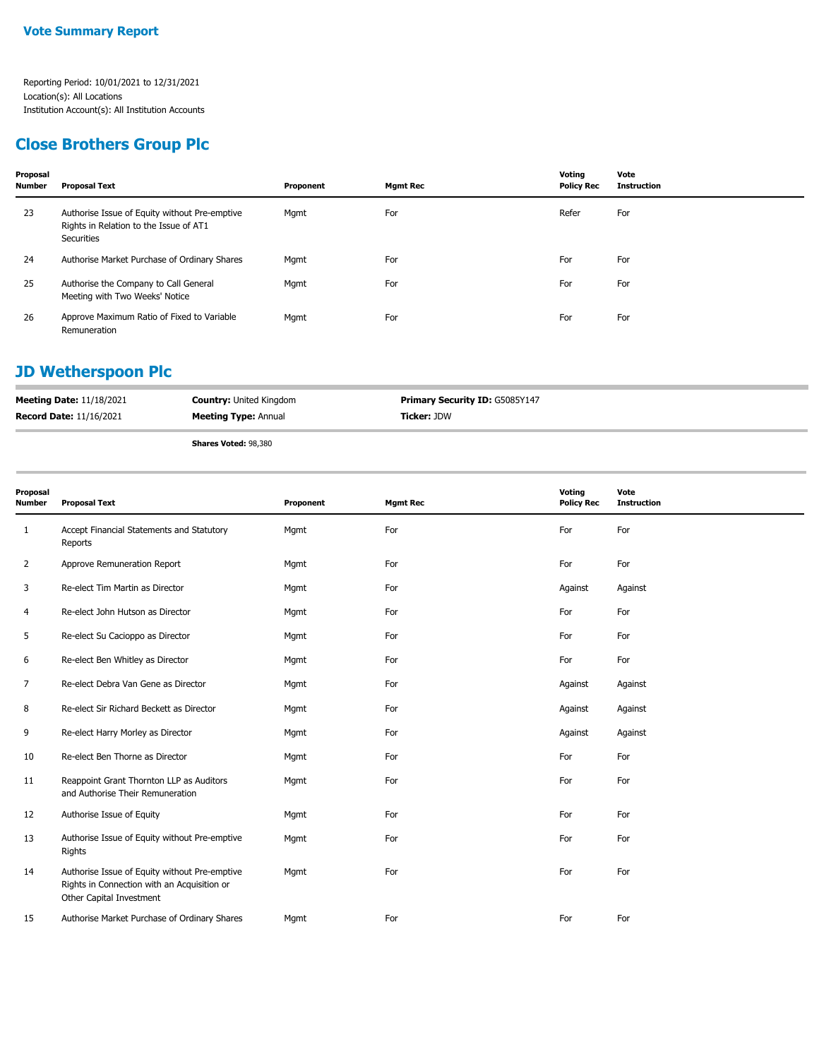**Vote Summary Report**

Reporting Period: 10/01/2021 to 12/31/2021
Location(s): All Locations
Institution Account(s): All Institution Accounts

## Close Brothers Group Plc

| Proposal Number | Proposal Text | Proponent | Mgmt Rec | Voting Policy Rec | Vote Instruction |
|---|---|---|---|---|---|
| 23 | Authorise Issue of Equity without Pre-emptive Rights in Relation to the Issue of AT1 Securities | Mgmt | For | Refer | For |
| 24 | Authorise Market Purchase of Ordinary Shares | Mgmt | For | For | For |
| 25 | Authorise the Company to Call General Meeting with Two Weeks' Notice | Mgmt | For | For | For |
| 26 | Approve Maximum Ratio of Fixed to Variable Remuneration | Mgmt | For | For | For |

## JD Wetherspoon Plc

**Meeting Date:** 11/18/2021 | **Country:** United Kingdom | **Primary Security ID:** G5085Y147
**Record Date:** 11/16/2021 | **Meeting Type:** Annual | **Ticker:** JDW

**Shares Voted:** 98,380

| Proposal Number | Proposal Text | Proponent | Mgmt Rec | Voting Policy Rec | Vote Instruction |
|---|---|---|---|---|---|
| 1 | Accept Financial Statements and Statutory Reports | Mgmt | For | For | For |
| 2 | Approve Remuneration Report | Mgmt | For | For | For |
| 3 | Re-elect Tim Martin as Director | Mgmt | For | Against | Against |
| 4 | Re-elect John Hutson as Director | Mgmt | For | For | For |
| 5 | Re-elect Su Cacioppo as Director | Mgmt | For | For | For |
| 6 | Re-elect Ben Whitley as Director | Mgmt | For | For | For |
| 7 | Re-elect Debra Van Gene as Director | Mgmt | For | Against | Against |
| 8 | Re-elect Sir Richard Beckett as Director | Mgmt | For | Against | Against |
| 9 | Re-elect Harry Morley as Director | Mgmt | For | Against | Against |
| 10 | Re-elect Ben Thorne as Director | Mgmt | For | For | For |
| 11 | Reappoint Grant Thornton LLP as Auditors and Authorise Their Remuneration | Mgmt | For | For | For |
| 12 | Authorise Issue of Equity | Mgmt | For | For | For |
| 13 | Authorise Issue of Equity without Pre-emptive Rights | Mgmt | For | For | For |
| 14 | Authorise Issue of Equity without Pre-emptive Rights in Connection with an Acquisition or Other Capital Investment | Mgmt | For | For | For |
| 15 | Authorise Market Purchase of Ordinary Shares | Mgmt | For | For | For |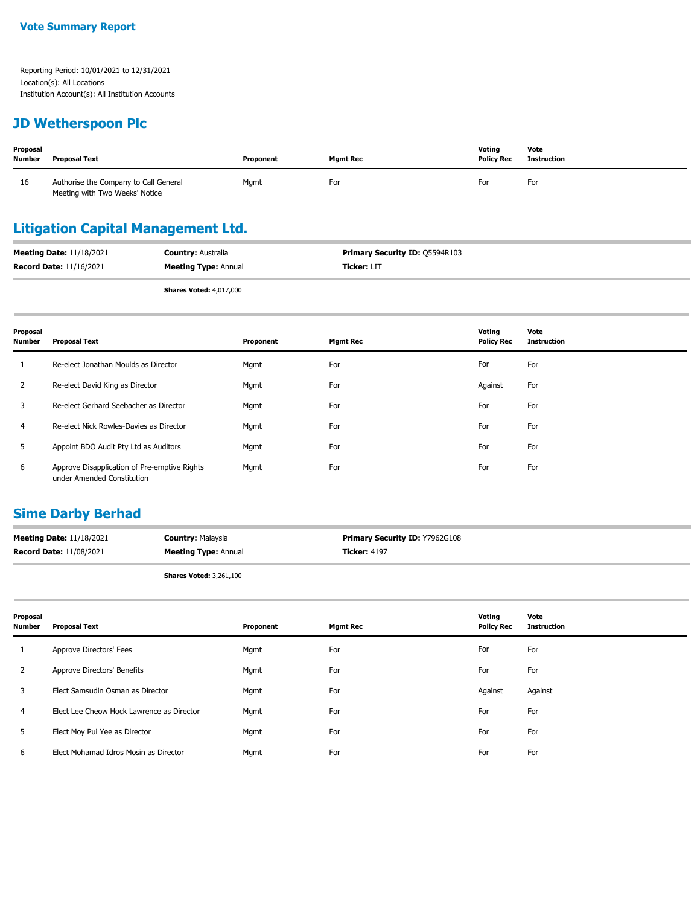**Vote Summary Report**

Reporting Period: 10/01/2021 to 12/31/2021
Location(s): All Locations
Institution Account(s): All Institution Accounts

## JD Wetherspoon Plc

| Proposal Number | Proposal Text | Proponent | Mgmt Rec | Voting Policy Rec | Vote Instruction |
|---|---|---|---|---|---|
| 16 | Authorise the Company to Call General Meeting with Two Weeks' Notice | Mgmt | For | For | For |

## Litigation Capital Management Ltd.

**Meeting Date:** 11/18/2021 **Country:** Australia **Primary Security ID:** Q5594R103
**Record Date:** 11/16/2021 **Meeting Type:** Annual **Ticker:** LIT

**Shares Voted:** 4,017,000

| Proposal Number | Proposal Text | Proponent | Mgmt Rec | Voting Policy Rec | Vote Instruction |
|---|---|---|---|---|---|
| 1 | Re-elect Jonathan Moulds as Director | Mgmt | For | For | For |
| 2 | Re-elect David King as Director | Mgmt | For | Against | For |
| 3 | Re-elect Gerhard Seebacher as Director | Mgmt | For | For | For |
| 4 | Re-elect Nick Rowles-Davies as Director | Mgmt | For | For | For |
| 5 | Appoint BDO Audit Pty Ltd as Auditors | Mgmt | For | For | For |
| 6 | Approve Disapplication of Pre-emptive Rights under Amended Constitution | Mgmt | For | For | For |

## Sime Darby Berhad

**Meeting Date:** 11/18/2021 **Country:** Malaysia **Primary Security ID:** Y7962G108
**Record Date:** 11/08/2021 **Meeting Type:** Annual **Ticker:** 4197

**Shares Voted:** 3,261,100

| Proposal Number | Proposal Text | Proponent | Mgmt Rec | Voting Policy Rec | Vote Instruction |
|---|---|---|---|---|---|
| 1 | Approve Directors' Fees | Mgmt | For | For | For |
| 2 | Approve Directors' Benefits | Mgmt | For | For | For |
| 3 | Elect Samsudin Osman as Director | Mgmt | For | Against | Against |
| 4 | Elect Lee Cheow Hock Lawrence as Director | Mgmt | For | For | For |
| 5 | Elect Moy Pui Yee as Director | Mgmt | For | For | For |
| 6 | Elect Mohamad Idros Mosin as Director | Mgmt | For | For | For |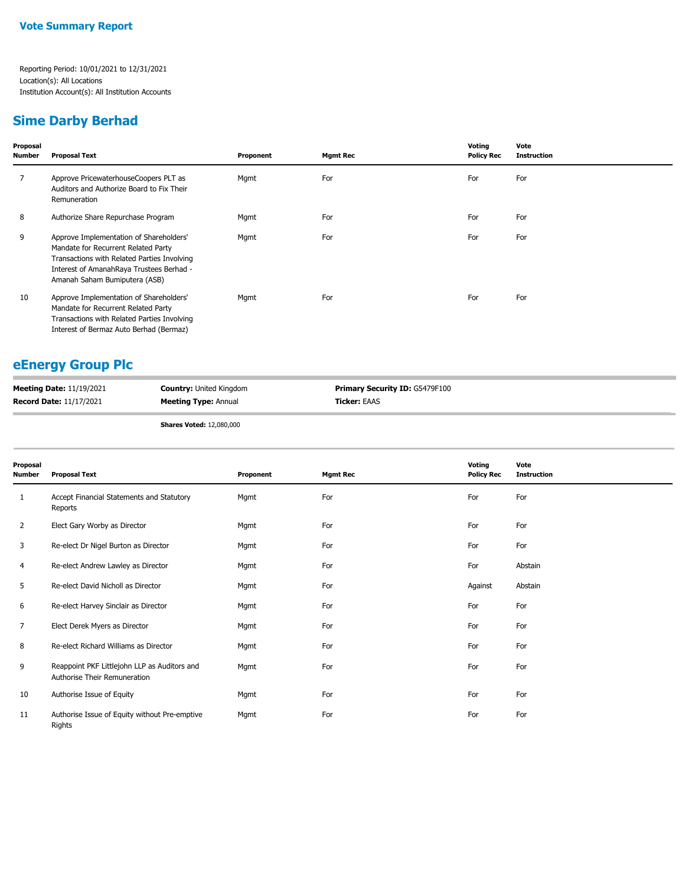**Vote Summary Report**

Reporting Period: 10/01/2021 to 12/31/2021
Location(s): All Locations
Institution Account(s): All Institution Accounts

## Sime Darby Berhad

| Proposal Number | Proposal Text | Proponent | Mgmt Rec | Voting Policy Rec | Vote Instruction |
|---|---|---|---|---|---|
| 7 | Approve PricewaterhouseCoopers PLT as Auditors and Authorize Board to Fix Their Remuneration | Mgmt | For | For | For |
| 8 | Authorize Share Repurchase Program | Mgmt | For | For | For |
| 9 | Approve Implementation of Shareholders' Mandate for Recurrent Related Party Transactions with Related Parties Involving Interest of AmanahRaya Trustees Berhad - Amanah Saham Bumiputera (ASB) | Mgmt | For | For | For |
| 10 | Approve Implementation of Shareholders' Mandate for Recurrent Related Party Transactions with Related Parties Involving Interest of Bermaz Auto Berhad (Bermaz) | Mgmt | For | For | For |

## eEnergy Group Plc

**Meeting Date:** 11/19/2021 **Country:** United Kingdom **Primary Security ID:** G5479F100
**Record Date:** 11/17/2021 **Meeting Type:** Annual **Ticker:** EAAS

**Shares Voted:** 12,080,000

| Proposal Number | Proposal Text | Proponent | Mgmt Rec | Voting Policy Rec | Vote Instruction |
|---|---|---|---|---|---|
| 1 | Accept Financial Statements and Statutory Reports | Mgmt | For | For | For |
| 2 | Elect Gary Worby as Director | Mgmt | For | For | For |
| 3 | Re-elect Dr Nigel Burton as Director | Mgmt | For | For | For |
| 4 | Re-elect Andrew Lawley as Director | Mgmt | For | For | Abstain |
| 5 | Re-elect David Nicholl as Director | Mgmt | For | Against | Abstain |
| 6 | Re-elect Harvey Sinclair as Director | Mgmt | For | For | For |
| 7 | Elect Derek Myers as Director | Mgmt | For | For | For |
| 8 | Re-elect Richard Williams as Director | Mgmt | For | For | For |
| 9 | Reappoint PKF Littlejohn LLP as Auditors and Authorise Their Remuneration | Mgmt | For | For | For |
| 10 | Authorise Issue of Equity | Mgmt | For | For | For |
| 11 | Authorise Issue of Equity without Pre-emptive Rights | Mgmt | For | For | For |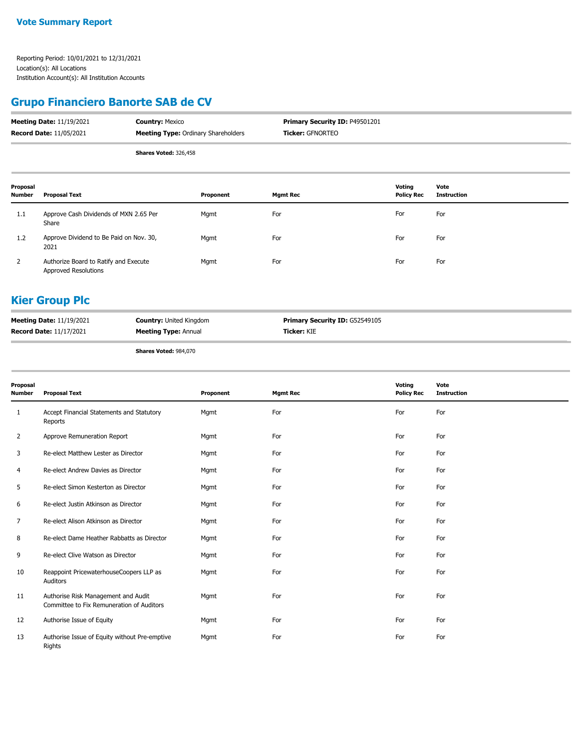**Vote Summary Report**

Reporting Period: 10/01/2021 to 12/31/2021
Location(s): All Locations
Institution Account(s): All Institution Accounts

## Grupo Financiero Banorte SAB de CV

**Meeting Date:** 11/19/2021
**Record Date:** 11/05/2021
**Country:** Mexico
**Meeting Type:** Ordinary Shareholders
**Primary Security ID:** P49501201
**Ticker:** GFNORTEO

**Shares Voted:** 326,458

| Proposal Number | Proposal Text | Proponent | Mgmt Rec | Voting Policy Rec | Vote Instruction |
|---|---|---|---|---|---|
| 1.1 | Approve Cash Dividends of MXN 2.65 Per Share | Mgmt | For | For | For |
| 1.2 | Approve Dividend to Be Paid on Nov. 30, 2021 | Mgmt | For | For | For |
| 2 | Authorize Board to Ratify and Execute Approved Resolutions | Mgmt | For | For | For |

## Kier Group Plc

**Meeting Date:** 11/19/2021
**Record Date:** 11/17/2021
**Country:** United Kingdom
**Meeting Type:** Annual
**Primary Security ID:** G52549105
**Ticker:** KIE

**Shares Voted:** 984,070

| Proposal Number | Proposal Text | Proponent | Mgmt Rec | Voting Policy Rec | Vote Instruction |
|---|---|---|---|---|---|
| 1 | Accept Financial Statements and Statutory Reports | Mgmt | For | For | For |
| 2 | Approve Remuneration Report | Mgmt | For | For | For |
| 3 | Re-elect Matthew Lester as Director | Mgmt | For | For | For |
| 4 | Re-elect Andrew Davies as Director | Mgmt | For | For | For |
| 5 | Re-elect Simon Kesterton as Director | Mgmt | For | For | For |
| 6 | Re-elect Justin Atkinson as Director | Mgmt | For | For | For |
| 7 | Re-elect Alison Atkinson as Director | Mgmt | For | For | For |
| 8 | Re-elect Dame Heather Rabbatts as Director | Mgmt | For | For | For |
| 9 | Re-elect Clive Watson as Director | Mgmt | For | For | For |
| 10 | Reappoint PricewaterhouseCoopers LLP as Auditors | Mgmt | For | For | For |
| 11 | Authorise Risk Management and Audit Committee to Fix Remuneration of Auditors | Mgmt | For | For | For |
| 12 | Authorise Issue of Equity | Mgmt | For | For | For |
| 13 | Authorise Issue of Equity without Pre-emptive Rights | Mgmt | For | For | For |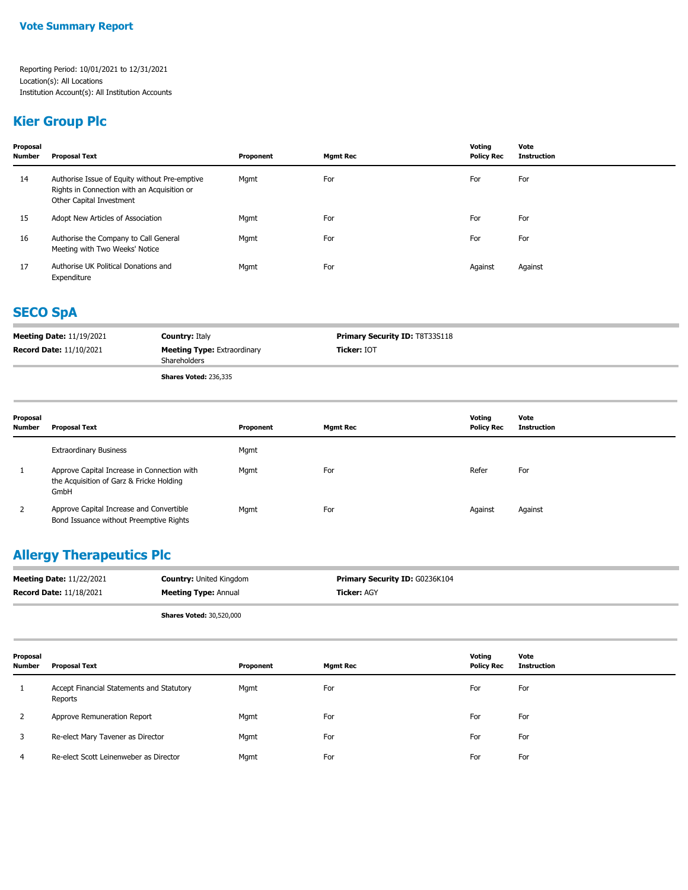## Vote Summary Report

Reporting Period: 10/01/2021 to 12/31/2021
Location(s): All Locations
Institution Account(s): All Institution Accounts

## Kier Group Plc

| Proposal Number | Proposal Text | Proponent | Mgmt Rec | Voting Policy Rec | Vote Instruction |
|---|---|---|---|---|---|
| 14 | Authorise Issue of Equity without Pre-emptive Rights in Connection with an Acquisition or Other Capital Investment | Mgmt | For | For | For |
| 15 | Adopt New Articles of Association | Mgmt | For | For | For |
| 16 | Authorise the Company to Call General Meeting with Two Weeks' Notice | Mgmt | For | For | For |
| 17 | Authorise UK Political Donations and Expenditure | Mgmt | For | Against | Against |

## SECO SpA

**Meeting Date:** 11/19/2021
**Record Date:** 11/10/2021
**Country:** Italy
**Meeting Type:** Extraordinary Shareholders
**Primary Security ID:** T8T33S118
**Ticker:** IOT

**Shares Voted:** 236,335

| Proposal Number | Proposal Text | Proponent | Mgmt Rec | Voting Policy Rec | Vote Instruction |
|---|---|---|---|---|---|
| | Extraordinary Business | Mgmt | | | |
| 1 | Approve Capital Increase in Connection with the Acquisition of Garz & Fricke Holding GmbH | Mgmt | For | Refer | For |
| 2 | Approve Capital Increase and Convertible Bond Issuance without Preemptive Rights | Mgmt | For | Against | Against |

## Allergy Therapeutics Plc

**Meeting Date:** 11/22/2021
**Record Date:** 11/18/2021
**Country:** United Kingdom
**Meeting Type:** Annual
**Primary Security ID:** G0236K104
**Ticker:** AGY

**Shares Voted:** 30,520,000

| Proposal Number | Proposal Text | Proponent | Mgmt Rec | Voting Policy Rec | Vote Instruction |
|---|---|---|---|---|---|
| 1 | Accept Financial Statements and Statutory Reports | Mgmt | For | For | For |
| 2 | Approve Remuneration Report | Mgmt | For | For | For |
| 3 | Re-elect Mary Tavener as Director | Mgmt | For | For | For |
| 4 | Re-elect Scott Leinenweber as Director | Mgmt | For | For | For |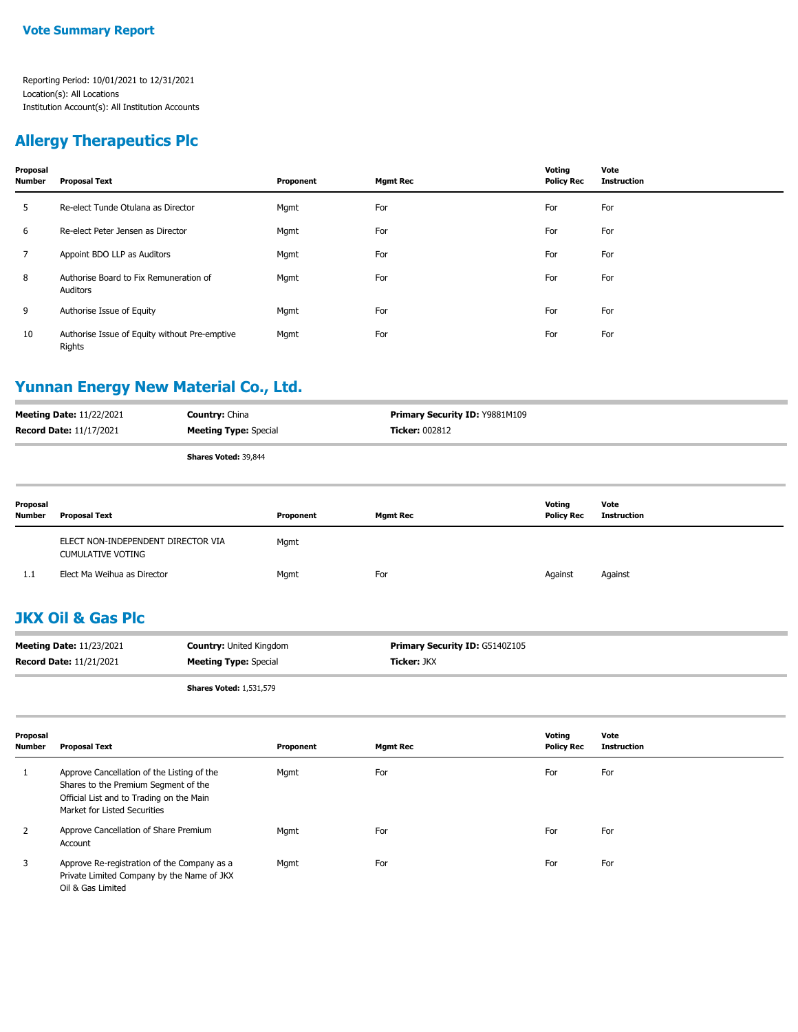**Vote Summary Report**

Reporting Period: 10/01/2021 to 12/31/2021
Location(s): All Locations
Institution Account(s): All Institution Accounts

## Allergy Therapeutics Plc

| Proposal Number | Proposal Text | Proponent | Mgmt Rec | Voting Policy Rec | Vote Instruction |
|---|---|---|---|---|---|
| 5 | Re-elect Tunde Otulana as Director | Mgmt | For | For | For |
| 6 | Re-elect Peter Jensen as Director | Mgmt | For | For | For |
| 7 | Appoint BDO LLP as Auditors | Mgmt | For | For | For |
| 8 | Authorise Board to Fix Remuneration of Auditors | Mgmt | For | For | For |
| 9 | Authorise Issue of Equity | Mgmt | For | For | For |
| 10 | Authorise Issue of Equity without Pre-emptive Rights | Mgmt | For | For | For |

## Yunnan Energy New Material Co., Ltd.

**Meeting Date:** 11/22/2021 | **Country:** China | **Primary Security ID:** Y9881M109
**Record Date:** 11/17/2021 | **Meeting Type:** Special | **Ticker:** 002812

**Shares Voted:** 39,844

| Proposal Number | Proposal Text | Proponent | Mgmt Rec | Voting Policy Rec | Vote Instruction |
|---|---|---|---|---|---|
| | ELECT NON-INDEPENDENT DIRECTOR VIA CUMULATIVE VOTING | Mgmt | | | |
| 1.1 | Elect Ma Weihua as Director | Mgmt | For | Against | Against |

## JKX Oil & Gas Plc

**Meeting Date:** 11/23/2021 | **Country:** United Kingdom | **Primary Security ID:** G5140Z105
**Record Date:** 11/21/2021 | **Meeting Type:** Special | **Ticker:** JKX

**Shares Voted:** 1,531,579

| Proposal Number | Proposal Text | Proponent | Mgmt Rec | Voting Policy Rec | Vote Instruction |
|---|---|---|---|---|---|
| 1 | Approve Cancellation of the Listing of the Shares to the Premium Segment of the Official List and to Trading on the Main Market for Listed Securities | Mgmt | For | For | For |
| 2 | Approve Cancellation of Share Premium Account | Mgmt | For | For | For |
| 3 | Approve Re-registration of the Company as a Private Limited Company by the Name of JKX Oil & Gas Limited | Mgmt | For | For | For |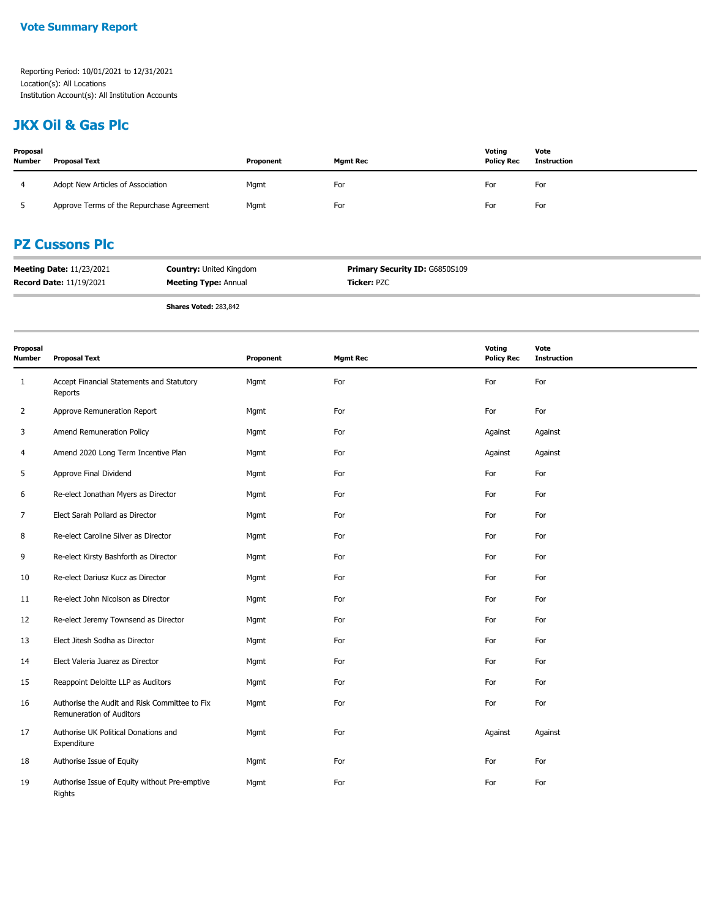**Vote Summary Report**

Reporting Period: 10/01/2021 to 12/31/2021
Location(s): All Locations
Institution Account(s): All Institution Accounts

## JKX Oil & Gas Plc

| Proposal Number | Proposal Text | Proponent | Mgmt Rec | Voting Policy Rec | Vote Instruction |
|---|---|---|---|---|---|
| 4 | Adopt New Articles of Association | Mgmt | For | For | For |
| 5 | Approve Terms of the Repurchase Agreement | Mgmt | For | For | For |

## PZ Cussons Plc

**Meeting Date:** 11/23/2021 **Country:** United Kingdom **Primary Security ID:** G6850S109
**Record Date:** 11/19/2021 **Meeting Type:** Annual **Ticker:** PZC

**Shares Voted:** 283,842

| Proposal Number | Proposal Text | Proponent | Mgmt Rec | Voting Policy Rec | Vote Instruction |
|---|---|---|---|---|---|
| 1 | Accept Financial Statements and Statutory Reports | Mgmt | For | For | For |
| 2 | Approve Remuneration Report | Mgmt | For | For | For |
| 3 | Amend Remuneration Policy | Mgmt | For | Against | Against |
| 4 | Amend 2020 Long Term Incentive Plan | Mgmt | For | Against | Against |
| 5 | Approve Final Dividend | Mgmt | For | For | For |
| 6 | Re-elect Jonathan Myers as Director | Mgmt | For | For | For |
| 7 | Elect Sarah Pollard as Director | Mgmt | For | For | For |
| 8 | Re-elect Caroline Silver as Director | Mgmt | For | For | For |
| 9 | Re-elect Kirsty Bashforth as Director | Mgmt | For | For | For |
| 10 | Re-elect Dariusz Kucz as Director | Mgmt | For | For | For |
| 11 | Re-elect John Nicolson as Director | Mgmt | For | For | For |
| 12 | Re-elect Jeremy Townsend as Director | Mgmt | For | For | For |
| 13 | Elect Jitesh Sodha as Director | Mgmt | For | For | For |
| 14 | Elect Valeria Juarez as Director | Mgmt | For | For | For |
| 15 | Reappoint Deloitte LLP as Auditors | Mgmt | For | For | For |
| 16 | Authorise the Audit and Risk Committee to Fix Remuneration of Auditors | Mgmt | For | For | For |
| 17 | Authorise UK Political Donations and Expenditure | Mgmt | For | Against | Against |
| 18 | Authorise Issue of Equity | Mgmt | For | For | For |
| 19 | Authorise Issue of Equity without Pre-emptive Rights | Mgmt | For | For | For |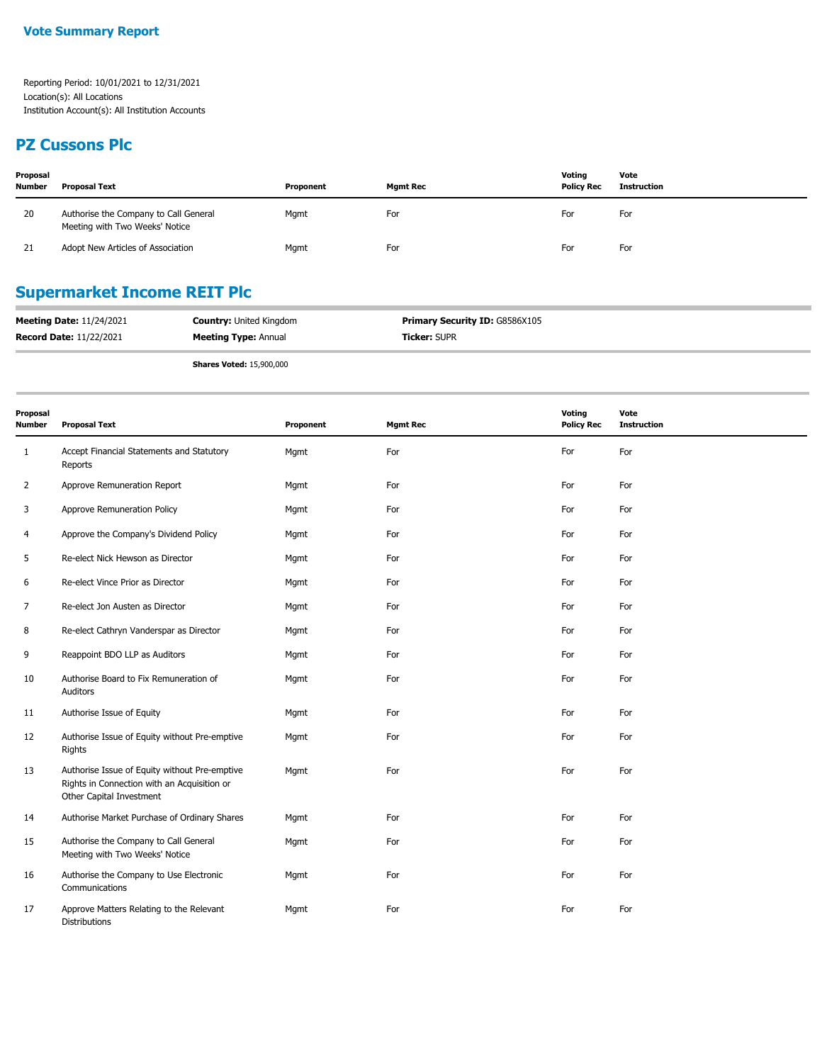## Vote Summary Report

Reporting Period: 10/01/2021 to 12/31/2021
Location(s): All Locations
Institution Account(s): All Institution Accounts

## PZ Cussons Plc

| Proposal Number | Proposal Text | Proponent | Mgmt Rec | Voting Policy Rec | Vote Instruction |
|---|---|---|---|---|---|
| 20 | Authorise the Company to Call General Meeting with Two Weeks' Notice | Mgmt | For | For | For |
| 21 | Adopt New Articles of Association | Mgmt | For | For | For |

## Supermarket Income REIT Plc

**Meeting Date:** 11/24/2021 **Country:** United Kingdom **Primary Security ID:** G8586X105

**Record Date:** 11/22/2021 **Meeting Type:** Annual **Ticker:** SUPR

**Shares Voted:** 15,900,000

| Proposal Number | Proposal Text | Proponent | Mgmt Rec | Voting Policy Rec | Vote Instruction |
|---|---|---|---|---|---|
| 1 | Accept Financial Statements and Statutory Reports | Mgmt | For | For | For |
| 2 | Approve Remuneration Report | Mgmt | For | For | For |
| 3 | Approve Remuneration Policy | Mgmt | For | For | For |
| 4 | Approve the Company's Dividend Policy | Mgmt | For | For | For |
| 5 | Re-elect Nick Hewson as Director | Mgmt | For | For | For |
| 6 | Re-elect Vince Prior as Director | Mgmt | For | For | For |
| 7 | Re-elect Jon Austen as Director | Mgmt | For | For | For |
| 8 | Re-elect Cathryn Vanderspar as Director | Mgmt | For | For | For |
| 9 | Reappoint BDO LLP as Auditors | Mgmt | For | For | For |
| 10 | Authorise Board to Fix Remuneration of Auditors | Mgmt | For | For | For |
| 11 | Authorise Issue of Equity | Mgmt | For | For | For |
| 12 | Authorise Issue of Equity without Pre-emptive Rights | Mgmt | For | For | For |
| 13 | Authorise Issue of Equity without Pre-emptive Rights in Connection with an Acquisition or Other Capital Investment | Mgmt | For | For | For |
| 14 | Authorise Market Purchase of Ordinary Shares | Mgmt | For | For | For |
| 15 | Authorise the Company to Call General Meeting with Two Weeks' Notice | Mgmt | For | For | For |
| 16 | Authorise the Company to Use Electronic Communications | Mgmt | For | For | For |
| 17 | Approve Matters Relating to the Relevant Distributions | Mgmt | For | For | For |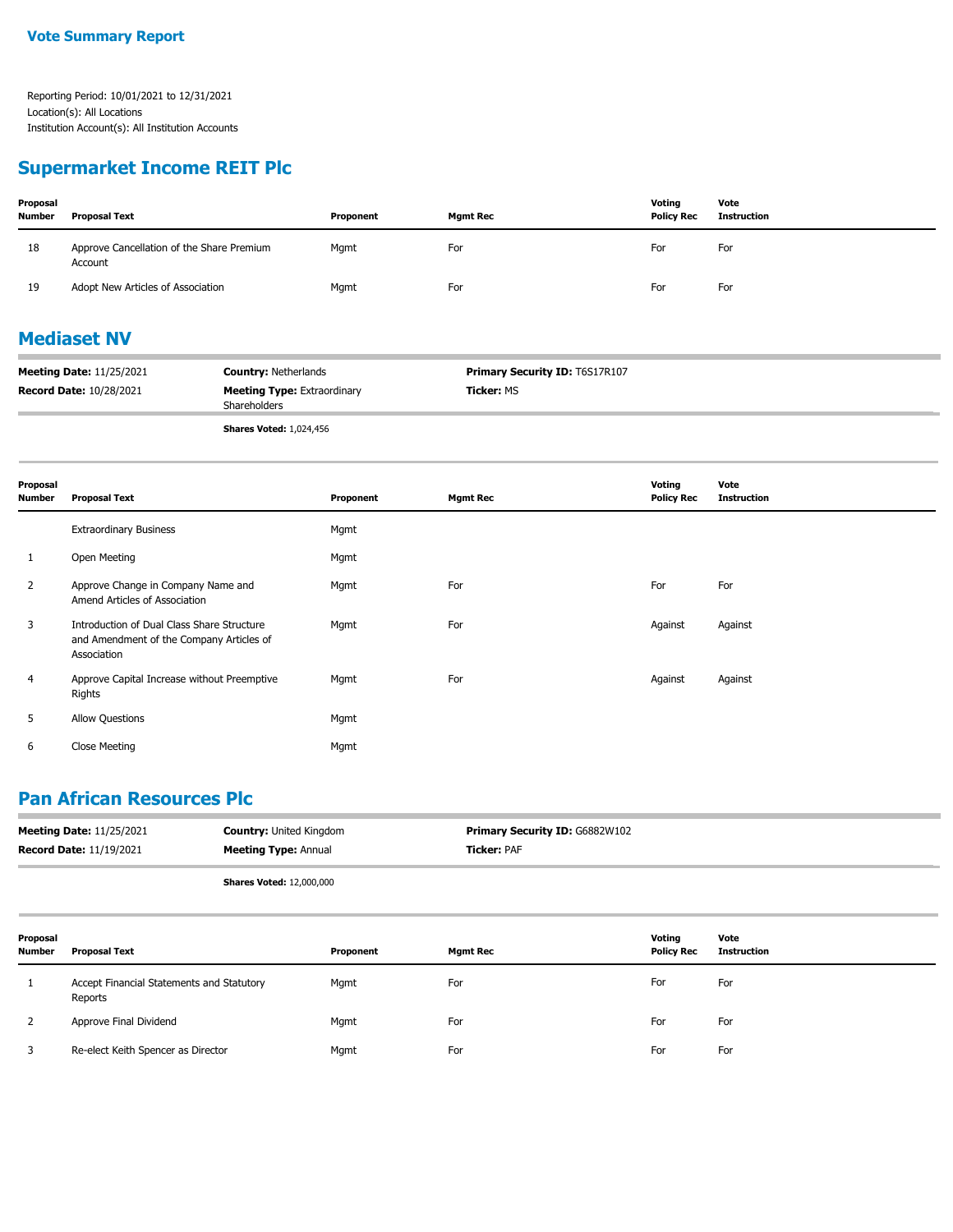**Vote Summary Report**

Reporting Period: 10/01/2021 to 12/31/2021
Location(s): All Locations
Institution Account(s): All Institution Accounts

## Supermarket Income REIT Plc

| Proposal Number | Proposal Text | Proponent | Mgmt Rec | Voting Policy Rec | Vote Instruction |
|---|---|---|---|---|---|
| 18 | Approve Cancellation of the Share Premium Account | Mgmt | For | For | For |
| 19 | Adopt New Articles of Association | Mgmt | For | For | For |

## Mediaset NV

**Meeting Date:** 11/25/2021 | **Country:** Netherlands | **Primary Security ID:** T6S17R107
**Record Date:** 10/28/2021 | **Meeting Type:** Extraordinary Shareholders | **Ticker:** MS

**Shares Voted:** 1,024,456

| Proposal Number | Proposal Text | Proponent | Mgmt Rec | Voting Policy Rec | Vote Instruction |
|---|---|---|---|---|---|
| | Extraordinary Business | Mgmt | | | |
| 1 | Open Meeting | Mgmt | | | |
| 2 | Approve Change in Company Name and Amend Articles of Association | Mgmt | For | For | For |
| 3 | Introduction of Dual Class Share Structure and Amendment of the Company Articles of Association | Mgmt | For | Against | Against |
| 4 | Approve Capital Increase without Preemptive Rights | Mgmt | For | Against | Against |
| 5 | Allow Questions | Mgmt | | | |
| 6 | Close Meeting | Mgmt | | | |

## Pan African Resources Plc

**Meeting Date:** 11/25/2021 | **Country:** United Kingdom | **Primary Security ID:** G6882W102
**Record Date:** 11/19/2021 | **Meeting Type:** Annual | **Ticker:** PAF

**Shares Voted:** 12,000,000

| Proposal Number | Proposal Text | Proponent | Mgmt Rec | Voting Policy Rec | Vote Instruction |
|---|---|---|---|---|---|
| 1 | Accept Financial Statements and Statutory Reports | Mgmt | For | For | For |
| 2 | Approve Final Dividend | Mgmt | For | For | For |
| 3 | Re-elect Keith Spencer as Director | Mgmt | For | For | For |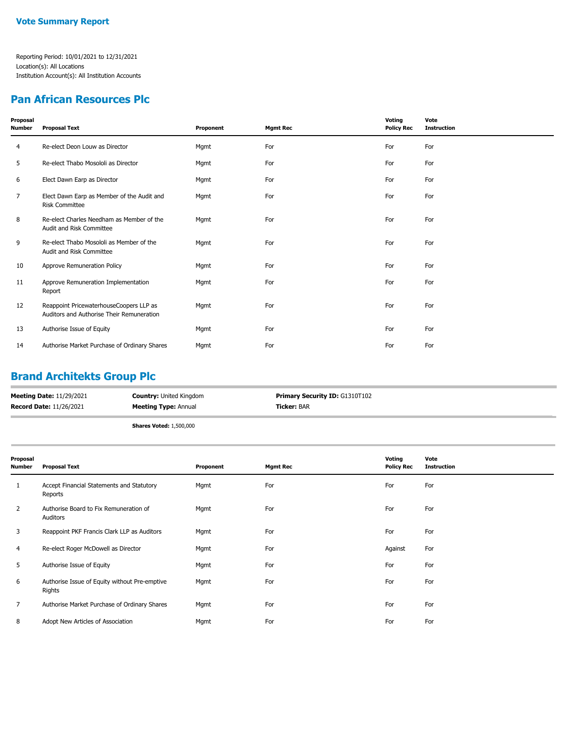# Vote Summary Report

Reporting Period: 10/01/2021 to 12/31/2021
Location(s): All Locations
Institution Account(s): All Institution Accounts

## Pan African Resources Plc

| Proposal Number | Proposal Text | Proponent | Mgmt Rec | Voting Policy Rec | Vote Instruction |
|---|---|---|---|---|---|
| 4 | Re-elect Deon Louw as Director | Mgmt | For | For | For |
| 5 | Re-elect Thabo Mosololi as Director | Mgmt | For | For | For |
| 6 | Elect Dawn Earp as Director | Mgmt | For | For | For |
| 7 | Elect Dawn Earp as Member of the Audit and Risk Committee | Mgmt | For | For | For |
| 8 | Re-elect Charles Needham as Member of the Audit and Risk Committee | Mgmt | For | For | For |
| 9 | Re-elect Thabo Mosololi as Member of the Audit and Risk Committee | Mgmt | For | For | For |
| 10 | Approve Remuneration Policy | Mgmt | For | For | For |
| 11 | Approve Remuneration Implementation Report | Mgmt | For | For | For |
| 12 | Reappoint PricewaterhouseCoopers LLP as Auditors and Authorise Their Remuneration | Mgmt | For | For | For |
| 13 | Authorise Issue of Equity | Mgmt | For | For | For |
| 14 | Authorise Market Purchase of Ordinary Shares | Mgmt | For | For | For |

## Brand Architekts Group Plc

**Meeting Date:** 11/29/2021
**Record Date:** 11/26/2021
**Country:** United Kingdom
**Meeting Type:** Annual
**Primary Security ID:** G1310T102
**Ticker:** BAR

**Shares Voted:** 1,500,000

| Proposal Number | Proposal Text | Proponent | Mgmt Rec | Voting Policy Rec | Vote Instruction |
|---|---|---|---|---|---|
| 1 | Accept Financial Statements and Statutory Reports | Mgmt | For | For | For |
| 2 | Authorise Board to Fix Remuneration of Auditors | Mgmt | For | For | For |
| 3 | Reappoint PKF Francis Clark LLP as Auditors | Mgmt | For | For | For |
| 4 | Re-elect Roger McDowell as Director | Mgmt | For | Against | For |
| 5 | Authorise Issue of Equity | Mgmt | For | For | For |
| 6 | Authorise Issue of Equity without Pre-emptive Rights | Mgmt | For | For | For |
| 7 | Authorise Market Purchase of Ordinary Shares | Mgmt | For | For | For |
| 8 | Adopt New Articles of Association | Mgmt | For | For | For |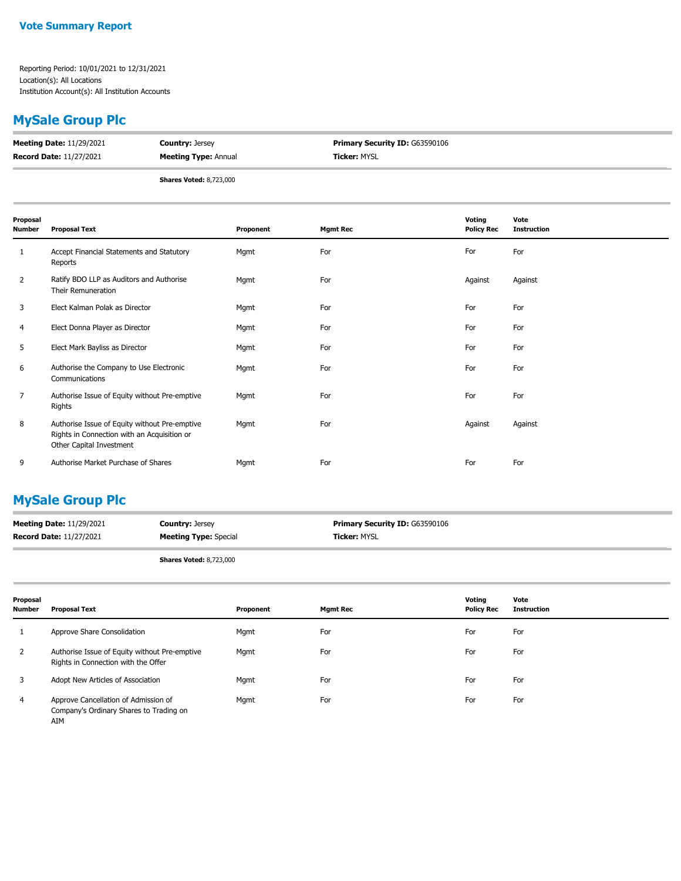**Vote Summary Report**

Reporting Period: 10/01/2021 to 12/31/2021
Location(s): All Locations
Institution Account(s): All Institution Accounts

## MySale Group Plc

**Meeting Date:** 11/29/2021 | **Country:** Jersey | **Primary Security ID:** G63590106
**Record Date:** 11/27/2021 | **Meeting Type:** Annual | **Ticker:** MYSL

**Shares Voted:** 8,723,000

| Proposal Number | Proposal Text | Proponent | Mgmt Rec | Voting Policy Rec | Vote Instruction |
|---|---|---|---|---|---|
| 1 | Accept Financial Statements and Statutory Reports | Mgmt | For | For | For |
| 2 | Ratify BDO LLP as Auditors and Authorise Their Remuneration | Mgmt | For | Against | Against |
| 3 | Elect Kalman Polak as Director | Mgmt | For | For | For |
| 4 | Elect Donna Player as Director | Mgmt | For | For | For |
| 5 | Elect Mark Bayliss as Director | Mgmt | For | For | For |
| 6 | Authorise the Company to Use Electronic Communications | Mgmt | For | For | For |
| 7 | Authorise Issue of Equity without Pre-emptive Rights | Mgmt | For | For | For |
| 8 | Authorise Issue of Equity without Pre-emptive Rights in Connection with an Acquisition or Other Capital Investment | Mgmt | For | Against | Against |
| 9 | Authorise Market Purchase of Shares | Mgmt | For | For | For |

## MySale Group Plc

**Meeting Date:** 11/29/2021 | **Country:** Jersey | **Primary Security ID:** G63590106
**Record Date:** 11/27/2021 | **Meeting Type:** Special | **Ticker:** MYSL

**Shares Voted:** 8,723,000

| Proposal Number | Proposal Text | Proponent | Mgmt Rec | Voting Policy Rec | Vote Instruction |
|---|---|---|---|---|---|
| 1 | Approve Share Consolidation | Mgmt | For | For | For |
| 2 | Authorise Issue of Equity without Pre-emptive Rights in Connection with the Offer | Mgmt | For | For | For |
| 3 | Adopt New Articles of Association | Mgmt | For | For | For |
| 4 | Approve Cancellation of Admission of Company's Ordinary Shares to Trading on AIM | Mgmt | For | For | For |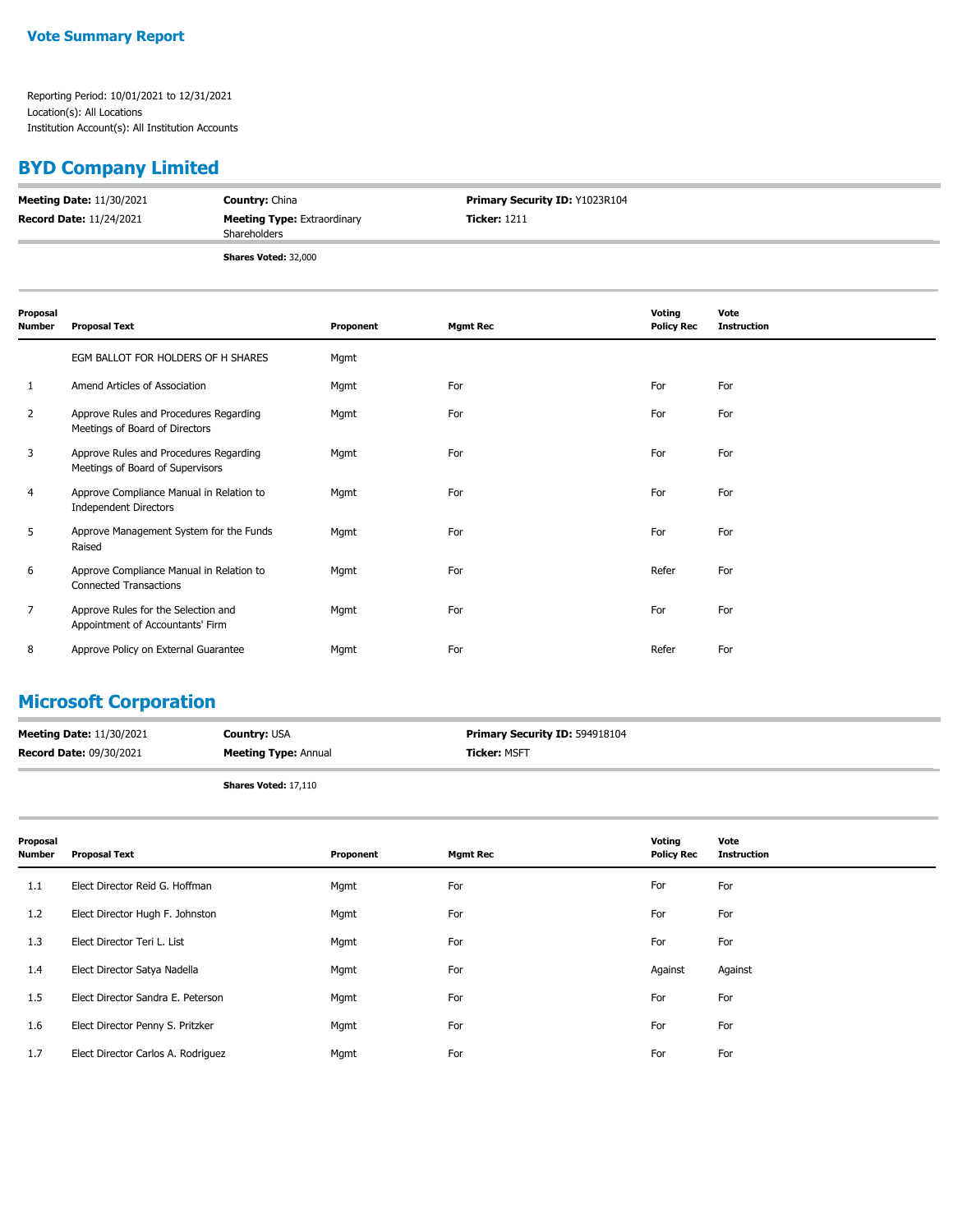**Vote Summary Report**

Reporting Period: 10/01/2021 to 12/31/2021
Location(s): All Locations
Institution Account(s): All Institution Accounts

## BYD Company Limited

**Meeting Date:** 11/30/2021 | **Country:** China | **Primary Security ID:** Y1023R104
**Record Date:** 11/24/2021 | **Meeting Type:** Extraordinary Shareholders | **Ticker:** 1211

**Shares Voted:** 32,000

| Proposal Number | Proposal Text | Proponent | Mgmt Rec | Voting Policy Rec | Vote Instruction |
|---|---|---|---|---|---|
| | EGM BALLOT FOR HOLDERS OF H SHARES | Mgmt | | | |
| 1 | Amend Articles of Association | Mgmt | For | For | For |
| 2 | Approve Rules and Procedures Regarding Meetings of Board of Directors | Mgmt | For | For | For |
| 3 | Approve Rules and Procedures Regarding Meetings of Board of Supervisors | Mgmt | For | For | For |
| 4 | Approve Compliance Manual in Relation to Independent Directors | Mgmt | For | For | For |
| 5 | Approve Management System for the Funds Raised | Mgmt | For | For | For |
| 6 | Approve Compliance Manual in Relation to Connected Transactions | Mgmt | For | Refer | For |
| 7 | Approve Rules for the Selection and Appointment of Accountants' Firm | Mgmt | For | For | For |
| 8 | Approve Policy on External Guarantee | Mgmt | For | Refer | For |

## Microsoft Corporation

**Meeting Date:** 11/30/2021 | **Country:** USA | **Primary Security ID:** 594918104
**Record Date:** 09/30/2021 | **Meeting Type:** Annual | **Ticker:** MSFT

**Shares Voted:** 17,110

| Proposal Number | Proposal Text | Proponent | Mgmt Rec | Voting Policy Rec | Vote Instruction |
|---|---|---|---|---|---|
| 1.1 | Elect Director Reid G. Hoffman | Mgmt | For | For | For |
| 1.2 | Elect Director Hugh F. Johnston | Mgmt | For | For | For |
| 1.3 | Elect Director Teri L. List | Mgmt | For | For | For |
| 1.4 | Elect Director Satya Nadella | Mgmt | For | Against | Against |
| 1.5 | Elect Director Sandra E. Peterson | Mgmt | For | For | For |
| 1.6 | Elect Director Penny S. Pritzker | Mgmt | For | For | For |
| 1.7 | Elect Director Carlos A. Rodriguez | Mgmt | For | For | For |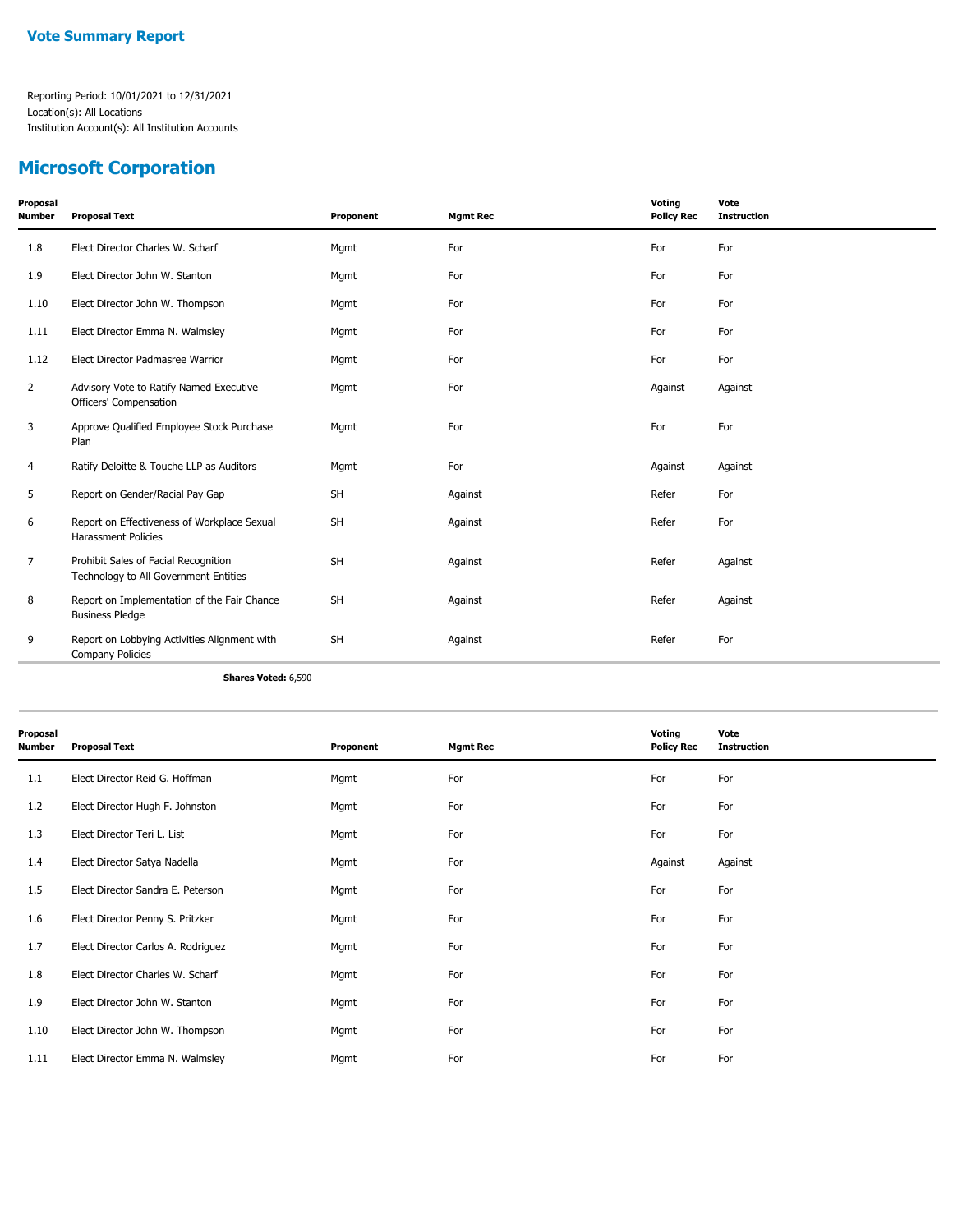## Vote Summary Report

Reporting Period: 10/01/2021 to 12/31/2021
Location(s): All Locations
Institution Account(s): All Institution Accounts

# Microsoft Corporation

| Proposal Number | Proposal Text | Proponent | Mgmt Rec | Voting Policy Rec | Vote Instruction |
|---|---|---|---|---|---|
| 1.8 | Elect Director Charles W. Scharf | Mgmt | For | For | For |
| 1.9 | Elect Director John W. Stanton | Mgmt | For | For | For |
| 1.10 | Elect Director John W. Thompson | Mgmt | For | For | For |
| 1.11 | Elect Director Emma N. Walmsley | Mgmt | For | For | For |
| 1.12 | Elect Director Padmasree Warrior | Mgmt | For | For | For |
| 2 | Advisory Vote to Ratify Named Executive Officers' Compensation | Mgmt | For | Against | Against |
| 3 | Approve Qualified Employee Stock Purchase Plan | Mgmt | For | For | For |
| 4 | Ratify Deloitte & Touche LLP as Auditors | Mgmt | For | Against | Against |
| 5 | Report on Gender/Racial Pay Gap | SH | Against | Refer | For |
| 6 | Report on Effectiveness of Workplace Sexual Harassment Policies | SH | Against | Refer | For |
| 7 | Prohibit Sales of Facial Recognition Technology to All Government Entities | SH | Against | Refer | Against |
| 8 | Report on Implementation of the Fair Chance Business Pledge | SH | Against | Refer | Against |
| 9 | Report on Lobbying Activities Alignment with Company Policies | SH | Against | Refer | For |

**Shares Voted:** 6,590

| Proposal Number | Proposal Text | Proponent | Mgmt Rec | Voting Policy Rec | Vote Instruction |
|---|---|---|---|---|---|
| 1.1 | Elect Director Reid G. Hoffman | Mgmt | For | For | For |
| 1.2 | Elect Director Hugh F. Johnston | Mgmt | For | For | For |
| 1.3 | Elect Director Teri L. List | Mgmt | For | For | For |
| 1.4 | Elect Director Satya Nadella | Mgmt | For | Against | Against |
| 1.5 | Elect Director Sandra E. Peterson | Mgmt | For | For | For |
| 1.6 | Elect Director Penny S. Pritzker | Mgmt | For | For | For |
| 1.7 | Elect Director Carlos A. Rodriguez | Mgmt | For | For | For |
| 1.8 | Elect Director Charles W. Scharf | Mgmt | For | For | For |
| 1.9 | Elect Director John W. Stanton | Mgmt | For | For | For |
| 1.10 | Elect Director John W. Thompson | Mgmt | For | For | For |
| 1.11 | Elect Director Emma N. Walmsley | Mgmt | For | For | For |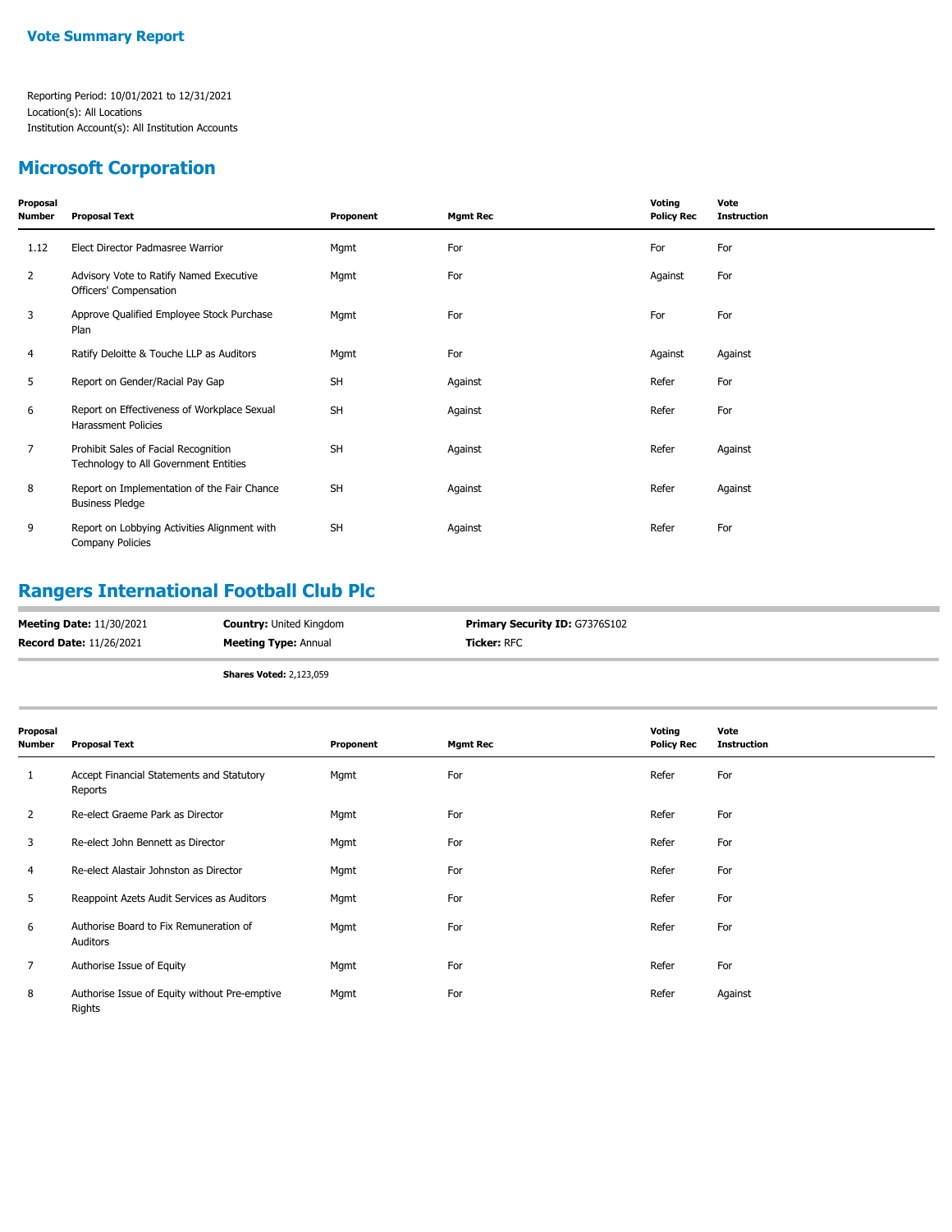**Vote Summary Report**

Reporting Period: 10/01/2021 to 12/31/2021
Location(s): All Locations
Institution Account(s): All Institution Accounts

## Microsoft Corporation

| Proposal Number | Proposal Text | Proponent | Mgmt Rec | Voting Policy Rec | Vote Instruction |
|---|---|---|---|---|---|
| 1.12 | Elect Director Padmasree Warrior | Mgmt | For | For | For |
| 2 | Advisory Vote to Ratify Named Executive Officers' Compensation | Mgmt | For | Against | For |
| 3 | Approve Qualified Employee Stock Purchase Plan | Mgmt | For | For | For |
| 4 | Ratify Deloitte & Touche LLP as Auditors | Mgmt | For | Against | Against |
| 5 | Report on Gender/Racial Pay Gap | SH | Against | Refer | For |
| 6 | Report on Effectiveness of Workplace Sexual Harassment Policies | SH | Against | Refer | For |
| 7 | Prohibit Sales of Facial Recognition Technology to All Government Entities | SH | Against | Refer | Against |
| 8 | Report on Implementation of the Fair Chance Business Pledge | SH | Against | Refer | Against |
| 9 | Report on Lobbying Activities Alignment with Company Policies | SH | Against | Refer | For |

## Rangers International Football Club Plc

**Meeting Date:** 11/30/2021 | **Country:** United Kingdom | **Primary Security ID:** G7376S102
**Record Date:** 11/26/2021 | **Meeting Type:** Annual | **Ticker:** RFC

**Shares Voted:** 2,123,059

| Proposal Number | Proposal Text | Proponent | Mgmt Rec | Voting Policy Rec | Vote Instruction |
|---|---|---|---|---|---|
| 1 | Accept Financial Statements and Statutory Reports | Mgmt | For | Refer | For |
| 2 | Re-elect Graeme Park as Director | Mgmt | For | Refer | For |
| 3 | Re-elect John Bennett as Director | Mgmt | For | Refer | For |
| 4 | Re-elect Alastair Johnston as Director | Mgmt | For | Refer | For |
| 5 | Reappoint Azets Audit Services as Auditors | Mgmt | For | Refer | For |
| 6 | Authorise Board to Fix Remuneration of Auditors | Mgmt | For | Refer | For |
| 7 | Authorise Issue of Equity | Mgmt | For | Refer | For |
| 8 | Authorise Issue of Equity without Pre-emptive Rights | Mgmt | For | Refer | Against |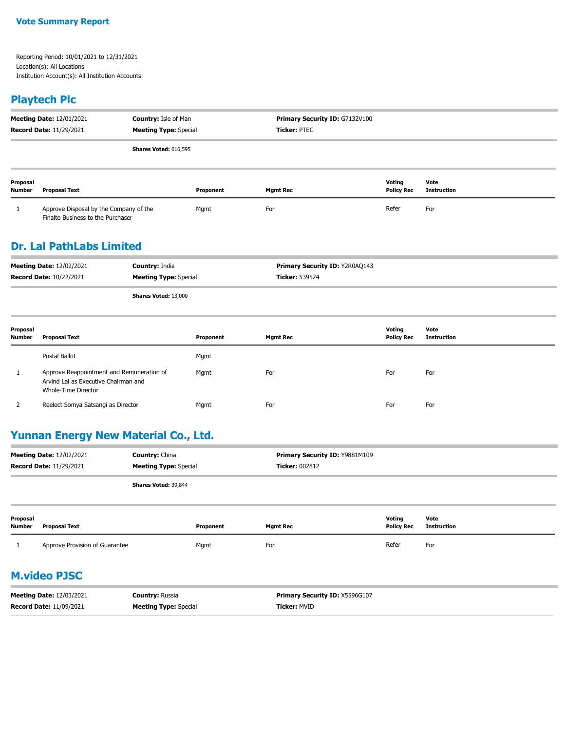**Vote Summary Report**

Reporting Period: 10/01/2021 to 12/31/2021
Location(s): All Locations
Institution Account(s): All Institution Accounts

## Playtech Plc

**Meeting Date:** 12/01/2021 **Country:** Isle of Man **Primary Security ID:** G7132V100
**Record Date:** 11/29/2021 **Meeting Type:** Special **Ticker:** PTEC

**Shares Voted:** 616,595

| Proposal Number | Proposal Text | Proponent | Mgmt Rec | Voting Policy Rec | Vote Instruction |
|---|---|---|---|---|---|
| 1 | Approve Disposal by the Company of the Finalto Business to the Purchaser | Mgmt | For | Refer | For |

## Dr. Lal PathLabs Limited

**Meeting Date:** 12/02/2021 **Country:** India **Primary Security ID:** Y2R0AQ143
**Record Date:** 10/22/2021 **Meeting Type:** Special **Ticker:** 539524

**Shares Voted:** 13,000

| Proposal Number | Proposal Text | Proponent | Mgmt Rec | Voting Policy Rec | Vote Instruction |
|---|---|---|---|---|---|
| | Postal Ballot | Mgmt | | | |
| 1 | Approve Reappointment and Remuneration of Arvind Lal as Executive Chairman and Whole-Time Director | Mgmt | For | For | For |
| 2 | Reelect Somya Satsangi as Director | Mgmt | For | For | For |

## Yunnan Energy New Material Co., Ltd.

**Meeting Date:** 12/02/2021 **Country:** China **Primary Security ID:** Y9881M109
**Record Date:** 11/29/2021 **Meeting Type:** Special **Ticker:** 002812

**Shares Voted:** 39,844

| Proposal Number | Proposal Text | Proponent | Mgmt Rec | Voting Policy Rec | Vote Instruction |
|---|---|---|---|---|---|
| 1 | Approve Provision of Guarantee | Mgmt | For | Refer | For |

## M.video PJSC

**Meeting Date:** 12/03/2021 **Country:** Russia **Primary Security ID:** X5596G107
**Record Date:** 11/09/2021 **Meeting Type:** Special **Ticker:** MVID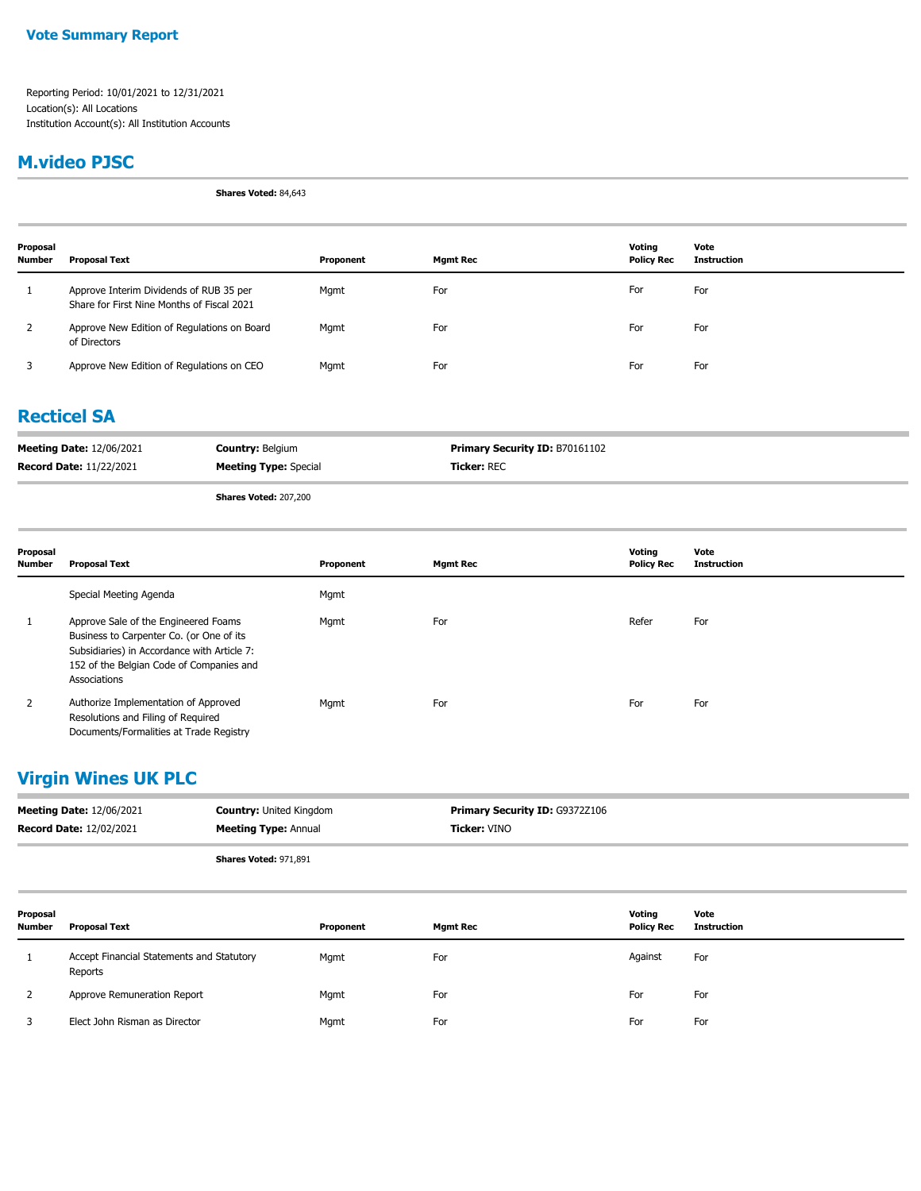**Vote Summary Report**

Reporting Period: 10/01/2021 to 12/31/2021
Location(s): All Locations
Institution Account(s): All Institution Accounts

## M.video PJSC

**Shares Voted:** 84,643

| Proposal Number | Proposal Text | Proponent | Mgmt Rec | Voting Policy Rec | Vote Instruction |
|---|---|---|---|---|---|
| 1 | Approve Interim Dividends of RUB 35 per Share for First Nine Months of Fiscal 2021 | Mgmt | For | For | For |
| 2 | Approve New Edition of Regulations on Board of Directors | Mgmt | For | For | For |
| 3 | Approve New Edition of Regulations on CEO | Mgmt | For | For | For |

## Recticel SA

**Meeting Date:** 12/06/2021
**Record Date:** 11/22/2021
**Country:** Belgium
**Meeting Type:** Special
**Primary Security ID:** B70161102
**Ticker:** REC

**Shares Voted:** 207,200

| Proposal Number | Proposal Text | Proponent | Mgmt Rec | Voting Policy Rec | Vote Instruction |
|---|---|---|---|---|---|
| | Special Meeting Agenda | Mgmt | | | |
| 1 | Approve Sale of the Engineered Foams Business to Carpenter Co. (or One of its Subsidiaries) in Accordance with Article 7: 152 of the Belgian Code of Companies and Associations | Mgmt | For | Refer | For |
| 2 | Authorize Implementation of Approved Resolutions and Filing of Required Documents/Formalities at Trade Registry | Mgmt | For | For | For |

## Virgin Wines UK PLC

**Meeting Date:** 12/06/2021
**Record Date:** 12/02/2021
**Country:** United Kingdom
**Meeting Type:** Annual
**Primary Security ID:** G9372Z106
**Ticker:** VINO

**Shares Voted:** 971,891

| Proposal Number | Proposal Text | Proponent | Mgmt Rec | Voting Policy Rec | Vote Instruction |
|---|---|---|---|---|---|
| 1 | Accept Financial Statements and Statutory Reports | Mgmt | For | Against | For |
| 2 | Approve Remuneration Report | Mgmt | For | For | For |
| 3 | Elect John Risman as Director | Mgmt | For | For | For |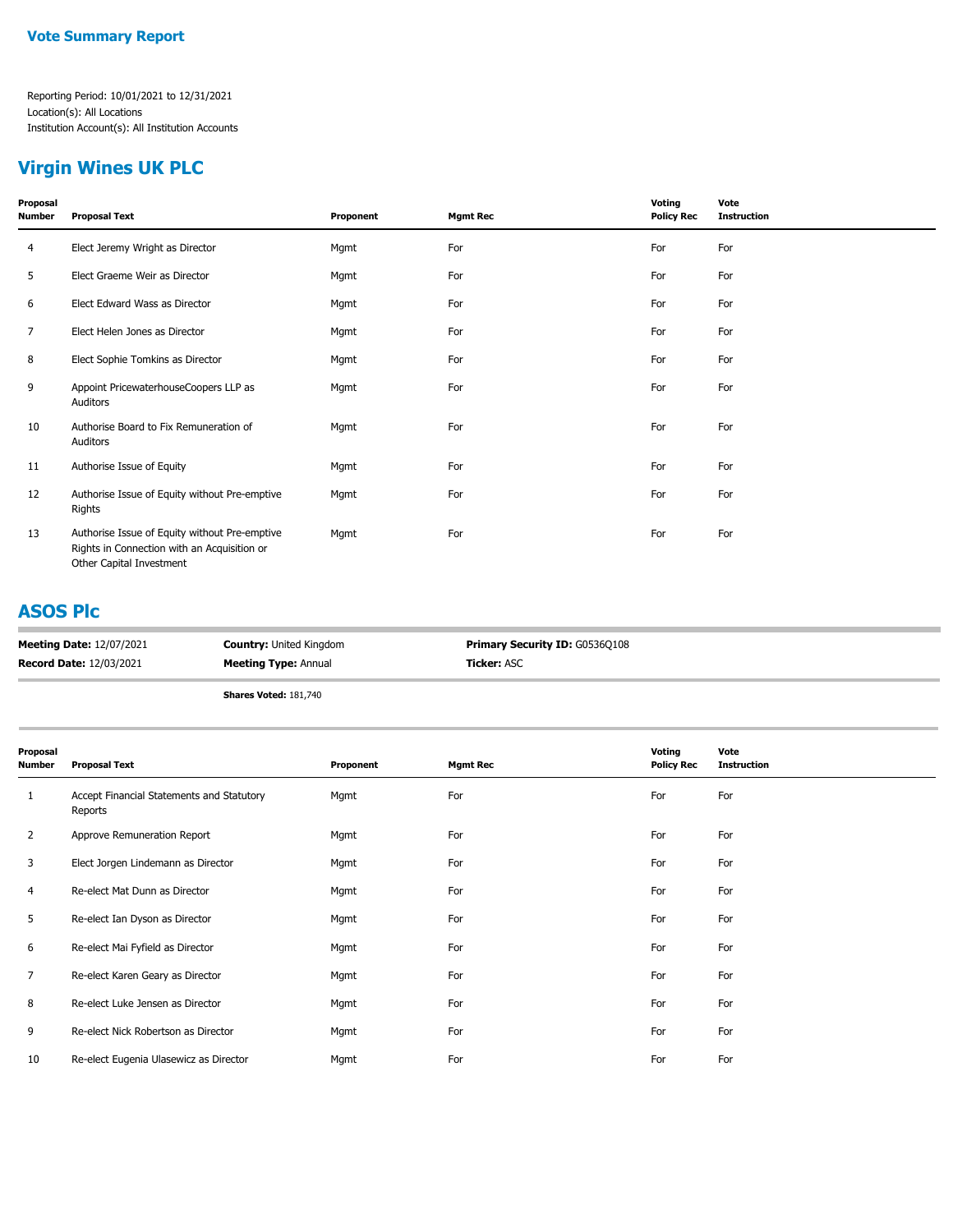**Vote Summary Report**

Reporting Period: 10/01/2021 to 12/31/2021
Location(s): All Locations
Institution Account(s): All Institution Accounts

## Virgin Wines UK PLC

| Proposal Number | Proposal Text | Proponent | Mgmt Rec | Voting Policy Rec | Vote Instruction |
|---|---|---|---|---|---|
| 4 | Elect Jeremy Wright as Director | Mgmt | For | For | For |
| 5 | Elect Graeme Weir as Director | Mgmt | For | For | For |
| 6 | Elect Edward Wass as Director | Mgmt | For | For | For |
| 7 | Elect Helen Jones as Director | Mgmt | For | For | For |
| 8 | Elect Sophie Tomkins as Director | Mgmt | For | For | For |
| 9 | Appoint PricewaterhouseCoopers LLP as Auditors | Mgmt | For | For | For |
| 10 | Authorise Board to Fix Remuneration of Auditors | Mgmt | For | For | For |
| 11 | Authorise Issue of Equity | Mgmt | For | For | For |
| 12 | Authorise Issue of Equity without Pre-emptive Rights | Mgmt | For | For | For |
| 13 | Authorise Issue of Equity without Pre-emptive Rights in Connection with an Acquisition or Other Capital Investment | Mgmt | For | For | For |

## ASOS Plc

**Meeting Date:** 12/07/2021 | **Country:** United Kingdom | **Primary Security ID:** G0536Q108
**Record Date:** 12/03/2021 | **Meeting Type:** Annual | **Ticker:** ASC

**Shares Voted:** 181,740

| Proposal Number | Proposal Text | Proponent | Mgmt Rec | Voting Policy Rec | Vote Instruction |
|---|---|---|---|---|---|
| 1 | Accept Financial Statements and Statutory Reports | Mgmt | For | For | For |
| 2 | Approve Remuneration Report | Mgmt | For | For | For |
| 3 | Elect Jorgen Lindemann as Director | Mgmt | For | For | For |
| 4 | Re-elect Mat Dunn as Director | Mgmt | For | For | For |
| 5 | Re-elect Ian Dyson as Director | Mgmt | For | For | For |
| 6 | Re-elect Mai Fyfield as Director | Mgmt | For | For | For |
| 7 | Re-elect Karen Geary as Director | Mgmt | For | For | For |
| 8 | Re-elect Luke Jensen as Director | Mgmt | For | For | For |
| 9 | Re-elect Nick Robertson as Director | Mgmt | For | For | For |
| 10 | Re-elect Eugenia Ulasewicz as Director | Mgmt | For | For | For |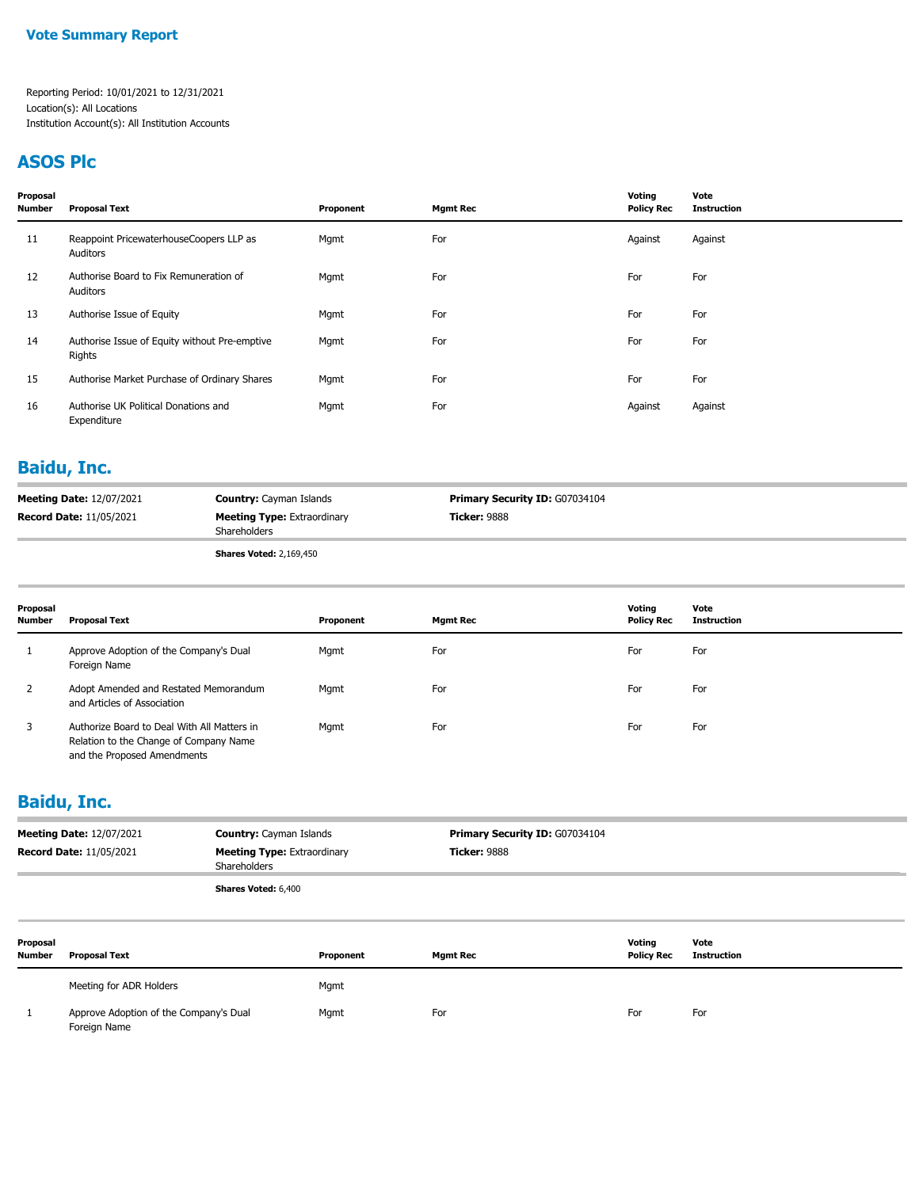**Vote Summary Report**

Reporting Period: 10/01/2021 to 12/31/2021
Location(s): All Locations
Institution Account(s): All Institution Accounts

## ASOS Plc

| Proposal Number | Proposal Text | Proponent | Mgmt Rec | Voting Policy Rec | Vote Instruction |
|---|---|---|---|---|---|
| 11 | Reappoint PricewaterhouseCoopers LLP as Auditors | Mgmt | For | Against | Against |
| 12 | Authorise Board to Fix Remuneration of Auditors | Mgmt | For | For | For |
| 13 | Authorise Issue of Equity | Mgmt | For | For | For |
| 14 | Authorise Issue of Equity without Pre-emptive Rights | Mgmt | For | For | For |
| 15 | Authorise Market Purchase of Ordinary Shares | Mgmt | For | For | For |
| 16 | Authorise UK Political Donations and Expenditure | Mgmt | For | Against | Against |

## Baidu, Inc.

**Meeting Date:** 12/07/2021
**Record Date:** 11/05/2021
**Country:** Cayman Islands
**Meeting Type:** Extraordinary Shareholders
**Primary Security ID:** G07034104
**Ticker:** 9888

**Shares Voted:** 2,169,450

| Proposal Number | Proposal Text | Proponent | Mgmt Rec | Voting Policy Rec | Vote Instruction |
|---|---|---|---|---|---|
| 1 | Approve Adoption of the Company's Dual Foreign Name | Mgmt | For | For | For |
| 2 | Adopt Amended and Restated Memorandum and Articles of Association | Mgmt | For | For | For |
| 3 | Authorize Board to Deal With All Matters in Relation to the Change of Company Name and the Proposed Amendments | Mgmt | For | For | For |

## Baidu, Inc.

**Meeting Date:** 12/07/2021
**Record Date:** 11/05/2021
**Country:** Cayman Islands
**Meeting Type:** Extraordinary Shareholders
**Primary Security ID:** G07034104
**Ticker:** 9888

**Shares Voted:** 6,400

| Proposal Number | Proposal Text | Proponent | Mgmt Rec | Voting Policy Rec | Vote Instruction |
|---|---|---|---|---|---|
| | Meeting for ADR Holders | Mgmt | | | |
| 1 | Approve Adoption of the Company's Dual Foreign Name | Mgmt | For | For | For |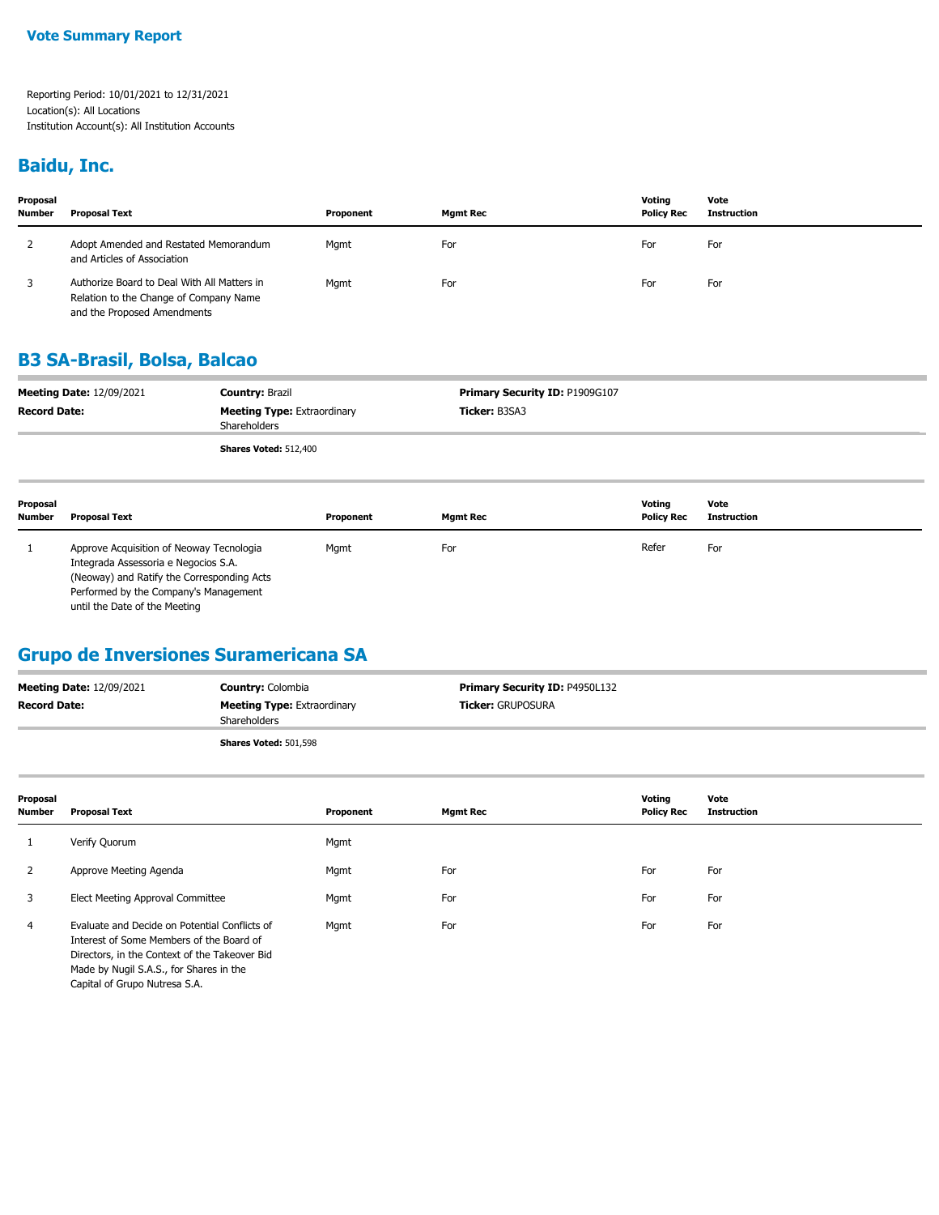**Vote Summary Report**

Reporting Period: 10/01/2021 to 12/31/2021
Location(s): All Locations
Institution Account(s): All Institution Accounts

## Baidu, Inc.

| Proposal Number | Proposal Text | Proponent | Mgmt Rec | Voting Policy Rec | Vote Instruction |
|---|---|---|---|---|---|
| 2 | Adopt Amended and Restated Memorandum and Articles of Association | Mgmt | For | For | For |
| 3 | Authorize Board to Deal With All Matters in Relation to the Change of Company Name and the Proposed Amendments | Mgmt | For | For | For |

## B3 SA-Brasil, Bolsa, Balcao

| | | | |
|---|---|---|---|
| **Meeting Date:** 12/09/2021 | **Country:** Brazil | **Primary Security ID:** P1909G107 | |
| **Record Date:** | **Meeting Type:** Extraordinary Shareholders | **Ticker:** B3SA3 | |
| | **Shares Voted:** 512,400 | | |

| Proposal Number | Proposal Text | Proponent | Mgmt Rec | Voting Policy Rec | Vote Instruction |
|---|---|---|---|---|---|
| 1 | Approve Acquisition of Neoway Tecnologia Integrada Assessoria e Negocios S.A. (Neoway) and Ratify the Corresponding Acts Performed by the Company's Management until the Date of the Meeting | Mgmt | For | Refer | For |

## Grupo de Inversiones Suramericana SA

| | | | |
|---|---|---|---|
| **Meeting Date:** 12/09/2021 | **Country:** Colombia | **Primary Security ID:** P4950L132 | |
| **Record Date:** | **Meeting Type:** Extraordinary Shareholders | **Ticker:** GRUPOSURA | |
| | **Shares Voted:** 501,598 | | |

| Proposal Number | Proposal Text | Proponent | Mgmt Rec | Voting Policy Rec | Vote Instruction |
|---|---|---|---|---|---|
| 1 | Verify Quorum | Mgmt | | | |
| 2 | Approve Meeting Agenda | Mgmt | For | For | For |
| 3 | Elect Meeting Approval Committee | Mgmt | For | For | For |
| 4 | Evaluate and Decide on Potential Conflicts of Interest of Some Members of the Board of Directors, in the Context of the Takeover Bid Made by Nugil S.A.S., for Shares in the Capital of Grupo Nutresa S.A. | Mgmt | For | For | For |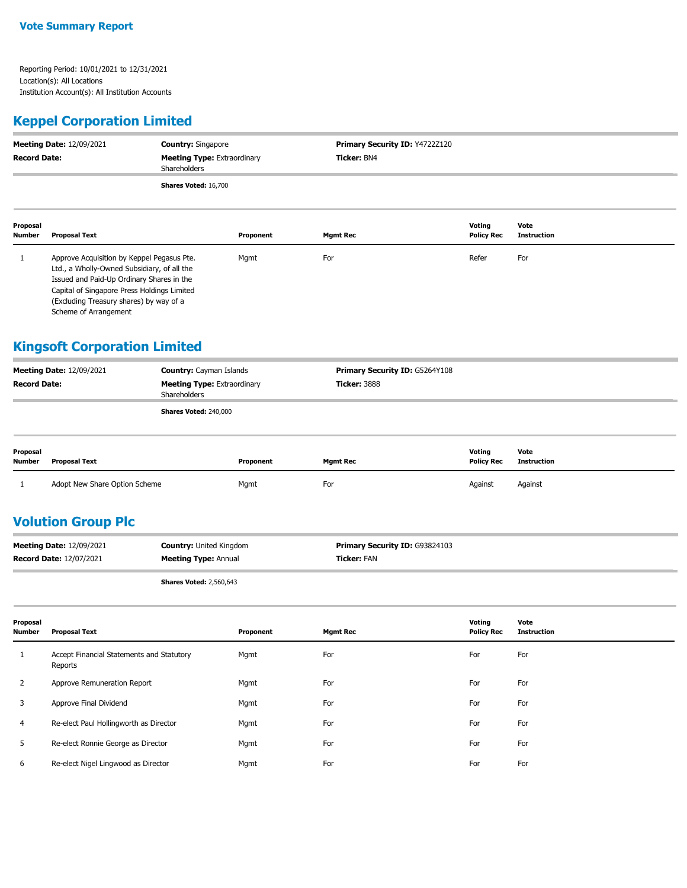**Vote Summary Report**

Reporting Period: 10/01/2021 to 12/31/2021
Location(s): All Locations
Institution Account(s): All Institution Accounts

## Keppel Corporation Limited

**Meeting Date:** 12/09/2021 | **Country:** Singapore | **Primary Security ID:** Y4722Z120
**Record Date:** | **Meeting Type:** Extraordinary Shareholders | **Ticker:** BN4

**Shares Voted:** 16,700

| Proposal Number | Proposal Text | Proponent | Mgmt Rec | Voting Policy Rec | Vote Instruction |
|---|---|---|---|---|---|
| 1 | Approve Acquisition by Keppel Pegasus Pte. Ltd., a Wholly-Owned Subsidiary, of all the Issued and Paid-Up Ordinary Shares in the Capital of Singapore Press Holdings Limited (Excluding Treasury shares) by way of a Scheme of Arrangement | Mgmt | For | Refer | For |

## Kingsoft Corporation Limited

**Meeting Date:** 12/09/2021 | **Country:** Cayman Islands | **Primary Security ID:** G5264Y108
**Record Date:** | **Meeting Type:** Extraordinary Shareholders | **Ticker:** 3888

**Shares Voted:** 240,000

| Proposal Number | Proposal Text | Proponent | Mgmt Rec | Voting Policy Rec | Vote Instruction |
|---|---|---|---|---|---|
| 1 | Adopt New Share Option Scheme | Mgmt | For | Against | Against |

## Volution Group Plc

**Meeting Date:** 12/09/2021 | **Country:** United Kingdom | **Primary Security ID:** G93824103
**Record Date:** 12/07/2021 | **Meeting Type:** Annual | **Ticker:** FAN

**Shares Voted:** 2,560,643

| Proposal Number | Proposal Text | Proponent | Mgmt Rec | Voting Policy Rec | Vote Instruction |
|---|---|---|---|---|---|
| 1 | Accept Financial Statements and Statutory Reports | Mgmt | For | For | For |
| 2 | Approve Remuneration Report | Mgmt | For | For | For |
| 3 | Approve Final Dividend | Mgmt | For | For | For |
| 4 | Re-elect Paul Hollingworth as Director | Mgmt | For | For | For |
| 5 | Re-elect Ronnie George as Director | Mgmt | For | For | For |
| 6 | Re-elect Nigel Lingwood as Director | Mgmt | For | For | For |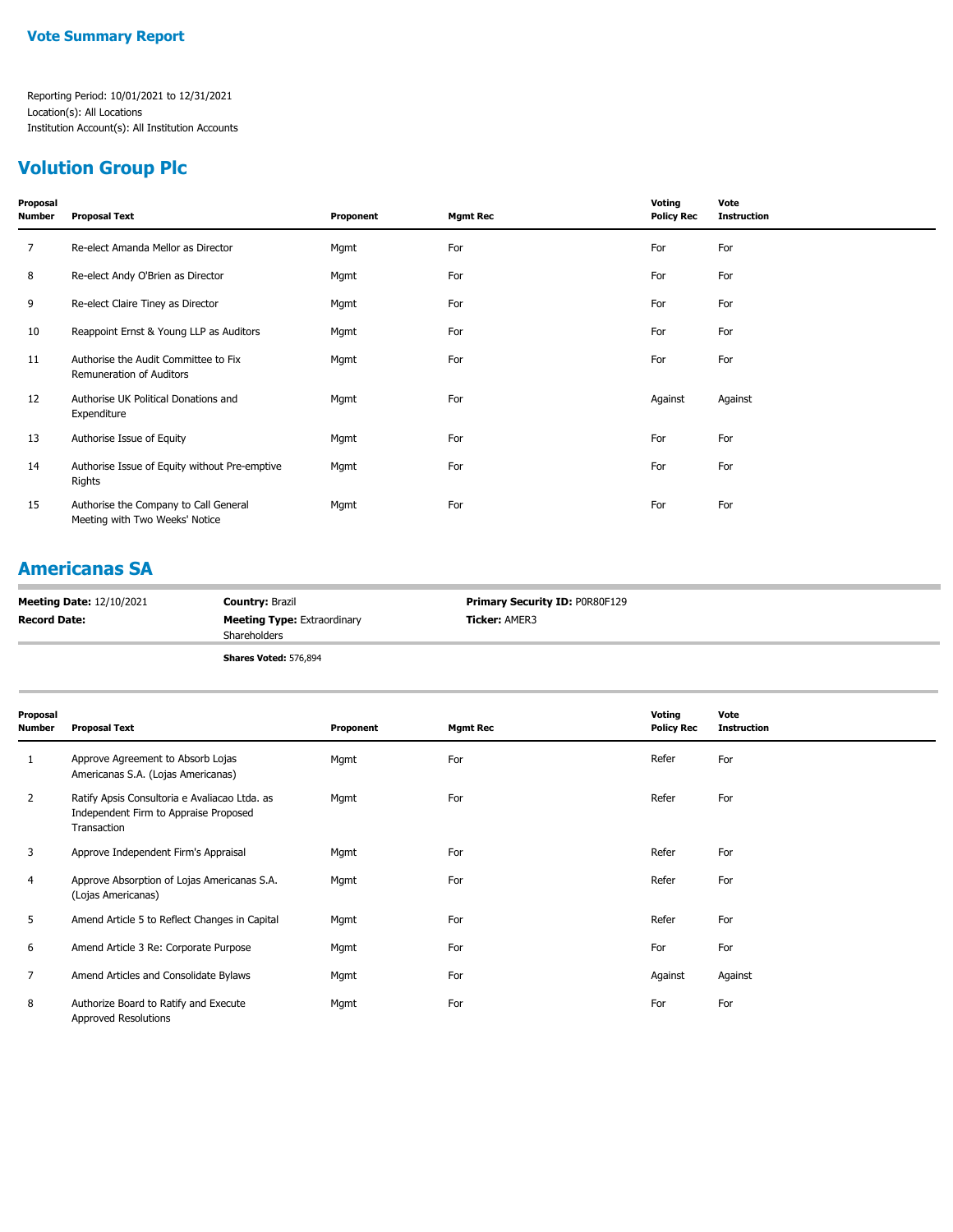**Vote Summary Report**

Reporting Period: 10/01/2021 to 12/31/2021
Location(s): All Locations
Institution Account(s): All Institution Accounts

## Volution Group Plc

| Proposal Number | Proposal Text | Proponent | Mgmt Rec | Voting Policy Rec | Vote Instruction |
|---|---|---|---|---|---|
| 7 | Re-elect Amanda Mellor as Director | Mgmt | For | For | For |
| 8 | Re-elect Andy O'Brien as Director | Mgmt | For | For | For |
| 9 | Re-elect Claire Tiney as Director | Mgmt | For | For | For |
| 10 | Reappoint Ernst & Young LLP as Auditors | Mgmt | For | For | For |
| 11 | Authorise the Audit Committee to Fix Remuneration of Auditors | Mgmt | For | For | For |
| 12 | Authorise UK Political Donations and Expenditure | Mgmt | For | Against | Against |
| 13 | Authorise Issue of Equity | Mgmt | For | For | For |
| 14 | Authorise Issue of Equity without Pre-emptive Rights | Mgmt | For | For | For |
| 15 | Authorise the Company to Call General Meeting with Two Weeks' Notice | Mgmt | For | For | For |

## Americanas SA

**Meeting Date:** 12/10/2021
**Record Date:**
**Country:** Brazil
**Meeting Type:** Extraordinary Shareholders
**Primary Security ID:** P0R80F129
**Ticker:** AMER3

**Shares Voted:** 576,894

| Proposal Number | Proposal Text | Proponent | Mgmt Rec | Voting Policy Rec | Vote Instruction |
|---|---|---|---|---|---|
| 1 | Approve Agreement to Absorb Lojas Americanas S.A. (Lojas Americanas) | Mgmt | For | Refer | For |
| 2 | Ratify Apsis Consultoria e Avaliacao Ltda. as Independent Firm to Appraise Proposed Transaction | Mgmt | For | Refer | For |
| 3 | Approve Independent Firm's Appraisal | Mgmt | For | Refer | For |
| 4 | Approve Absorption of Lojas Americanas S.A. (Lojas Americanas) | Mgmt | For | Refer | For |
| 5 | Amend Article 5 to Reflect Changes in Capital | Mgmt | For | Refer | For |
| 6 | Amend Article 3 Re: Corporate Purpose | Mgmt | For | For | For |
| 7 | Amend Articles and Consolidate Bylaws | Mgmt | For | Against | Against |
| 8 | Authorize Board to Ratify and Execute Approved Resolutions | Mgmt | For | For | For |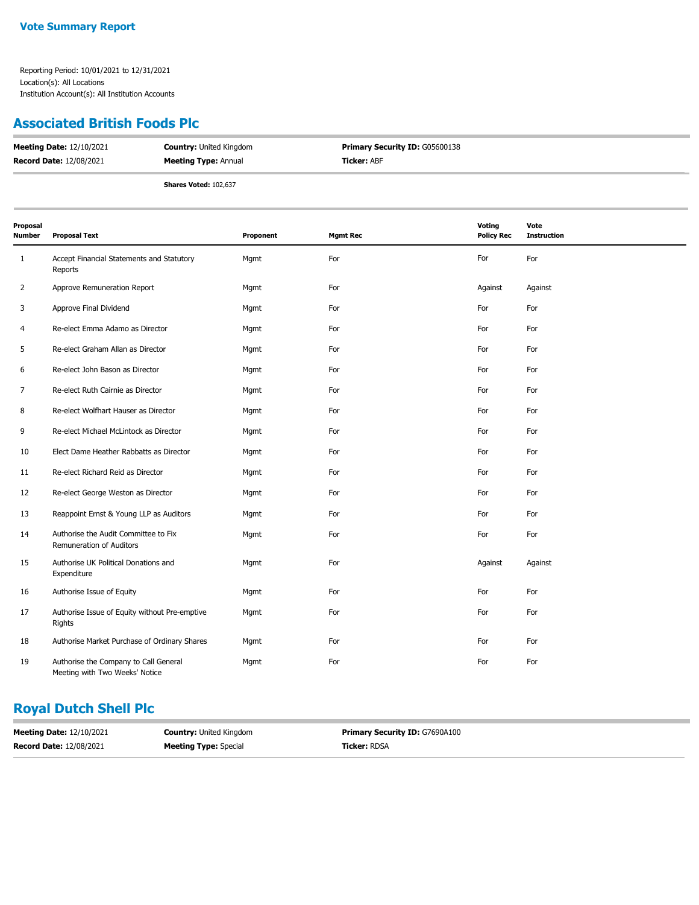# Vote Summary Report

Reporting Period: 10/01/2021 to 12/31/2021
Location(s): All Locations
Institution Account(s): All Institution Accounts

## Associated British Foods Plc

**Meeting Date:** 12/10/2021 | **Country:** United Kingdom | **Primary Security ID:** G05600138
**Record Date:** 12/08/2021 | **Meeting Type:** Annual | **Ticker:** ABF

**Shares Voted:** 102,637

| Proposal Number | Proposal Text | Proponent | Mgmt Rec | Voting Policy Rec | Vote Instruction |
|---|---|---|---|---|---|
| 1 | Accept Financial Statements and Statutory Reports | Mgmt | For | For | For |
| 2 | Approve Remuneration Report | Mgmt | For | Against | Against |
| 3 | Approve Final Dividend | Mgmt | For | For | For |
| 4 | Re-elect Emma Adamo as Director | Mgmt | For | For | For |
| 5 | Re-elect Graham Allan as Director | Mgmt | For | For | For |
| 6 | Re-elect John Bason as Director | Mgmt | For | For | For |
| 7 | Re-elect Ruth Cairnie as Director | Mgmt | For | For | For |
| 8 | Re-elect Wolfhart Hauser as Director | Mgmt | For | For | For |
| 9 | Re-elect Michael McLintock as Director | Mgmt | For | For | For |
| 10 | Elect Dame Heather Rabbatts as Director | Mgmt | For | For | For |
| 11 | Re-elect Richard Reid as Director | Mgmt | For | For | For |
| 12 | Re-elect George Weston as Director | Mgmt | For | For | For |
| 13 | Reappoint Ernst & Young LLP as Auditors | Mgmt | For | For | For |
| 14 | Authorise the Audit Committee to Fix Remuneration of Auditors | Mgmt | For | For | For |
| 15 | Authorise UK Political Donations and Expenditure | Mgmt | For | Against | Against |
| 16 | Authorise Issue of Equity | Mgmt | For | For | For |
| 17 | Authorise Issue of Equity without Pre-emptive Rights | Mgmt | For | For | For |
| 18 | Authorise Market Purchase of Ordinary Shares | Mgmt | For | For | For |
| 19 | Authorise the Company to Call General Meeting with Two Weeks' Notice | Mgmt | For | For | For |

## Royal Dutch Shell Plc

**Meeting Date:** 12/10/2021 | **Country:** United Kingdom | **Primary Security ID:** G7690A100
**Record Date:** 12/08/2021 | **Meeting Type:** Special | **Ticker:** RDSA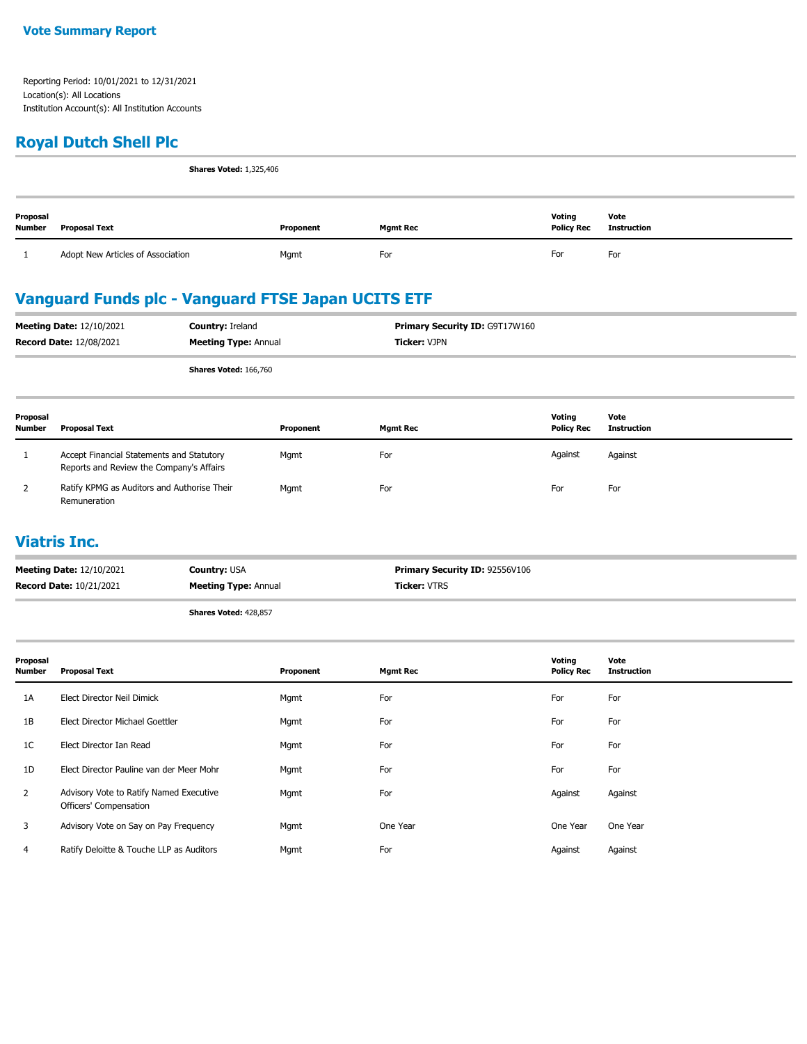**Vote Summary Report**

Reporting Period: 10/01/2021 to 12/31/2021
Location(s): All Locations
Institution Account(s): All Institution Accounts

## Royal Dutch Shell Plc

**Shares Voted:** 1,325,406

| Proposal Number | Proposal Text | Proponent | Mgmt Rec | Voting Policy Rec | Vote Instruction |
|---|---|---|---|---|---|
| 1 | Adopt New Articles of Association | Mgmt | For | For | For |

## Vanguard Funds plc - Vanguard FTSE Japan UCITS ETF

**Meeting Date:** 12/10/2021 **Country:** Ireland **Primary Security ID:** G9T17W160
**Record Date:** 12/08/2021 **Meeting Type:** Annual **Ticker:** VJPN

**Shares Voted:** 166,760

| Proposal Number | Proposal Text | Proponent | Mgmt Rec | Voting Policy Rec | Vote Instruction |
|---|---|---|---|---|---|
| 1 | Accept Financial Statements and Statutory Reports and Review the Company's Affairs | Mgmt | For | Against | Against |
| 2 | Ratify KPMG as Auditors and Authorise Their Remuneration | Mgmt | For | For | For |

## Viatris Inc.

**Meeting Date:** 12/10/2021 **Country:** USA **Primary Security ID:** 92556V106
**Record Date:** 10/21/2021 **Meeting Type:** Annual **Ticker:** VTRS

**Shares Voted:** 428,857

| Proposal Number | Proposal Text | Proponent | Mgmt Rec | Voting Policy Rec | Vote Instruction |
|---|---|---|---|---|---|
| 1A | Elect Director Neil Dimick | Mgmt | For | For | For |
| 1B | Elect Director Michael Goettler | Mgmt | For | For | For |
| 1C | Elect Director Ian Read | Mgmt | For | For | For |
| 1D | Elect Director Pauline van der Meer Mohr | Mgmt | For | For | For |
| 2 | Advisory Vote to Ratify Named Executive Officers' Compensation | Mgmt | For | Against | Against |
| 3 | Advisory Vote on Say on Pay Frequency | Mgmt | One Year | One Year | One Year |
| 4 | Ratify Deloitte & Touche LLP as Auditors | Mgmt | For | Against | Against |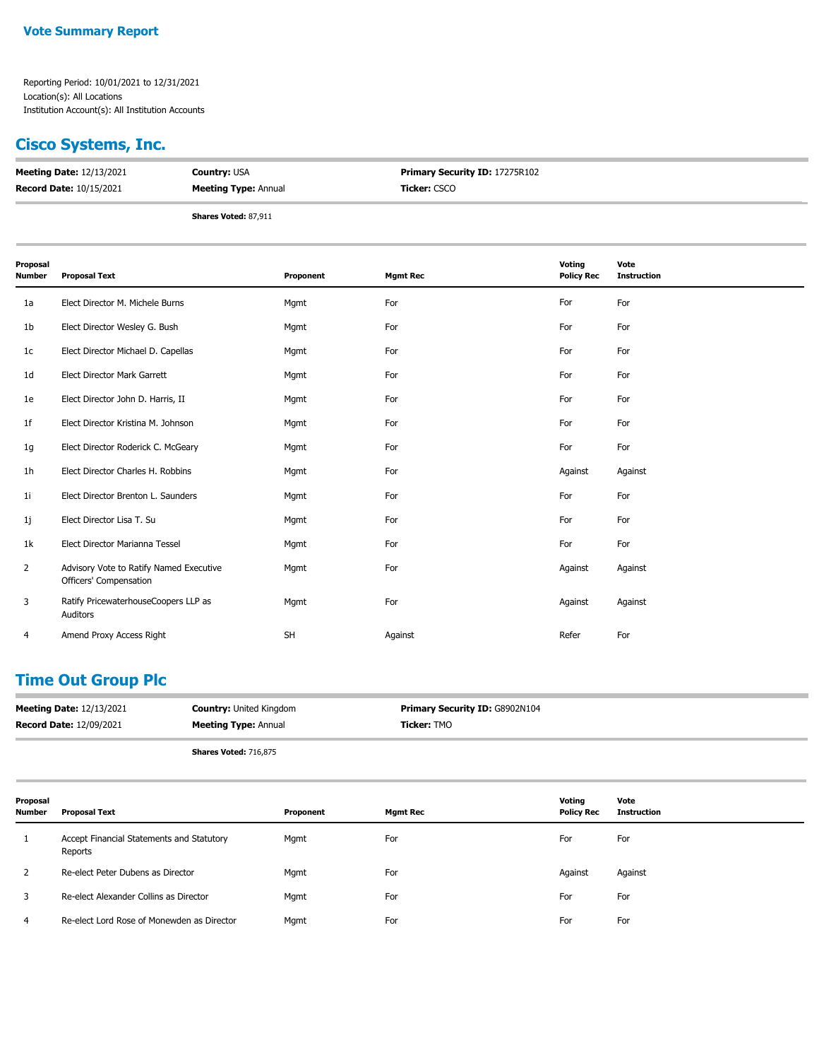**Vote Summary Report**

Reporting Period: 10/01/2021 to 12/31/2021
Location(s): All Locations
Institution Account(s): All Institution Accounts

## Cisco Systems, Inc.

| | | |
|---|---|---|
| **Meeting Date:** 12/13/2021 | **Country:** USA | **Primary Security ID:** 17275R102 |
| **Record Date:** 10/15/2021 | **Meeting Type:** Annual | **Ticker:** CSCO |

**Shares Voted:** 87,911

| Proposal Number | Proposal Text | Proponent | Mgmt Rec | Voting Policy Rec | Vote Instruction |
|---|---|---|---|---|---|
| 1a | Elect Director M. Michele Burns | Mgmt | For | For | For |
| 1b | Elect Director Wesley G. Bush | Mgmt | For | For | For |
| 1c | Elect Director Michael D. Capellas | Mgmt | For | For | For |
| 1d | Elect Director Mark Garrett | Mgmt | For | For | For |
| 1e | Elect Director John D. Harris, II | Mgmt | For | For | For |
| 1f | Elect Director Kristina M. Johnson | Mgmt | For | For | For |
| 1g | Elect Director Roderick C. McGeary | Mgmt | For | For | For |
| 1h | Elect Director Charles H. Robbins | Mgmt | For | Against | Against |
| 1i | Elect Director Brenton L. Saunders | Mgmt | For | For | For |
| 1j | Elect Director Lisa T. Su | Mgmt | For | For | For |
| 1k | Elect Director Marianna Tessel | Mgmt | For | For | For |
| 2 | Advisory Vote to Ratify Named Executive Officers' Compensation | Mgmt | For | Against | Against |
| 3 | Ratify PricewaterhouseCoopers LLP as Auditors | Mgmt | For | Against | Against |
| 4 | Amend Proxy Access Right | SH | Against | Refer | For |

## Time Out Group Plc

| | | |
|---|---|---|
| **Meeting Date:** 12/13/2021 | **Country:** United Kingdom | **Primary Security ID:** G8902N104 |
| **Record Date:** 12/09/2021 | **Meeting Type:** Annual | **Ticker:** TMO |

**Shares Voted:** 716,875

| Proposal Number | Proposal Text | Proponent | Mgmt Rec | Voting Policy Rec | Vote Instruction |
|---|---|---|---|---|---|
| 1 | Accept Financial Statements and Statutory Reports | Mgmt | For | For | For |
| 2 | Re-elect Peter Dubens as Director | Mgmt | For | Against | Against |
| 3 | Re-elect Alexander Collins as Director | Mgmt | For | For | For |
| 4 | Re-elect Lord Rose of Monewden as Director | Mgmt | For | For | For |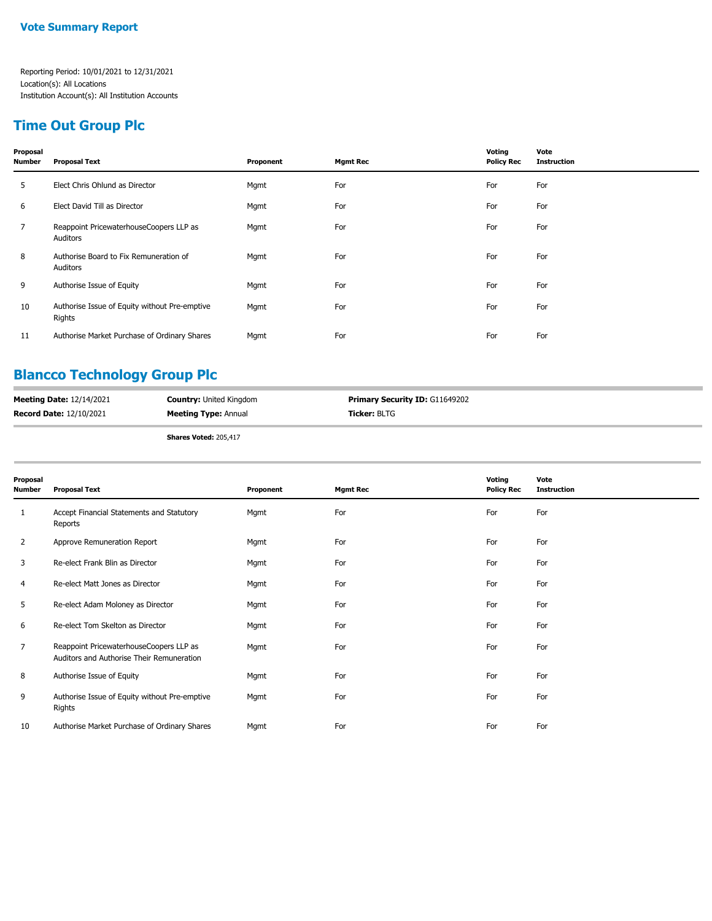**Vote Summary Report**

Reporting Period: 10/01/2021 to 12/31/2021
Location(s): All Locations
Institution Account(s): All Institution Accounts

## Time Out Group Plc

| Proposal Number | Proposal Text | Proponent | Mgmt Rec | Voting Policy Rec | Vote Instruction |
|---|---|---|---|---|---|
| 5 | Elect Chris Ohlund as Director | Mgmt | For | For | For |
| 6 | Elect David Till as Director | Mgmt | For | For | For |
| 7 | Reappoint PricewaterhouseCoopers LLP as Auditors | Mgmt | For | For | For |
| 8 | Authorise Board to Fix Remuneration of Auditors | Mgmt | For | For | For |
| 9 | Authorise Issue of Equity | Mgmt | For | For | For |
| 10 | Authorise Issue of Equity without Pre-emptive Rights | Mgmt | For | For | For |
| 11 | Authorise Market Purchase of Ordinary Shares | Mgmt | For | For | For |

## Blancco Technology Group Plc

**Meeting Date:** 12/14/2021 **Country:** United Kingdom **Primary Security ID:** G11649202
**Record Date:** 12/10/2021 **Meeting Type:** Annual **Ticker:** BLTG

**Shares Voted:** 205,417

| Proposal Number | Proposal Text | Proponent | Mgmt Rec | Voting Policy Rec | Vote Instruction |
|---|---|---|---|---|---|
| 1 | Accept Financial Statements and Statutory Reports | Mgmt | For | For | For |
| 2 | Approve Remuneration Report | Mgmt | For | For | For |
| 3 | Re-elect Frank Blin as Director | Mgmt | For | For | For |
| 4 | Re-elect Matt Jones as Director | Mgmt | For | For | For |
| 5 | Re-elect Adam Moloney as Director | Mgmt | For | For | For |
| 6 | Re-elect Tom Skelton as Director | Mgmt | For | For | For |
| 7 | Reappoint PricewaterhouseCoopers LLP as Auditors and Authorise Their Remuneration | Mgmt | For | For | For |
| 8 | Authorise Issue of Equity | Mgmt | For | For | For |
| 9 | Authorise Issue of Equity without Pre-emptive Rights | Mgmt | For | For | For |
| 10 | Authorise Market Purchase of Ordinary Shares | Mgmt | For | For | For |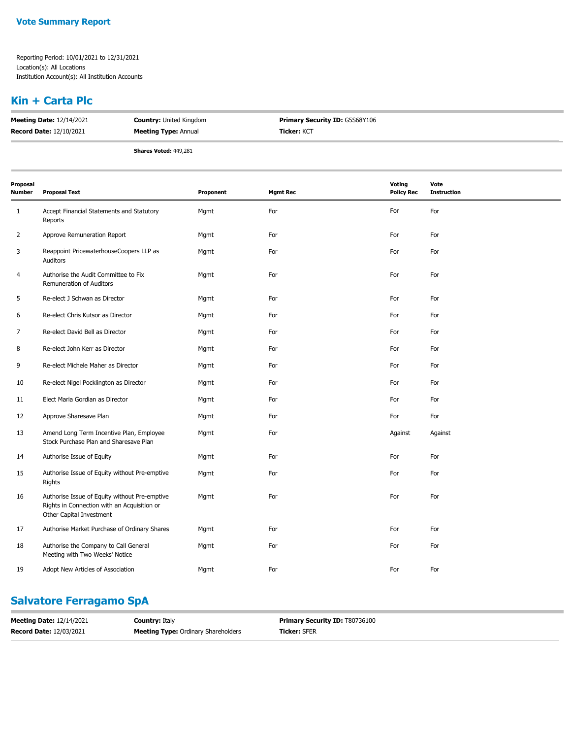## Vote Summary Report

Reporting Period: 10/01/2021 to 12/31/2021
Location(s): All Locations
Institution Account(s): All Institution Accounts

## Kin + Carta Plc

**Meeting Date:** 12/14/2021 **Country:** United Kingdom **Primary Security ID:** G5S68Y106
**Record Date:** 12/10/2021 **Meeting Type:** Annual **Ticker:** KCT

**Shares Voted:** 449,281

| Proposal Number | Proposal Text | Proponent | Mgmt Rec | Voting Policy Rec | Vote Instruction |
|---|---|---|---|---|---|
| 1 | Accept Financial Statements and Statutory Reports | Mgmt | For | For | For |
| 2 | Approve Remuneration Report | Mgmt | For | For | For |
| 3 | Reappoint PricewaterhouseCoopers LLP as Auditors | Mgmt | For | For | For |
| 4 | Authorise the Audit Committee to Fix Remuneration of Auditors | Mgmt | For | For | For |
| 5 | Re-elect J Schwan as Director | Mgmt | For | For | For |
| 6 | Re-elect Chris Kutsor as Director | Mgmt | For | For | For |
| 7 | Re-elect David Bell as Director | Mgmt | For | For | For |
| 8 | Re-elect John Kerr as Director | Mgmt | For | For | For |
| 9 | Re-elect Michele Maher as Director | Mgmt | For | For | For |
| 10 | Re-elect Nigel Pocklington as Director | Mgmt | For | For | For |
| 11 | Elect Maria Gordian as Director | Mgmt | For | For | For |
| 12 | Approve Sharesave Plan | Mgmt | For | For | For |
| 13 | Amend Long Term Incentive Plan, Employee Stock Purchase Plan and Sharesave Plan | Mgmt | For | Against | Against |
| 14 | Authorise Issue of Equity | Mgmt | For | For | For |
| 15 | Authorise Issue of Equity without Pre-emptive Rights | Mgmt | For | For | For |
| 16 | Authorise Issue of Equity without Pre-emptive Rights in Connection with an Acquisition or Other Capital Investment | Mgmt | For | For | For |
| 17 | Authorise Market Purchase of Ordinary Shares | Mgmt | For | For | For |
| 18 | Authorise the Company to Call General Meeting with Two Weeks' Notice | Mgmt | For | For | For |
| 19 | Adopt New Articles of Association | Mgmt | For | For | For |

## Salvatore Ferragamo SpA

**Meeting Date:** 12/14/2021 **Country:** Italy **Primary Security ID:** T80736100
**Record Date:** 12/03/2021 **Meeting Type:** Ordinary Shareholders **Ticker:** SFER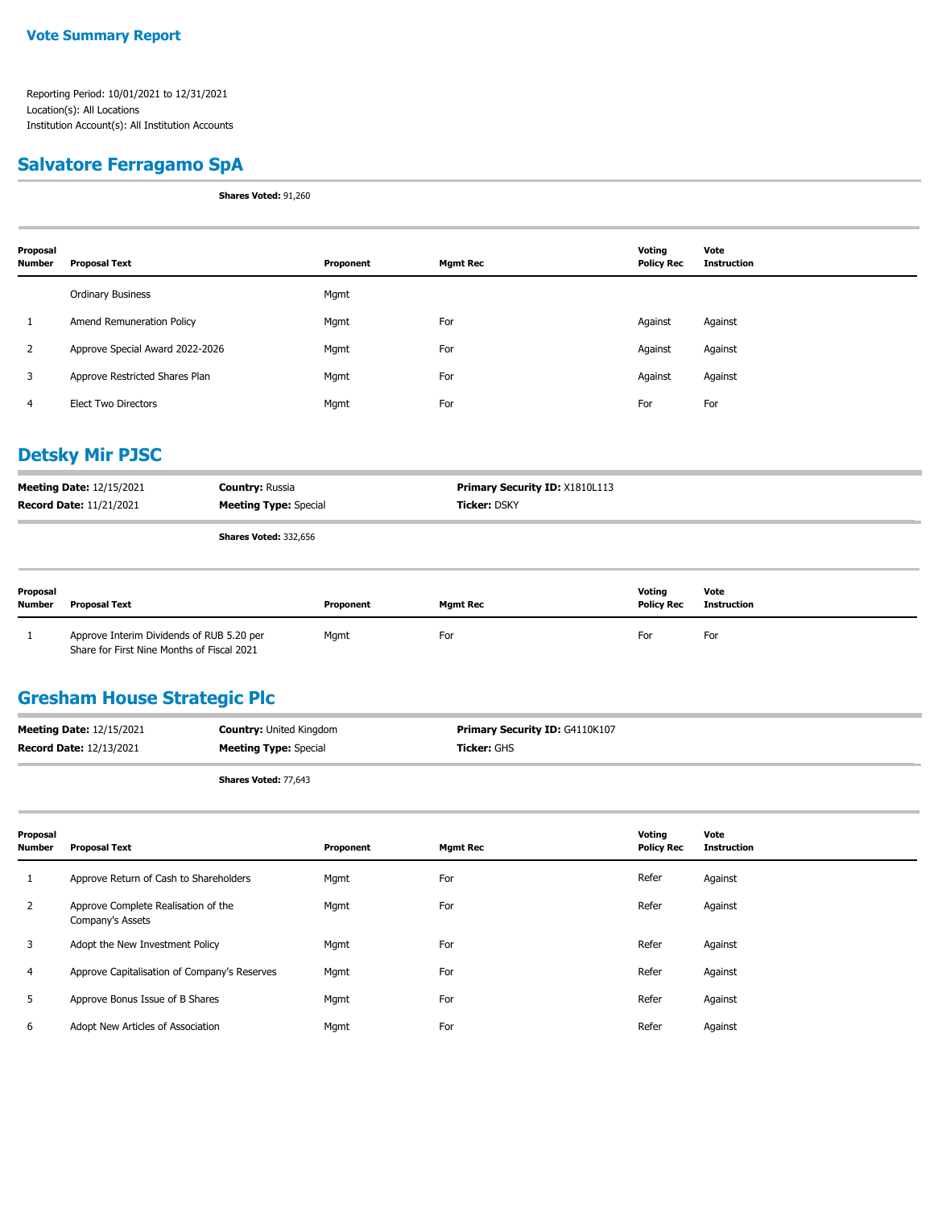# Vote Summary Report

Reporting Period: 10/01/2021 to 12/31/2021
Location(s): All Locations
Institution Account(s): All Institution Accounts

## Salvatore Ferragamo SpA

**Shares Voted:** 91,260

| Proposal Number | Proposal Text | Proponent | Mgmt Rec | Voting Policy Rec | Vote Instruction |
|---|---|---|---|---|---|
| | Ordinary Business | Mgmt | | | |
| 1 | Amend Remuneration Policy | Mgmt | For | Against | Against |
| 2 | Approve Special Award 2022-2026 | Mgmt | For | Against | Against |
| 3 | Approve Restricted Shares Plan | Mgmt | For | Against | Against |
| 4 | Elect Two Directors | Mgmt | For | For | For |

## Detsky Mir PJSC

**Meeting Date:** 12/15/2021 **Country:** Russia **Primary Security ID:** X1810L113
**Record Date:** 11/21/2021 **Meeting Type:** Special **Ticker:** DSKY

**Shares Voted:** 332,656

| Proposal Number | Proposal Text | Proponent | Mgmt Rec | Voting Policy Rec | Vote Instruction |
|---|---|---|---|---|---|
| 1 | Approve Interim Dividends of RUB 5.20 per Share for First Nine Months of Fiscal 2021 | Mgmt | For | For | For |

## Gresham House Strategic Plc

**Meeting Date:** 12/15/2021 **Country:** United Kingdom **Primary Security ID:** G4110K107
**Record Date:** 12/13/2021 **Meeting Type:** Special **Ticker:** GHS

**Shares Voted:** 77,643

| Proposal Number | Proposal Text | Proponent | Mgmt Rec | Voting Policy Rec | Vote Instruction |
|---|---|---|---|---|---|
| 1 | Approve Return of Cash to Shareholders | Mgmt | For | Refer | Against |
| 2 | Approve Complete Realisation of the Company's Assets | Mgmt | For | Refer | Against |
| 3 | Adopt the New Investment Policy | Mgmt | For | Refer | Against |
| 4 | Approve Capitalisation of Company's Reserves | Mgmt | For | Refer | Against |
| 5 | Approve Bonus Issue of B Shares | Mgmt | For | Refer | Against |
| 6 | Adopt New Articles of Association | Mgmt | For | Refer | Against |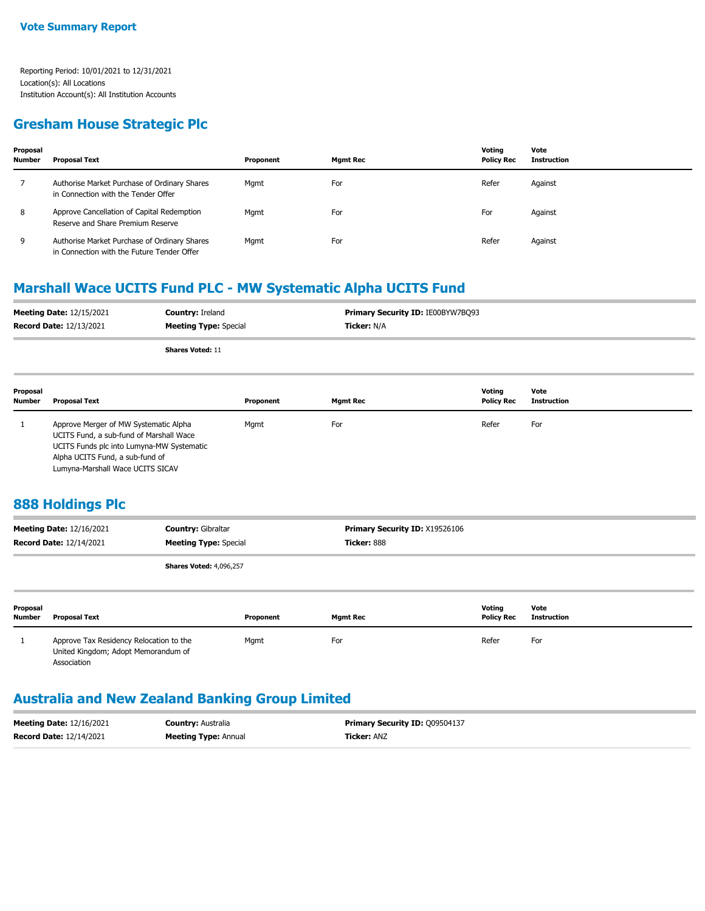**Vote Summary Report**

Reporting Period: 10/01/2021 to 12/31/2021
Location(s): All Locations
Institution Account(s): All Institution Accounts

## Gresham House Strategic Plc

| Proposal Number | Proposal Text | Proponent | Mgmt Rec | Voting Policy Rec | Vote Instruction |
|---|---|---|---|---|---|
| 7 | Authorise Market Purchase of Ordinary Shares in Connection with the Tender Offer | Mgmt | For | Refer | Against |
| 8 | Approve Cancellation of Capital Redemption Reserve and Share Premium Reserve | Mgmt | For | For | Against |
| 9 | Authorise Market Purchase of Ordinary Shares in Connection with the Future Tender Offer | Mgmt | For | Refer | Against |

## Marshall Wace UCITS Fund PLC - MW Systematic Alpha UCITS Fund

**Meeting Date:** 12/15/2021 **Country:** Ireland **Primary Security ID:** IE00BYW7BQ93
**Record Date:** 12/13/2021 **Meeting Type:** Special **Ticker:** N/A

**Shares Voted:** 11

| Proposal Number | Proposal Text | Proponent | Mgmt Rec | Voting Policy Rec | Vote Instruction |
|---|---|---|---|---|---|
| 1 | Approve Merger of MW Systematic Alpha UCITS Fund, a sub-fund of Marshall Wace UCITS Funds plc into Lumyna-MW Systematic Alpha UCITS Fund, a sub-fund of Lumyna-Marshall Wace UCITS SICAV | Mgmt | For | Refer | For |

## 888 Holdings Plc

**Meeting Date:** 12/16/2021 **Country:** Gibraltar **Primary Security ID:** X19526106
**Record Date:** 12/14/2021 **Meeting Type:** Special **Ticker:** 888

**Shares Voted:** 4,096,257

| Proposal Number | Proposal Text | Proponent | Mgmt Rec | Voting Policy Rec | Vote Instruction |
|---|---|---|---|---|---|
| 1 | Approve Tax Residency Relocation to the United Kingdom; Adopt Memorandum of Association | Mgmt | For | Refer | For |

## Australia and New Zealand Banking Group Limited

**Meeting Date:** 12/16/2021 **Country:** Australia **Primary Security ID:** Q09504137
**Record Date:** 12/14/2021 **Meeting Type:** Annual **Ticker:** ANZ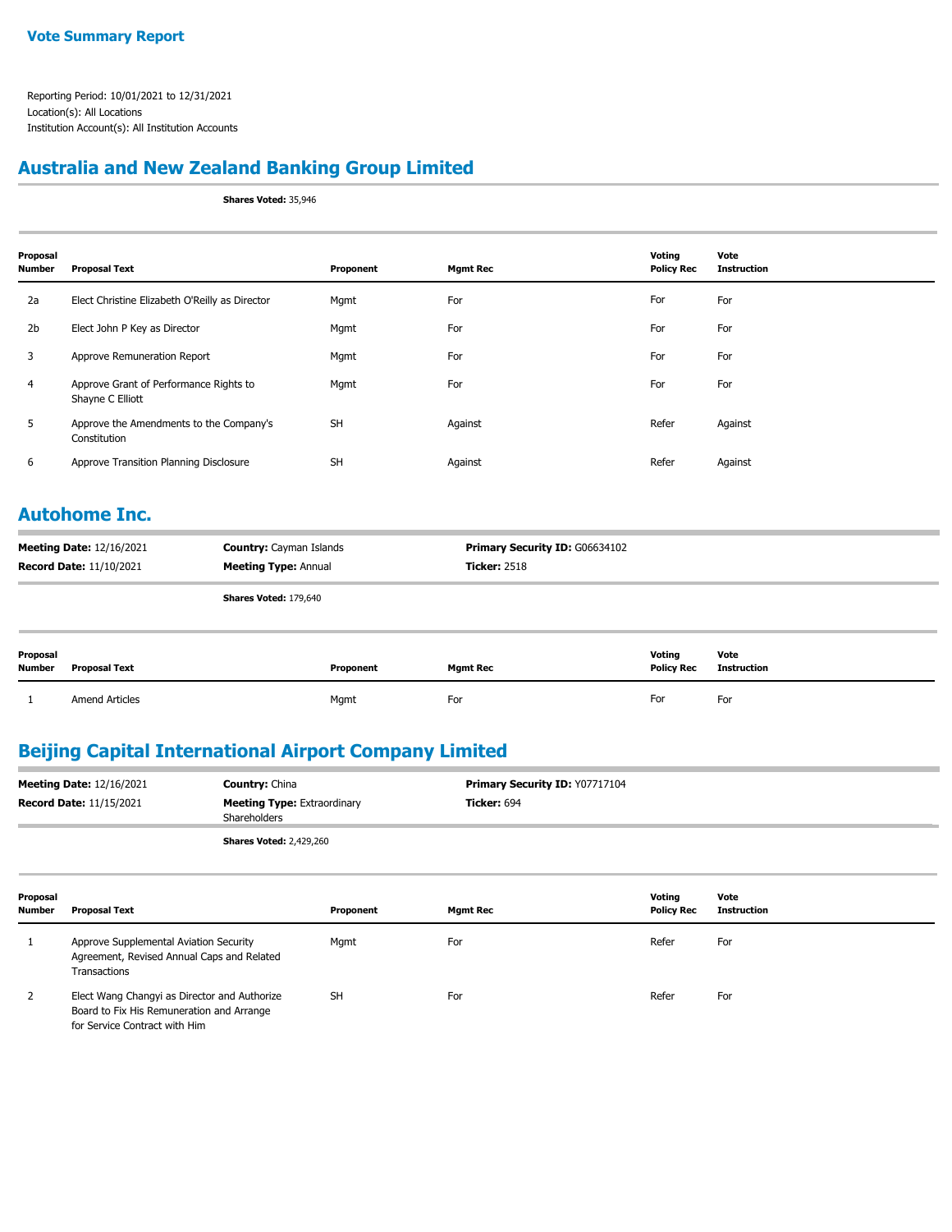**Vote Summary Report**

Reporting Period: 10/01/2021 to 12/31/2021
Location(s): All Locations
Institution Account(s): All Institution Accounts

## Australia and New Zealand Banking Group Limited

**Shares Voted:** 35,946

| Proposal Number | Proposal Text | Proponent | Mgmt Rec | Voting Policy Rec | Vote Instruction |
|---|---|---|---|---|---|
| 2a | Elect Christine Elizabeth O'Reilly as Director | Mgmt | For | For | For |
| 2b | Elect John P Key as Director | Mgmt | For | For | For |
| 3 | Approve Remuneration Report | Mgmt | For | For | For |
| 4 | Approve Grant of Performance Rights to Shayne C Elliott | Mgmt | For | For | For |
| 5 | Approve the Amendments to the Company's Constitution | SH | Against | Refer | Against |
| 6 | Approve Transition Planning Disclosure | SH | Against | Refer | Against |

## Autohome Inc.

**Meeting Date:** 12/16/2021 | **Country:** Cayman Islands | **Primary Security ID:** G06634102
**Record Date:** 11/10/2021 | **Meeting Type:** Annual | **Ticker:** 2518

**Shares Voted:** 179,640

| Proposal Number | Proposal Text | Proponent | Mgmt Rec | Voting Policy Rec | Vote Instruction |
|---|---|---|---|---|---|
| 1 | Amend Articles | Mgmt | For | For | For |

## Beijing Capital International Airport Company Limited

**Meeting Date:** 12/16/2021 | **Country:** China | **Primary Security ID:** Y07717104
**Record Date:** 11/15/2021 | **Meeting Type:** Extraordinary Shareholders | **Ticker:** 694

**Shares Voted:** 2,429,260

| Proposal Number | Proposal Text | Proponent | Mgmt Rec | Voting Policy Rec | Vote Instruction |
|---|---|---|---|---|---|
| 1 | Approve Supplemental Aviation Security Agreement, Revised Annual Caps and Related Transactions | Mgmt | For | Refer | For |
| 2 | Elect Wang Changyi as Director and Authorize Board to Fix His Remuneration and Arrange for Service Contract with Him | SH | For | Refer | For |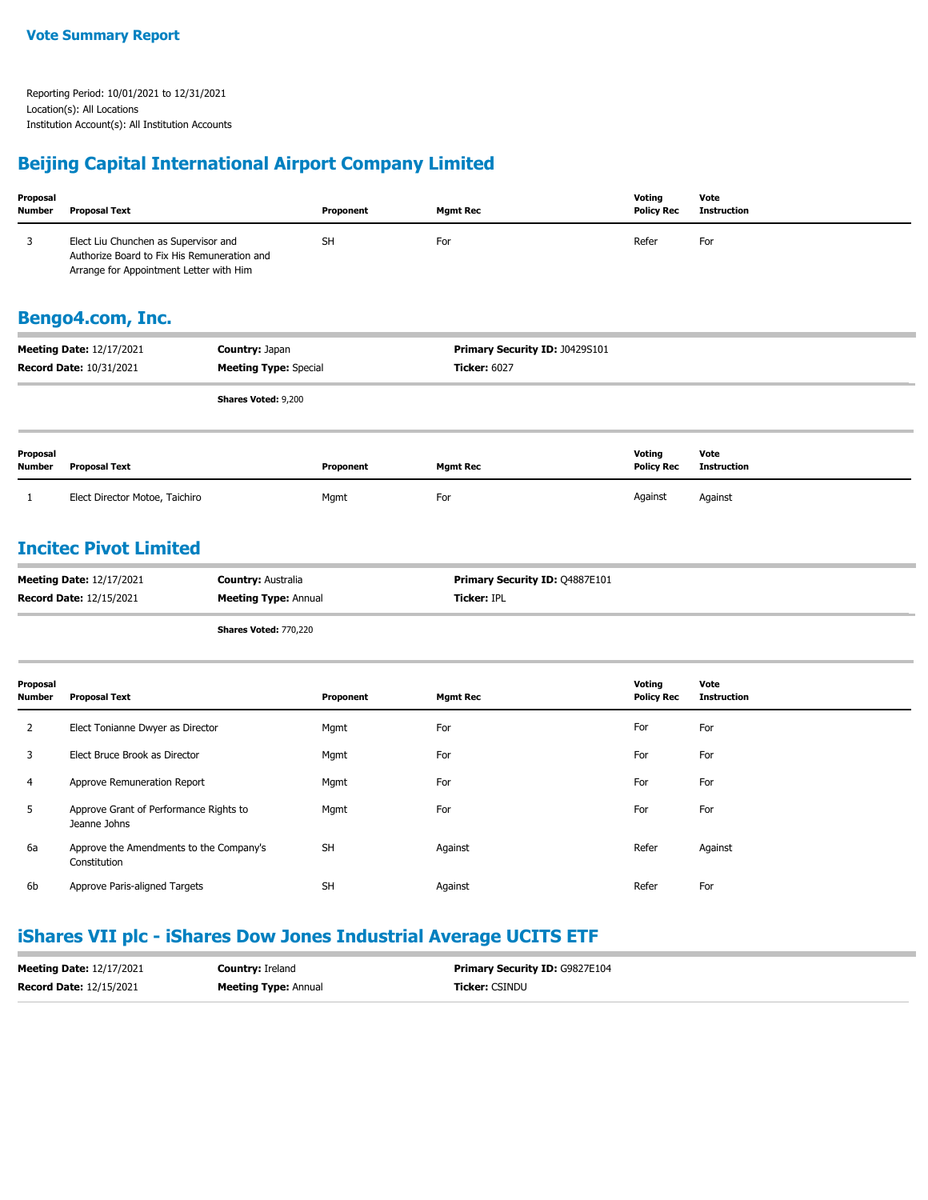**Vote Summary Report**

Reporting Period: 10/01/2021 to 12/31/2021
Location(s): All Locations
Institution Account(s): All Institution Accounts

## Beijing Capital International Airport Company Limited

| Proposal Number | Proposal Text | Proponent | Mgmt Rec | Voting Policy Rec | Vote Instruction |
|---|---|---|---|---|---|
| 3 | Elect Liu Chunchen as Supervisor and Authorize Board to Fix His Remuneration and Arrange for Appointment Letter with Him | SH | For | Refer | For |

## Bengo4.com, Inc.

**Meeting Date:** 12/17/2021 **Country:** Japan **Primary Security ID:** J0429S101
**Record Date:** 10/31/2021 **Meeting Type:** Special **Ticker:** 6027

**Shares Voted:** 9,200

| Proposal Number | Proposal Text | Proponent | Mgmt Rec | Voting Policy Rec | Vote Instruction |
|---|---|---|---|---|---|
| 1 | Elect Director Motoe, Taichiro | Mgmt | For | Against | Against |

## Incitec Pivot Limited

**Meeting Date:** 12/17/2021 **Country:** Australia **Primary Security ID:** Q4887E101
**Record Date:** 12/15/2021 **Meeting Type:** Annual **Ticker:** IPL

**Shares Voted:** 770,220

| Proposal Number | Proposal Text | Proponent | Mgmt Rec | Voting Policy Rec | Vote Instruction |
|---|---|---|---|---|---|
| 2 | Elect Tonianne Dwyer as Director | Mgmt | For | For | For |
| 3 | Elect Bruce Brook as Director | Mgmt | For | For | For |
| 4 | Approve Remuneration Report | Mgmt | For | For | For |
| 5 | Approve Grant of Performance Rights to Jeanne Johns | Mgmt | For | For | For |
| 6a | Approve the Amendments to the Company's Constitution | SH | Against | Refer | Against |
| 6b | Approve Paris-aligned Targets | SH | Against | Refer | For |

## iShares VII plc - iShares Dow Jones Industrial Average UCITS ETF

**Meeting Date:** 12/17/2021 **Country:** Ireland **Primary Security ID:** G9827E104
**Record Date:** 12/15/2021 **Meeting Type:** Annual **Ticker:** CSINDU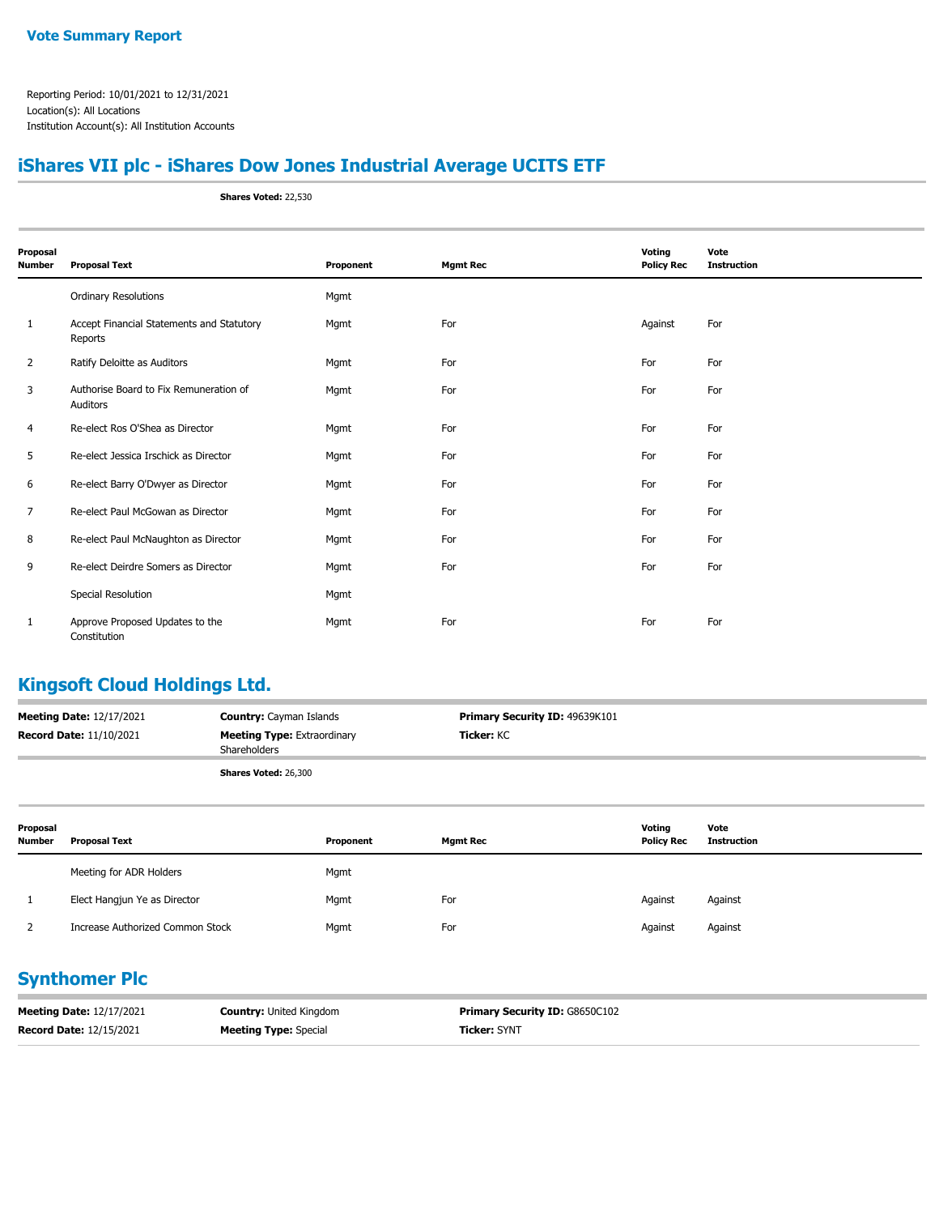**Vote Summary Report**

Reporting Period: 10/01/2021 to 12/31/2021
Location(s): All Locations
Institution Account(s): All Institution Accounts

## iShares VII plc - iShares Dow Jones Industrial Average UCITS ETF

**Shares Voted:** 22,530

| Proposal Number | Proposal Text | Proponent | Mgmt Rec | Voting Policy Rec | Vote Instruction |
|---|---|---|---|---|---|
| | Ordinary Resolutions | Mgmt | | | |
| 1 | Accept Financial Statements and Statutory Reports | Mgmt | For | Against | For |
| 2 | Ratify Deloitte as Auditors | Mgmt | For | For | For |
| 3 | Authorise Board to Fix Remuneration of Auditors | Mgmt | For | For | For |
| 4 | Re-elect Ros O'Shea as Director | Mgmt | For | For | For |
| 5 | Re-elect Jessica Irschick as Director | Mgmt | For | For | For |
| 6 | Re-elect Barry O'Dwyer as Director | Mgmt | For | For | For |
| 7 | Re-elect Paul McGowan as Director | Mgmt | For | For | For |
| 8 | Re-elect Paul McNaughton as Director | Mgmt | For | For | For |
| 9 | Re-elect Deirdre Somers as Director | Mgmt | For | For | For |
| | Special Resolution | Mgmt | | | |
| 1 | Approve Proposed Updates to the Constitution | Mgmt | For | For | For |

## Kingsoft Cloud Holdings Ltd.

**Meeting Date:** 12/17/2021 | **Country:** Cayman Islands | **Primary Security ID:** 49639K101
**Record Date:** 11/10/2021 | **Meeting Type:** Extraordinary Shareholders | **Ticker:** KC

**Shares Voted:** 26,300

| Proposal Number | Proposal Text | Proponent | Mgmt Rec | Voting Policy Rec | Vote Instruction |
|---|---|---|---|---|---|
| | Meeting for ADR Holders | Mgmt | | | |
| 1 | Elect Hangjun Ye as Director | Mgmt | For | Against | Against |
| 2 | Increase Authorized Common Stock | Mgmt | For | Against | Against |

## Synthomer Plc

**Meeting Date:** 12/17/2021 | **Country:** United Kingdom | **Primary Security ID:** G8650C102
**Record Date:** 12/15/2021 | **Meeting Type:** Special | **Ticker:** SYNT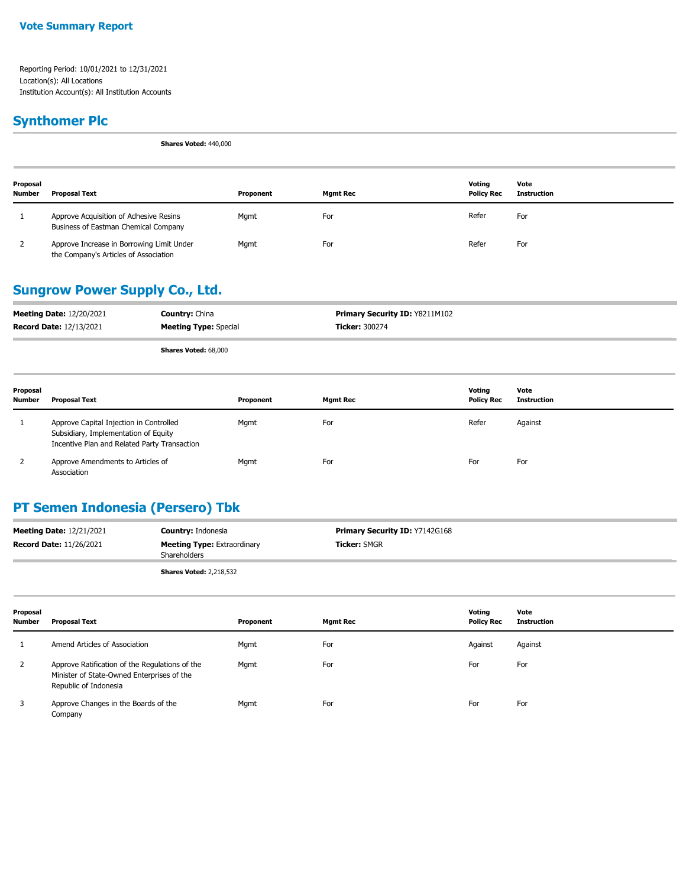## Vote Summary Report

Reporting Period: 10/01/2021 to 12/31/2021
Location(s): All Locations
Institution Account(s): All Institution Accounts

## Synthomer Plc

**Shares Voted:** 440,000

| Proposal Number | Proposal Text | Proponent | Mgmt Rec | Voting Policy Rec | Vote Instruction |
|---|---|---|---|---|---|
| 1 | Approve Acquisition of Adhesive Resins Business of Eastman Chemical Company | Mgmt | For | Refer | For |
| 2 | Approve Increase in Borrowing Limit Under the Company's Articles of Association | Mgmt | For | Refer | For |

## Sungrow Power Supply Co., Ltd.

**Meeting Date:** 12/20/2021 | **Country:** China | **Primary Security ID:** Y8211M102
**Record Date:** 12/13/2021 | **Meeting Type:** Special | **Ticker:** 300274

**Shares Voted:** 68,000

| Proposal Number | Proposal Text | Proponent | Mgmt Rec | Voting Policy Rec | Vote Instruction |
|---|---|---|---|---|---|
| 1 | Approve Capital Injection in Controlled Subsidiary, Implementation of Equity Incentive Plan and Related Party Transaction | Mgmt | For | Refer | Against |
| 2 | Approve Amendments to Articles of Association | Mgmt | For | For | For |

## PT Semen Indonesia (Persero) Tbk

**Meeting Date:** 12/21/2021 | **Country:** Indonesia | **Primary Security ID:** Y7142G168
**Record Date:** 11/26/2021 | **Meeting Type:** Extraordinary Shareholders | **Ticker:** SMGR

**Shares Voted:** 2,218,532

| Proposal Number | Proposal Text | Proponent | Mgmt Rec | Voting Policy Rec | Vote Instruction |
|---|---|---|---|---|---|
| 1 | Amend Articles of Association | Mgmt | For | Against | Against |
| 2 | Approve Ratification of the Regulations of the Minister of State-Owned Enterprises of the Republic of Indonesia | Mgmt | For | For | For |
| 3 | Approve Changes in the Boards of the Company | Mgmt | For | For | For |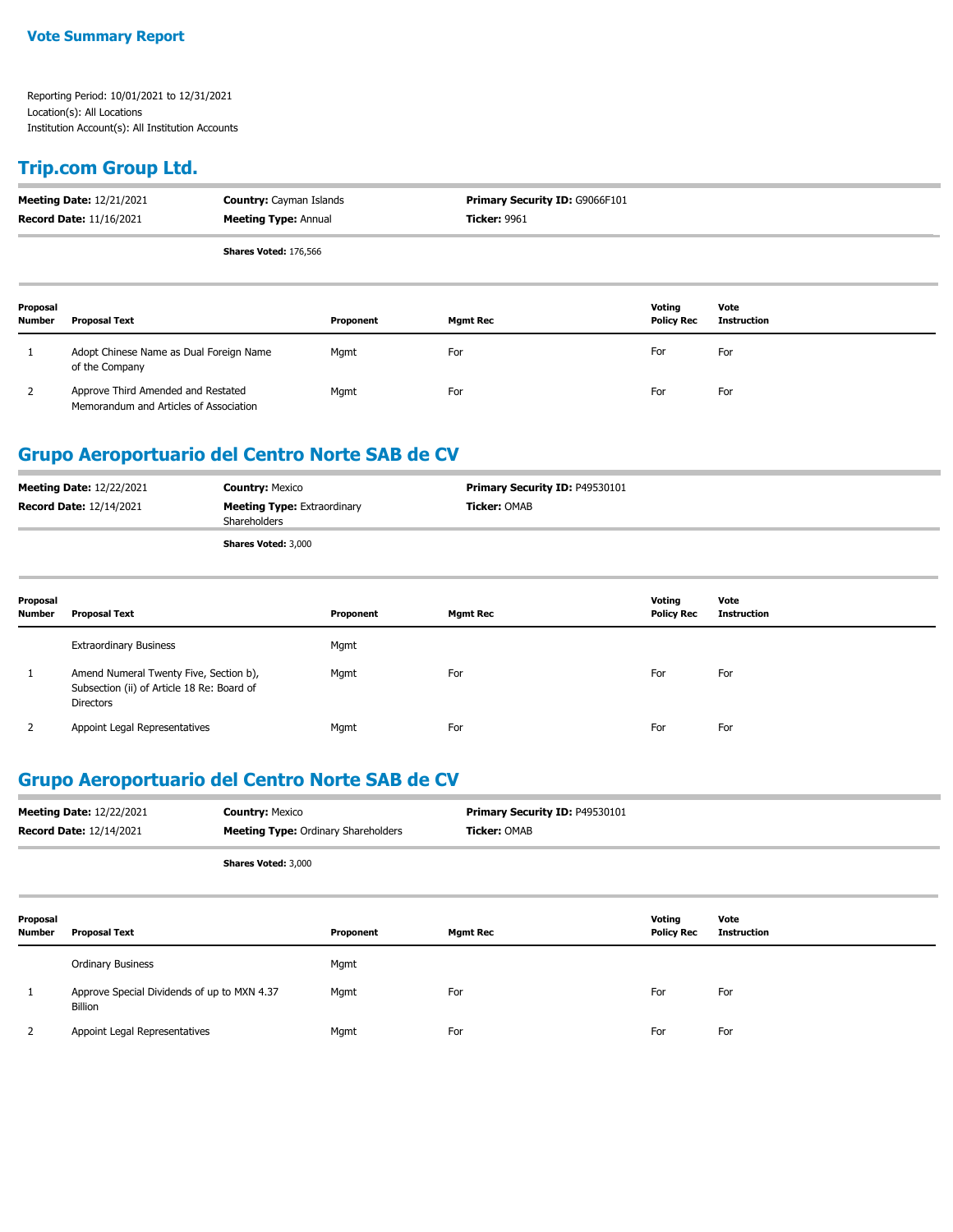**Vote Summary Report**

Reporting Period: 10/01/2021 to 12/31/2021
Location(s): All Locations
Institution Account(s): All Institution Accounts

## Trip.com Group Ltd.

**Meeting Date:** 12/21/2021 **Country:** Cayman Islands **Primary Security ID:** G9066F101
**Record Date:** 11/16/2021 **Meeting Type:** Annual **Ticker:** 9961

**Shares Voted:** 176,566

| Proposal Number | Proposal Text | Proponent | Mgmt Rec | Voting Policy Rec | Vote Instruction |
|---|---|---|---|---|---|
| 1 | Adopt Chinese Name as Dual Foreign Name of the Company | Mgmt | For | For | For |
| 2 | Approve Third Amended and Restated Memorandum and Articles of Association | Mgmt | For | For | For |

## Grupo Aeroportuario del Centro Norte SAB de CV

**Meeting Date:** 12/22/2021 **Country:** Mexico **Primary Security ID:** P49530101
**Record Date:** 12/14/2021 **Meeting Type:** Extraordinary Shareholders **Ticker:** OMAB

**Shares Voted:** 3,000

| Proposal Number | Proposal Text | Proponent | Mgmt Rec | Voting Policy Rec | Vote Instruction |
|---|---|---|---|---|---|
| | Extraordinary Business | Mgmt | | | |
| 1 | Amend Numeral Twenty Five, Section b), Subsection (ii) of Article 18 Re: Board of Directors | Mgmt | For | For | For |
| 2 | Appoint Legal Representatives | Mgmt | For | For | For |

## Grupo Aeroportuario del Centro Norte SAB de CV

**Meeting Date:** 12/22/2021 **Country:** Mexico **Primary Security ID:** P49530101
**Record Date:** 12/14/2021 **Meeting Type:** Ordinary Shareholders **Ticker:** OMAB

**Shares Voted:** 3,000

| Proposal Number | Proposal Text | Proponent | Mgmt Rec | Voting Policy Rec | Vote Instruction |
|---|---|---|---|---|---|
| | Ordinary Business | Mgmt | | | |
| 1 | Approve Special Dividends of up to MXN 4.37 Billion | Mgmt | For | For | For |
| 2 | Appoint Legal Representatives | Mgmt | For | For | For |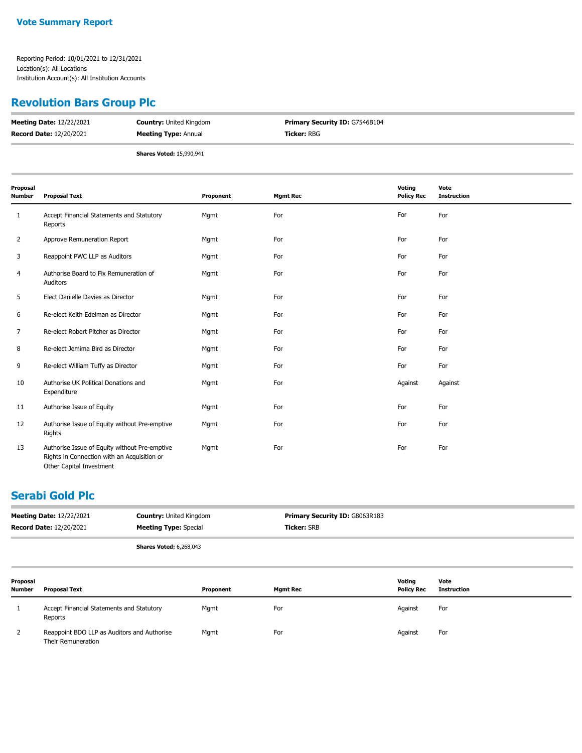**Vote Summary Report**

Reporting Period: 10/01/2021 to 12/31/2021
Location(s): All Locations
Institution Account(s): All Institution Accounts

## Revolution Bars Group Plc

**Meeting Date:** 12/22/2021 **Country:** United Kingdom **Primary Security ID:** G7546B104
**Record Date:** 12/20/2021 **Meeting Type:** Annual **Ticker:** RBG

**Shares Voted:** 15,990,941

| Proposal Number | Proposal Text | Proponent | Mgmt Rec | Voting Policy Rec | Vote Instruction |
|---|---|---|---|---|---|
| 1 | Accept Financial Statements and Statutory Reports | Mgmt | For | For | For |
| 2 | Approve Remuneration Report | Mgmt | For | For | For |
| 3 | Reappoint PWC LLP as Auditors | Mgmt | For | For | For |
| 4 | Authorise Board to Fix Remuneration of Auditors | Mgmt | For | For | For |
| 5 | Elect Danielle Davies as Director | Mgmt | For | For | For |
| 6 | Re-elect Keith Edelman as Director | Mgmt | For | For | For |
| 7 | Re-elect Robert Pitcher as Director | Mgmt | For | For | For |
| 8 | Re-elect Jemima Bird as Director | Mgmt | For | For | For |
| 9 | Re-elect William Tuffy as Director | Mgmt | For | For | For |
| 10 | Authorise UK Political Donations and Expenditure | Mgmt | For | Against | Against |
| 11 | Authorise Issue of Equity | Mgmt | For | For | For |
| 12 | Authorise Issue of Equity without Pre-emptive Rights | Mgmt | For | For | For |
| 13 | Authorise Issue of Equity without Pre-emptive Rights in Connection with an Acquisition or Other Capital Investment | Mgmt | For | For | For |

## Serabi Gold Plc

**Meeting Date:** 12/22/2021 **Country:** United Kingdom **Primary Security ID:** G8063R183
**Record Date:** 12/20/2021 **Meeting Type:** Special **Ticker:** SRB

**Shares Voted:** 6,268,043

| Proposal Number | Proposal Text | Proponent | Mgmt Rec | Voting Policy Rec | Vote Instruction |
|---|---|---|---|---|---|
| 1 | Accept Financial Statements and Statutory Reports | Mgmt | For | Against | For |
| 2 | Reappoint BDO LLP as Auditors and Authorise Their Remuneration | Mgmt | For | Against | For |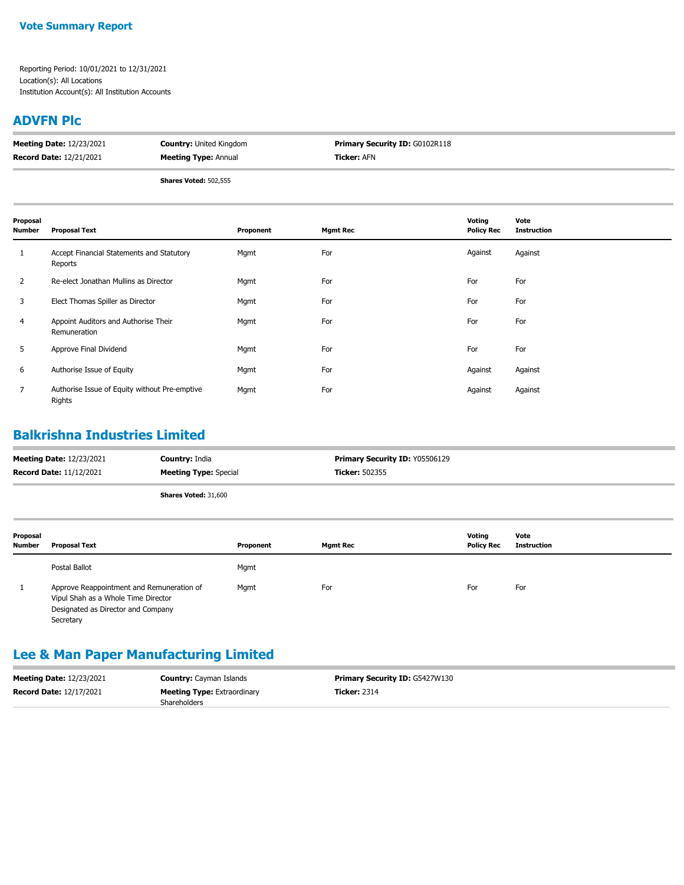## Vote Summary Report

Reporting Period: 10/01/2021 to 12/31/2021
Location(s): All Locations
Institution Account(s): All Institution Accounts

## ADVFN Plc

| | | |
|---|---|---|
| **Meeting Date:** 12/23/2021 | **Country:** United Kingdom | **Primary Security ID:** G0102R118 |
| **Record Date:** 12/21/2021 | **Meeting Type:** Annual | **Ticker:** AFN |
| | **Shares Voted:** 502,555 | |

| Proposal Number | Proposal Text | Proponent | Mgmt Rec | Voting Policy Rec | Vote Instruction |
|---|---|---|---|---|---|
| 1 | Accept Financial Statements and Statutory Reports | Mgmt | For | Against | Against |
| 2 | Re-elect Jonathan Mullins as Director | Mgmt | For | For | For |
| 3 | Elect Thomas Spiller as Director | Mgmt | For | For | For |
| 4 | Appoint Auditors and Authorise Their Remuneration | Mgmt | For | For | For |
| 5 | Approve Final Dividend | Mgmt | For | For | For |
| 6 | Authorise Issue of Equity | Mgmt | For | Against | Against |
| 7 | Authorise Issue of Equity without Pre-emptive Rights | Mgmt | For | Against | Against |

## Balkrishna Industries Limited

| | | |
|---|---|---|
| **Meeting Date:** 12/23/2021 | **Country:** India | **Primary Security ID:** Y05506129 |
| **Record Date:** 11/12/2021 | **Meeting Type:** Special | **Ticker:** 502355 |
| | **Shares Voted:** 31,600 | |

| Proposal Number | Proposal Text | Proponent | Mgmt Rec | Voting Policy Rec | Vote Instruction |
|---|---|---|---|---|---|
| | Postal Ballot | Mgmt | | | |
| 1 | Approve Reappointment and Remuneration of Vipul Shah as a Whole Time Director Designated as Director and Company Secretary | Mgmt | For | For | For |

## Lee & Man Paper Manufacturing Limited

| | | |
|---|---|---|
| **Meeting Date:** 12/23/2021 | **Country:** Cayman Islands | **Primary Security ID:** G5427W130 |
| **Record Date:** 12/17/2021 | **Meeting Type:** Extraordinary Shareholders | **Ticker:** 2314 |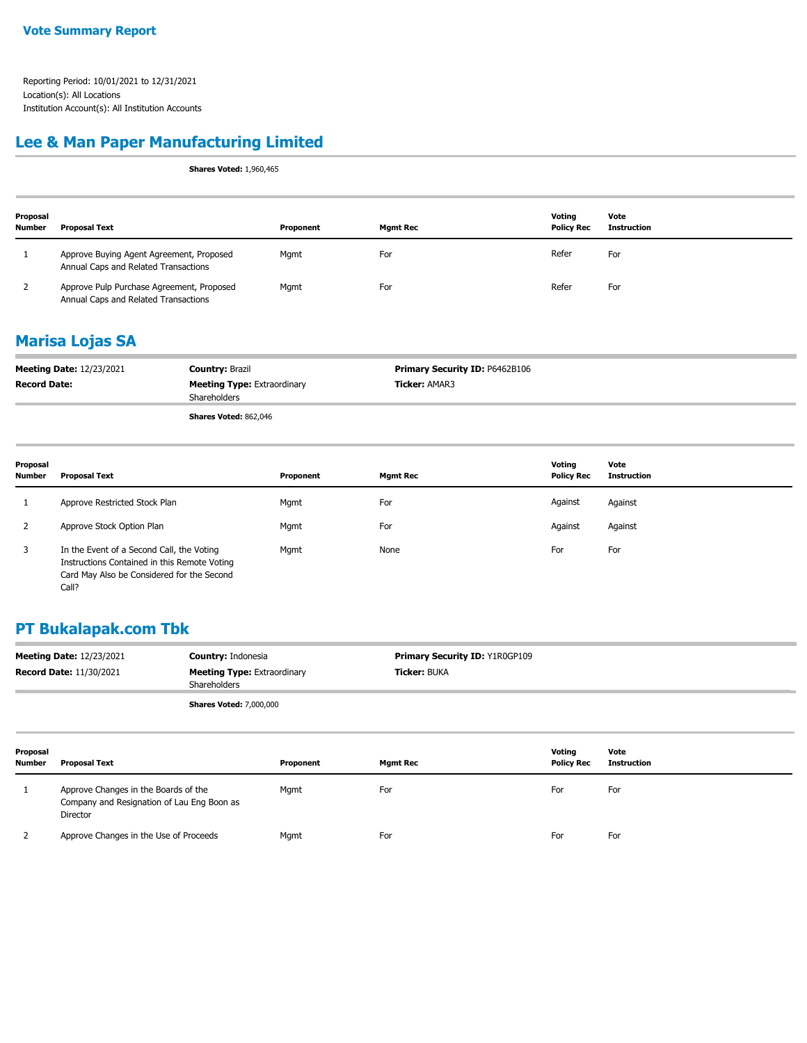**Vote Summary Report**

Reporting Period: 10/01/2021 to 12/31/2021
Location(s): All Locations
Institution Account(s): All Institution Accounts

## Lee & Man Paper Manufacturing Limited

**Shares Voted:** 1,960,465

| Proposal Number | Proposal Text | Proponent | Mgmt Rec | Voting Policy Rec | Vote Instruction |
|---|---|---|---|---|---|
| 1 | Approve Buying Agent Agreement, Proposed Annual Caps and Related Transactions | Mgmt | For | Refer | For |
| 2 | Approve Pulp Purchase Agreement, Proposed Annual Caps and Related Transactions | Mgmt | For | Refer | For |

## Marisa Lojas SA

| | | |
|---|---|---|
| **Meeting Date:** 12/23/2021 | **Country:** Brazil | **Primary Security ID:** P6462B106 |
| **Record Date:** | **Meeting Type:** Extraordinary Shareholders | **Ticker:** AMAR3 |

**Shares Voted:** 862,046

| Proposal Number | Proposal Text | Proponent | Mgmt Rec | Voting Policy Rec | Vote Instruction |
|---|---|---|---|---|---|
| 1 | Approve Restricted Stock Plan | Mgmt | For | Against | Against |
| 2 | Approve Stock Option Plan | Mgmt | For | Against | Against |
| 3 | In the Event of a Second Call, the Voting Instructions Contained in this Remote Voting Card May Also be Considered for the Second Call? | Mgmt | None | For | For |

## PT Bukalapak.com Tbk

| | | |
|---|---|---|
| **Meeting Date:** 12/23/2021 | **Country:** Indonesia | **Primary Security ID:** Y1R0GP109 |
| **Record Date:** 11/30/2021 | **Meeting Type:** Extraordinary Shareholders | **Ticker:** BUKA |

**Shares Voted:** 7,000,000

| Proposal Number | Proposal Text | Proponent | Mgmt Rec | Voting Policy Rec | Vote Instruction |
|---|---|---|---|---|---|
| 1 | Approve Changes in the Boards of the Company and Resignation of Lau Eng Boon as Director | Mgmt | For | For | For |
| 2 | Approve Changes in the Use of Proceeds | Mgmt | For | For | For |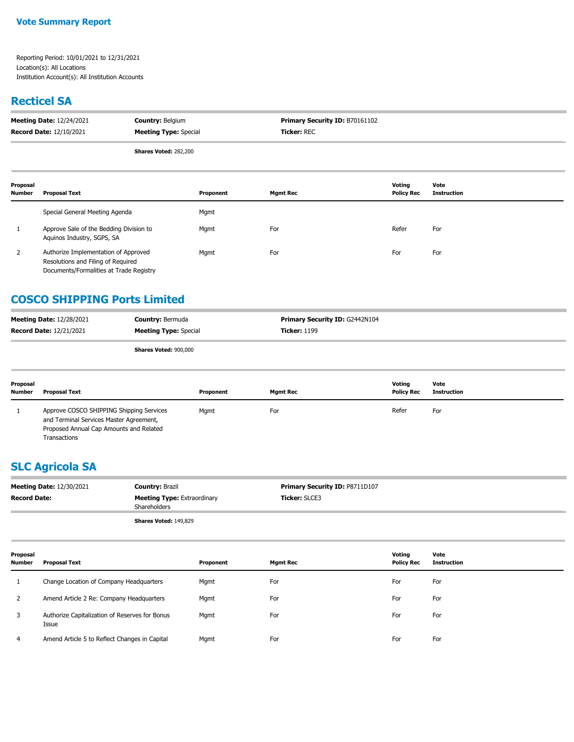**Vote Summary Report**

Reporting Period: 10/01/2021 to 12/31/2021
Location(s): All Locations
Institution Account(s): All Institution Accounts

## Recticel SA

**Meeting Date:** 12/24/2021 **Country:** Belgium **Primary Security ID:** B70161102
**Record Date:** 12/10/2021 **Meeting Type:** Special **Ticker:** REC

**Shares Voted:** 282,200

| Proposal Number | Proposal Text | Proponent | Mgmt Rec | Voting Policy Rec | Vote Instruction |
|---|---|---|---|---|---|
| | Special General Meeting Agenda | Mgmt | | | |
| 1 | Approve Sale of the Bedding Division to Aquinos Industry, SGPS, SA | Mgmt | For | Refer | For |
| 2 | Authorize Implementation of Approved Resolutions and Filing of Required Documents/Formalities at Trade Registry | Mgmt | For | For | For |

## COSCO SHIPPING Ports Limited

**Meeting Date:** 12/28/2021 **Country:** Bermuda **Primary Security ID:** G2442N104
**Record Date:** 12/21/2021 **Meeting Type:** Special **Ticker:** 1199

**Shares Voted:** 900,000

| Proposal Number | Proposal Text | Proponent | Mgmt Rec | Voting Policy Rec | Vote Instruction |
|---|---|---|---|---|---|
| 1 | Approve COSCO SHIPPING Shipping Services and Terminal Services Master Agreement, Proposed Annual Cap Amounts and Related Transactions | Mgmt | For | Refer | For |

## SLC Agricola SA

**Meeting Date:** 12/30/2021 **Country:** Brazil **Primary Security ID:** P8711D107
**Record Date:** **Meeting Type:** Extraordinary Shareholders **Ticker:** SLCE3

**Shares Voted:** 149,829

| Proposal Number | Proposal Text | Proponent | Mgmt Rec | Voting Policy Rec | Vote Instruction |
|---|---|---|---|---|---|
| 1 | Change Location of Company Headquarters | Mgmt | For | For | For |
| 2 | Amend Article 2 Re: Company Headquarters | Mgmt | For | For | For |
| 3 | Authorize Capitalization of Reserves for Bonus Issue | Mgmt | For | For | For |
| 4 | Amend Article 5 to Reflect Changes in Capital | Mgmt | For | For | For |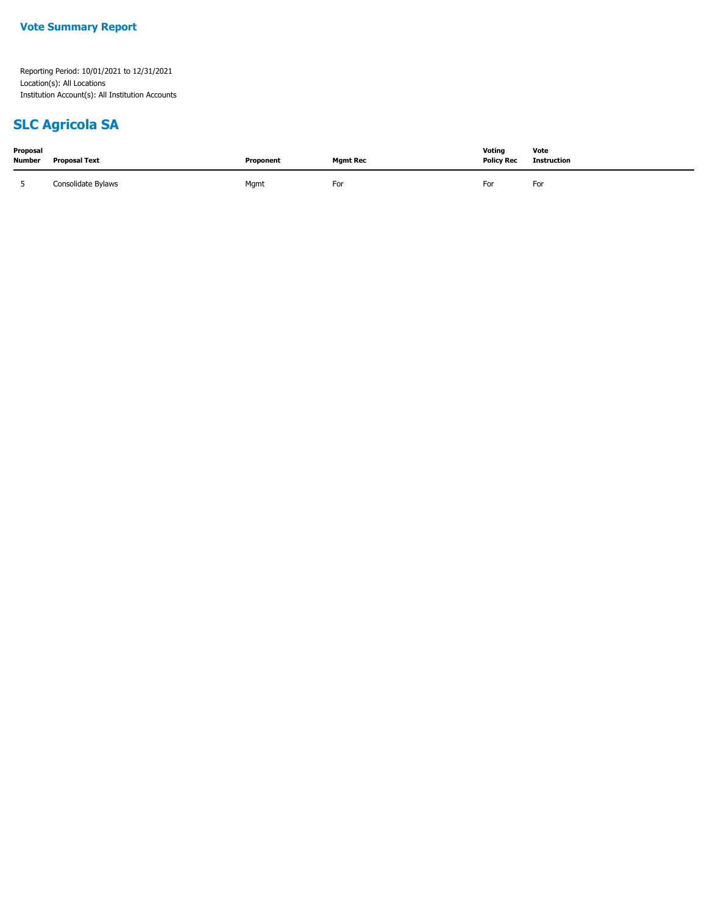## Vote Summary Report

Reporting Period: 10/01/2021 to 12/31/2021
Location(s): All Locations
Institution Account(s): All Institution Accounts

## SLC Agricola SA

| Proposal Number | Proposal Text | Proponent | Mgmt Rec | Voting Policy Rec | Vote Instruction |
|---|---|---|---|---|---|
| 5 | Consolidate Bylaws | Mgmt | For | For | For |